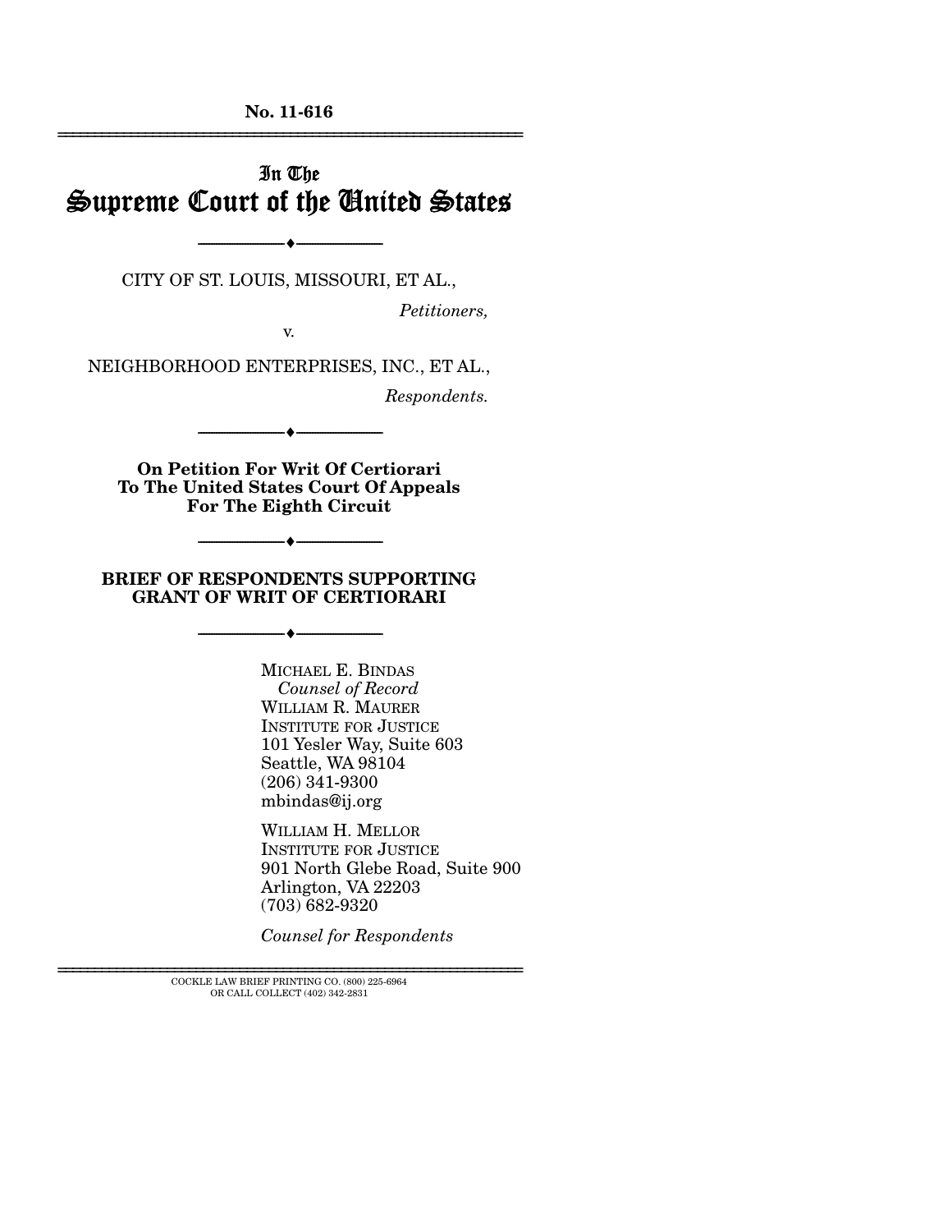No. 11-616

# In The Supreme Court of the United States

CITY OF ST. LOUIS, MISSOURI, ET AL.,

*Petitioners,*

v.

NEIGHBORHOOD ENTERPRISES, INC., ET AL.,

*Respondents.*

**On Petition For Writ Of Certiorari To The United States Court Of Appeals For The Eighth Circuit**

**BRIEF OF RESPONDENTS SUPPORTING GRANT OF WRIT OF CERTIORARI**

MICHAEL E. BINDAS
*Counsel of Record*
WILLIAM R. MAURER
INSTITUTE FOR JUSTICE
101 Yesler Way, Suite 603
Seattle, WA 98104
(206) 341-9300
mbindas@ij.org

WILLIAM H. MELLOR
INSTITUTE FOR JUSTICE
901 North Glebe Road, Suite 900
Arlington, VA 22203
(703) 682-9320

*Counsel for Respondents*

COCKLE LAW BRIEF PRINTING CO. (800) 225-6964
OR CALL COLLECT (402) 342-2831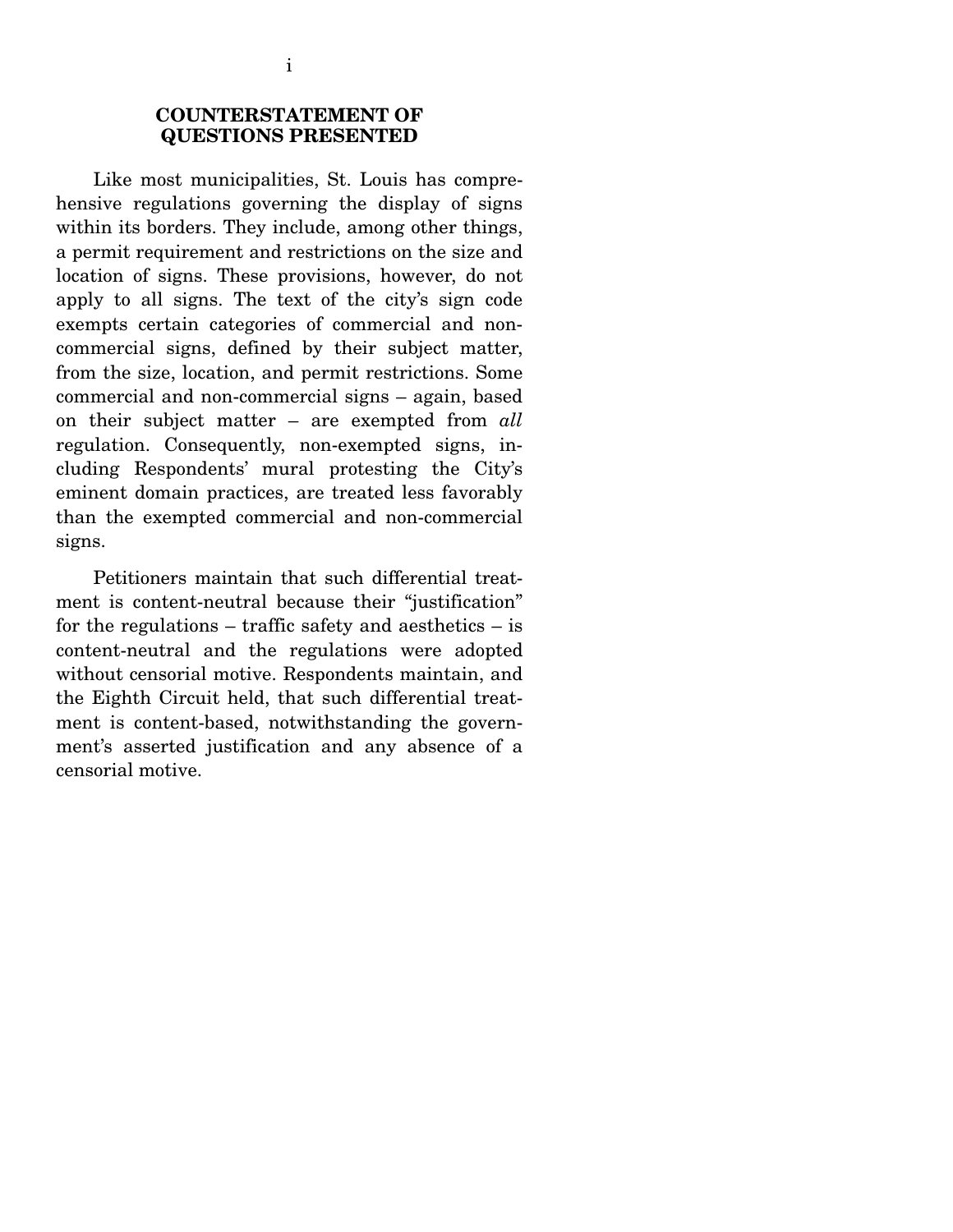# COUNTERSTATEMENT OF QUESTIONS PRESENTED

Like most municipalities, St. Louis has comprehensive regulations governing the display of signs within its borders. They include, among other things, a permit requirement and restrictions on the size and location of signs. These provisions, however, do not apply to all signs. The text of the city's sign code exempts certain categories of commercial and non-commercial signs, defined by their subject matter, from the size, location, and permit restrictions. Some commercial and non-commercial signs – again, based on their subject matter – are exempted from *all* regulation. Consequently, non-exempted signs, including Respondents' mural protesting the City's eminent domain practices, are treated less favorably than the exempted commercial and non-commercial signs.

Petitioners maintain that such differential treatment is content-neutral because their "justification" for the regulations – traffic safety and aesthetics – is content-neutral and the regulations were adopted without censorial motive. Respondents maintain, and the Eighth Circuit held, that such differential treatment is content-based, notwithstanding the government's asserted justification and any absence of a censorial motive.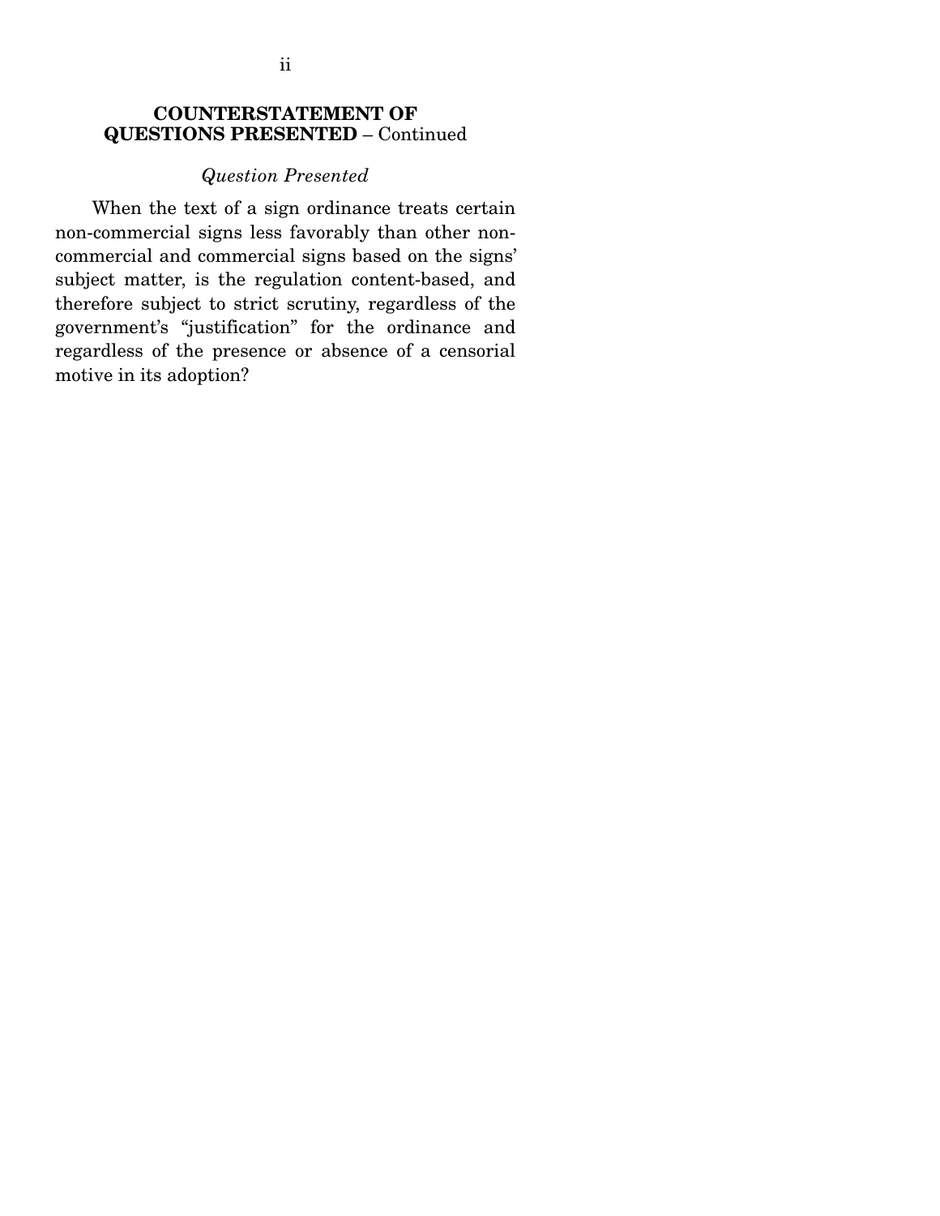## COUNTERSTATEMENT OF QUESTIONS PRESENTED – Continued

*Question Presented*

When the text of a sign ordinance treats certain non-commercial signs less favorably than other non-commercial and commercial signs based on the signs' subject matter, is the regulation content-based, and therefore subject to strict scrutiny, regardless of the government's "justification" for the ordinance and regardless of the presence or absence of a censorial motive in its adoption?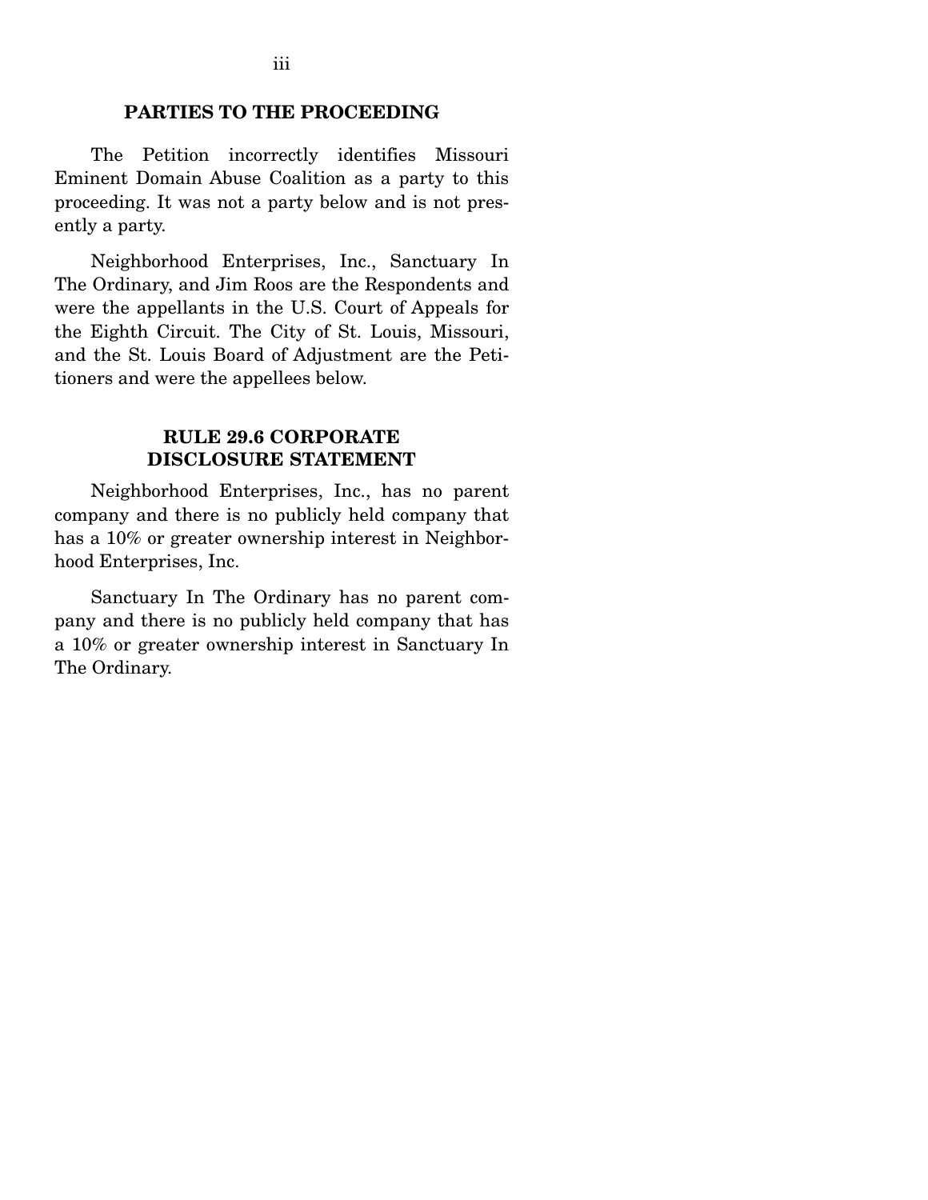## PARTIES TO THE PROCEEDING

The Petition incorrectly identifies Missouri Eminent Domain Abuse Coalition as a party to this proceeding. It was not a party below and is not presently a party.

Neighborhood Enterprises, Inc., Sanctuary In The Ordinary, and Jim Roos are the Respondents and were the appellants in the U.S. Court of Appeals for the Eighth Circuit. The City of St. Louis, Missouri, and the St. Louis Board of Adjustment are the Petitioners and were the appellees below.

## RULE 29.6 CORPORATE DISCLOSURE STATEMENT

Neighborhood Enterprises, Inc., has no parent company and there is no publicly held company that has a 10% or greater ownership interest in Neighborhood Enterprises, Inc.

Sanctuary In The Ordinary has no parent company and there is no publicly held company that has a 10% or greater ownership interest in Sanctuary In The Ordinary.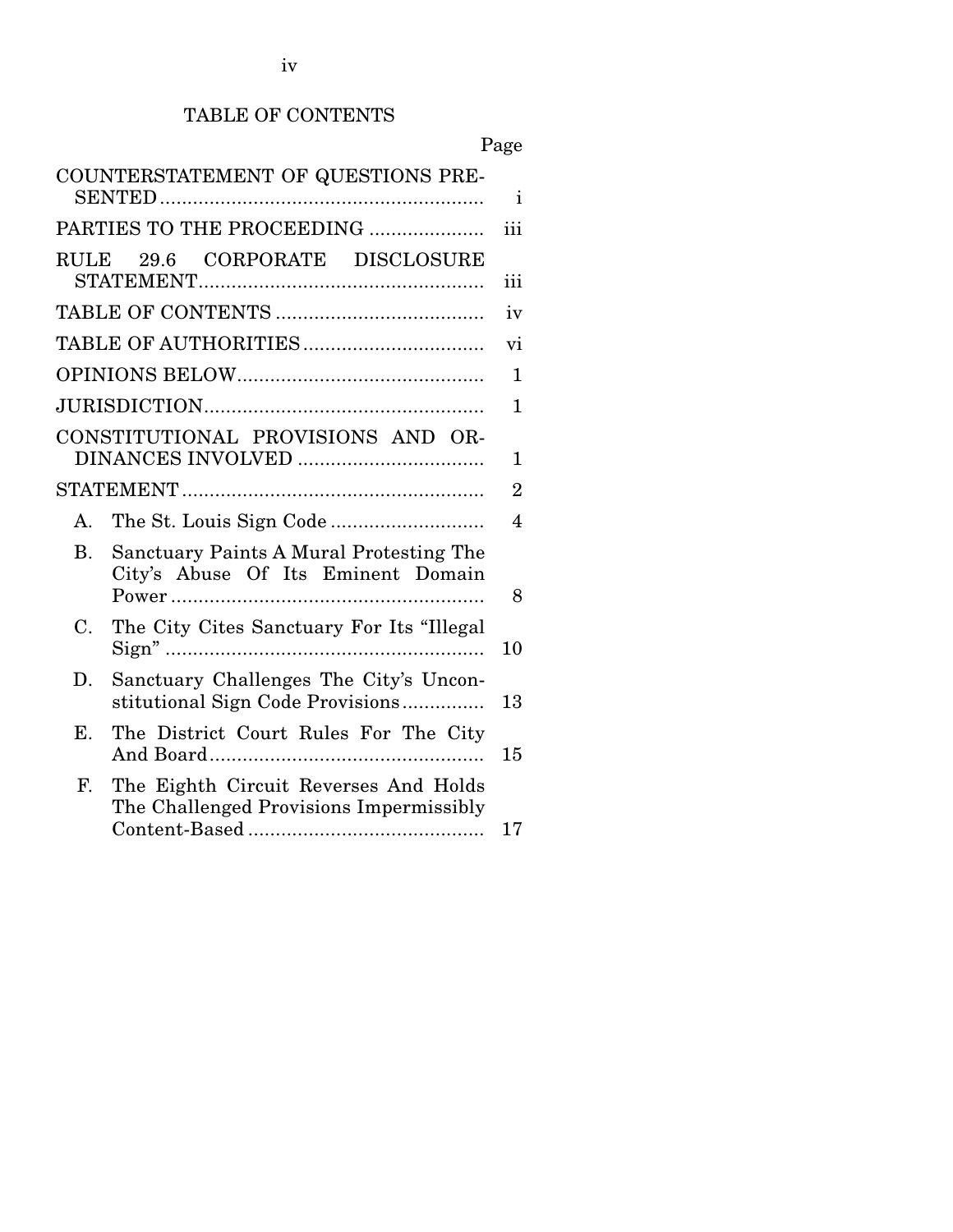TABLE OF CONTENTS

| | Page |
|---|---|
| COUNTERSTATEMENT OF QUESTIONS PRESENTED | i |
| PARTIES TO THE PROCEEDING | iii |
| RULE 29.6 CORPORATE DISCLOSURE STATEMENT | iii |
| TABLE OF CONTENTS | iv |
| TABLE OF AUTHORITIES | vi |
| OPINIONS BELOW | 1 |
| JURISDICTION | 1 |
| CONSTITUTIONAL PROVISIONS AND ORDINANCES INVOLVED | 1 |
| STATEMENT | 2 |
| A. The St. Louis Sign Code | 4 |
| B. Sanctuary Paints A Mural Protesting The City's Abuse Of Its Eminent Domain Power | 8 |
| C. The City Cites Sanctuary For Its "Illegal Sign" | 10 |
| D. Sanctuary Challenges The City's Unconstitutional Sign Code Provisions | 13 |
| E. The District Court Rules For The City And Board | 15 |
| F. The Eighth Circuit Reverses And Holds The Challenged Provisions Impermissibly Content-Based | 17 |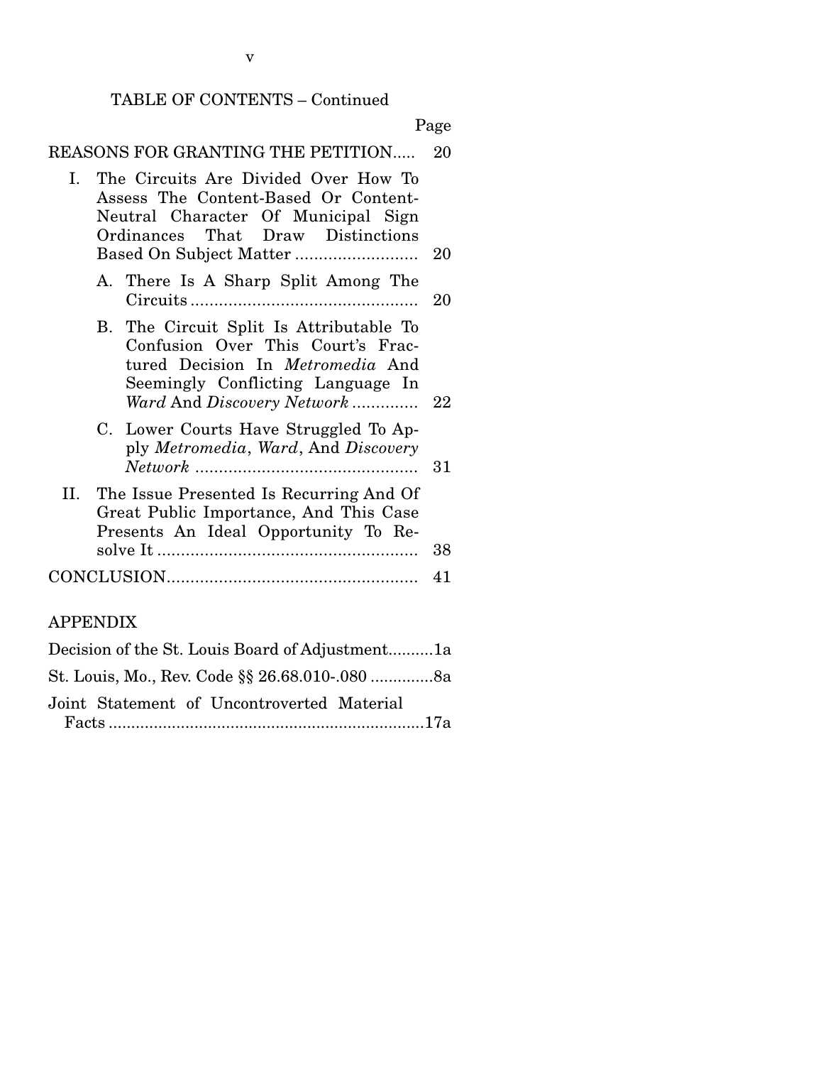TABLE OF CONTENTS – Continued

| | Page |
|---|---|
| REASONS FOR GRANTING THE PETITION | 20 |
| I. The Circuits Are Divided Over How To Assess The Content-Based Or Content-Neutral Character Of Municipal Sign Ordinances That Draw Distinctions Based On Subject Matter | 20 |
| A. There Is A Sharp Split Among The Circuits | 20 |
| B. The Circuit Split Is Attributable To Confusion Over This Court's Fractured Decision In *Metromedia* And Seemingly Conflicting Language In *Ward* And *Discovery Network* | 22 |
| C. Lower Courts Have Struggled To Apply *Metromedia*, *Ward*, And *Discovery Network* | 31 |
| II. The Issue Presented Is Recurring And Of Great Public Importance, And This Case Presents An Ideal Opportunity To Resolve It | 38 |
| CONCLUSION | 41 |

APPENDIX

| | |
|---|---|
| Decision of the St. Louis Board of Adjustment | 1a |
| St. Louis, Mo., Rev. Code §§ 26.68.010-.080 | 8a |
| Joint Statement of Uncontroverted Material Facts | 17a |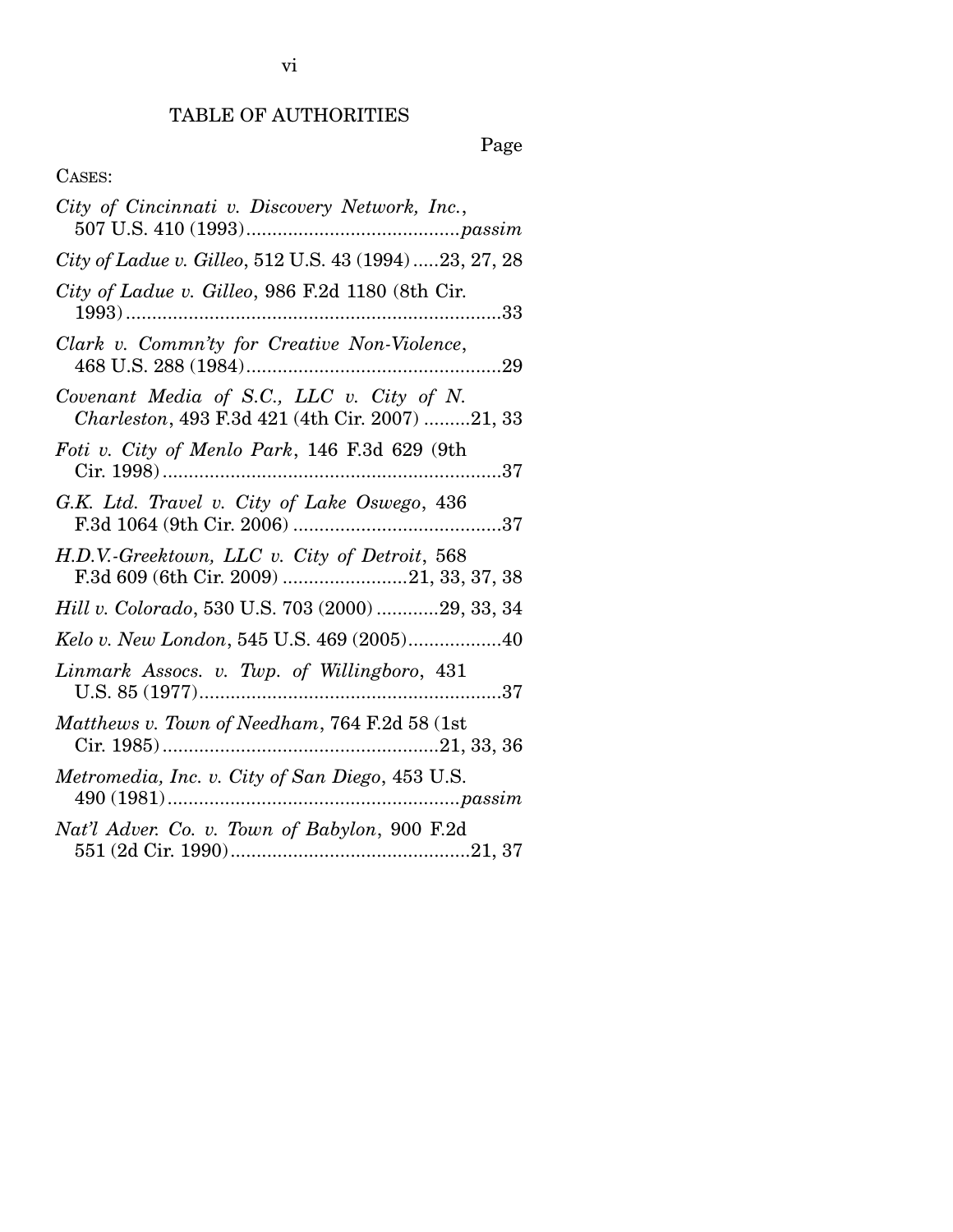# TABLE OF AUTHORITIES

Page

CASES:

*City of Cincinnati v. Discovery Network, Inc.*, 507 U.S. 410 (1993)........................................*passim*

*City of Ladue v. Gilleo*, 512 U.S. 43 (1994).....23, 27, 28

*City of Ladue v. Gilleo*, 986 F.2d 1180 (8th Cir. 1993).........................................................................33

*Clark v. Commn'ty for Creative Non-Violence*, 468 U.S. 288 (1984).................................................29

*Covenant Media of S.C., LLC v. City of N. Charleston*, 493 F.3d 421 (4th Cir. 2007) .........21, 33

*Foti v. City of Menlo Park*, 146 F.3d 629 (9th Cir. 1998).................................................................37

*G.K. Ltd. Travel v. City of Lake Oswego*, 436 F.3d 1064 (9th Cir. 2006) ........................................37

*H.D.V.-Greektown, LLC v. City of Detroit*, 568 F.3d 609 (6th Cir. 2009) ........................21, 33, 37, 38

*Hill v. Colorado*, 530 U.S. 703 (2000) ............29, 33, 34

*Kelo v. New London*, 545 U.S. 469 (2005)..................40

*Linmark Assocs. v. Twp. of Willingboro*, 431 U.S. 85 (1977)...........................................................37

*Matthews v. Town of Needham*, 764 F.2d 58 (1st Cir. 1985).....................................................21, 33, 36

*Metromedia, Inc. v. City of San Diego*, 453 U.S. 490 (1981)........................................................*passim*

*Nat'l Adver. Co. v. Town of Babylon*, 900 F.2d 551 (2d Cir. 1990).............................................21, 37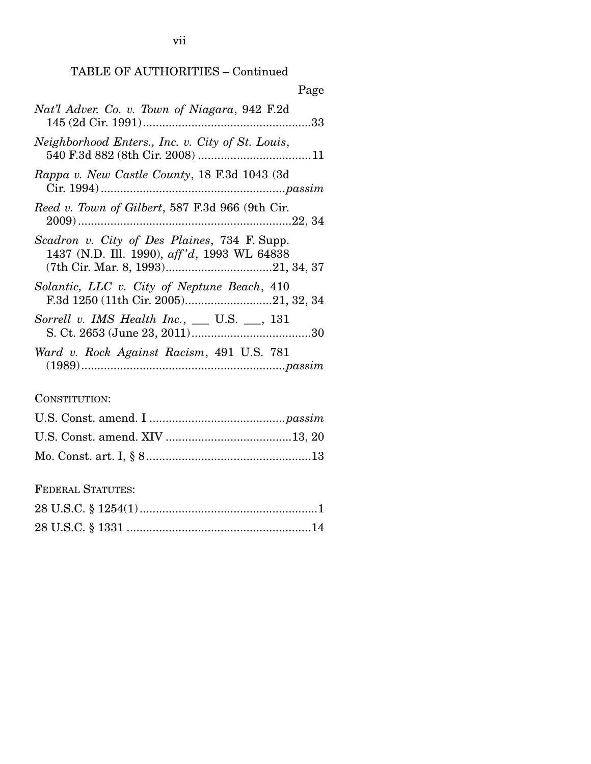TABLE OF AUTHORITIES – Continued

Page

*Nat'l Adver. Co. v. Town of Niagara*, 942 F.2d 145 (2d Cir. 1991)....................................................33

*Neighborhood Enters., Inc. v. City of St. Louis*, 540 F.3d 882 (8th Cir. 2008) ..................................11

*Rappa v. New Castle County*, 18 F.3d 1043 (3d Cir. 1994)........................................................*passim*

*Reed v. Town of Gilbert*, 587 F.3d 966 (9th Cir. 2009).................................................................22, 34

*Scadron v. City of Des Plaines*, 734 F. Supp. 1437 (N.D. Ill. 1990), *aff'd*, 1993 WL 64838 (7th Cir. Mar. 8, 1993)................................21, 34, 37

*Solantic, LLC v. City of Neptune Beach*, 410 F.3d 1250 (11th Cir. 2005)..........................21, 32, 34

*Sorrell v. IMS Health Inc.*, ___ U.S. ___, 131 S. Ct. 2653 (June 23, 2011)....................................30

*Ward v. Rock Against Racism*, 491 U.S. 781 (1989)...............................................................*passim*

CONSTITUTION:

U.S. Const. amend. I ..........................................*passim*

U.S. Const. amend. XIV .......................................13, 20

Mo. Const. art. I, § 8...................................................13

FEDERAL STATUTES:

28 U.S.C. § 1254(1).......................................................1

28 U.S.C. § 1331 .........................................................14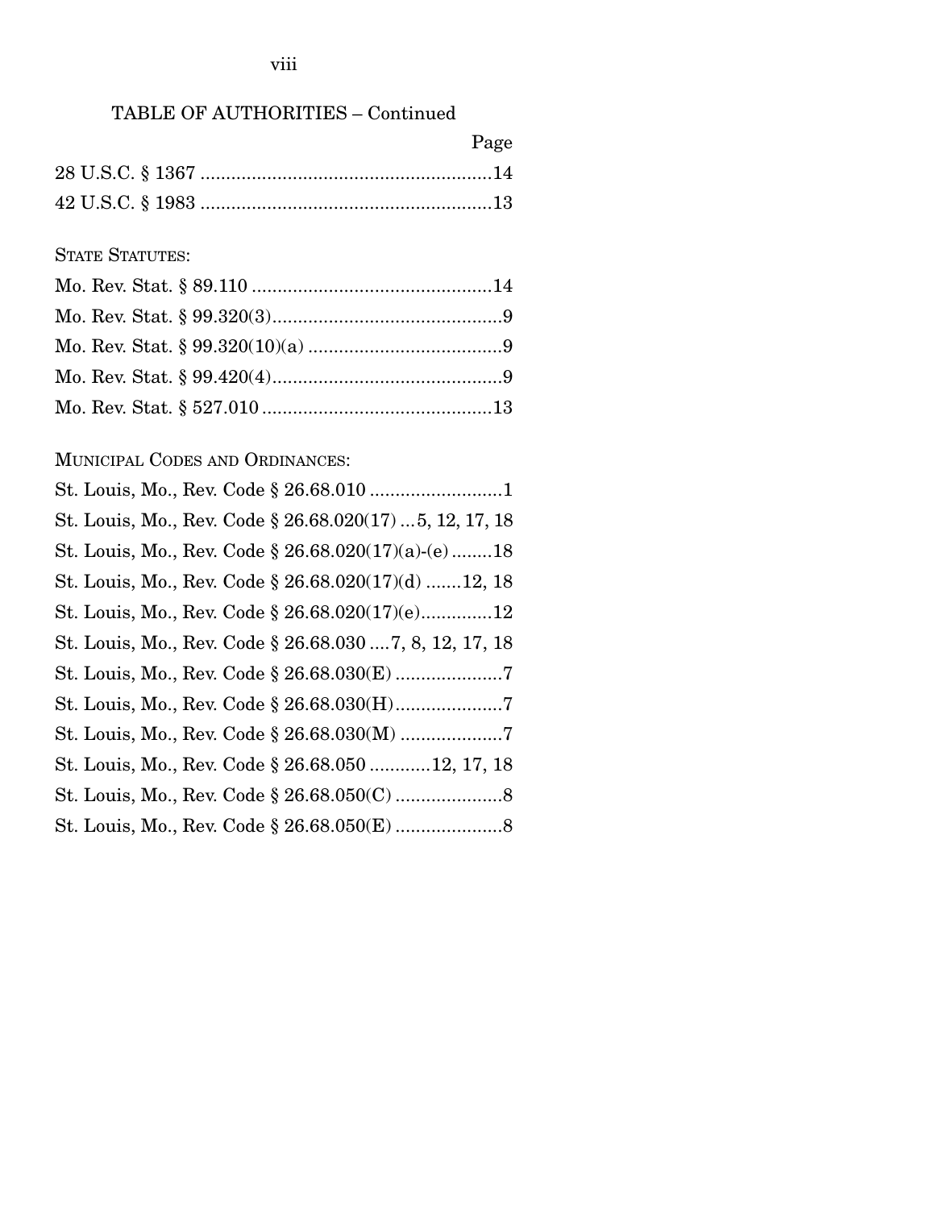## TABLE OF AUTHORITIES – Continued

| | Page |
|---|---|
| 28 U.S.C. § 1367 | 14 |
| 42 U.S.C. § 1983 | 13 |
| **STATE STATUTES:** | |
| Mo. Rev. Stat. § 89.110 | 14 |
| Mo. Rev. Stat. § 99.320(3) | 9 |
| Mo. Rev. Stat. § 99.320(10)(a) | 9 |
| Mo. Rev. Stat. § 99.420(4) | 9 |
| Mo. Rev. Stat. § 527.010 | 13 |
| **MUNICIPAL CODES AND ORDINANCES:** | |
| St. Louis, Mo., Rev. Code § 26.68.010 | 1 |
| St. Louis, Mo., Rev. Code § 26.68.020(17) | 5, 12, 17, 18 |
| St. Louis, Mo., Rev. Code § 26.68.020(17)(a)-(e) | 18 |
| St. Louis, Mo., Rev. Code § 26.68.020(17)(d) | 12, 18 |
| St. Louis, Mo., Rev. Code § 26.68.020(17)(e) | 12 |
| St. Louis, Mo., Rev. Code § 26.68.030 | 7, 8, 12, 17, 18 |
| St. Louis, Mo., Rev. Code § 26.68.030(E) | 7 |
| St. Louis, Mo., Rev. Code § 26.68.030(H) | 7 |
| St. Louis, Mo., Rev. Code § 26.68.030(M) | 7 |
| St. Louis, Mo., Rev. Code § 26.68.050 | 12, 17, 18 |
| St. Louis, Mo., Rev. Code § 26.68.050(C) | 8 |
| St. Louis, Mo., Rev. Code § 26.68.050(E) | 8 |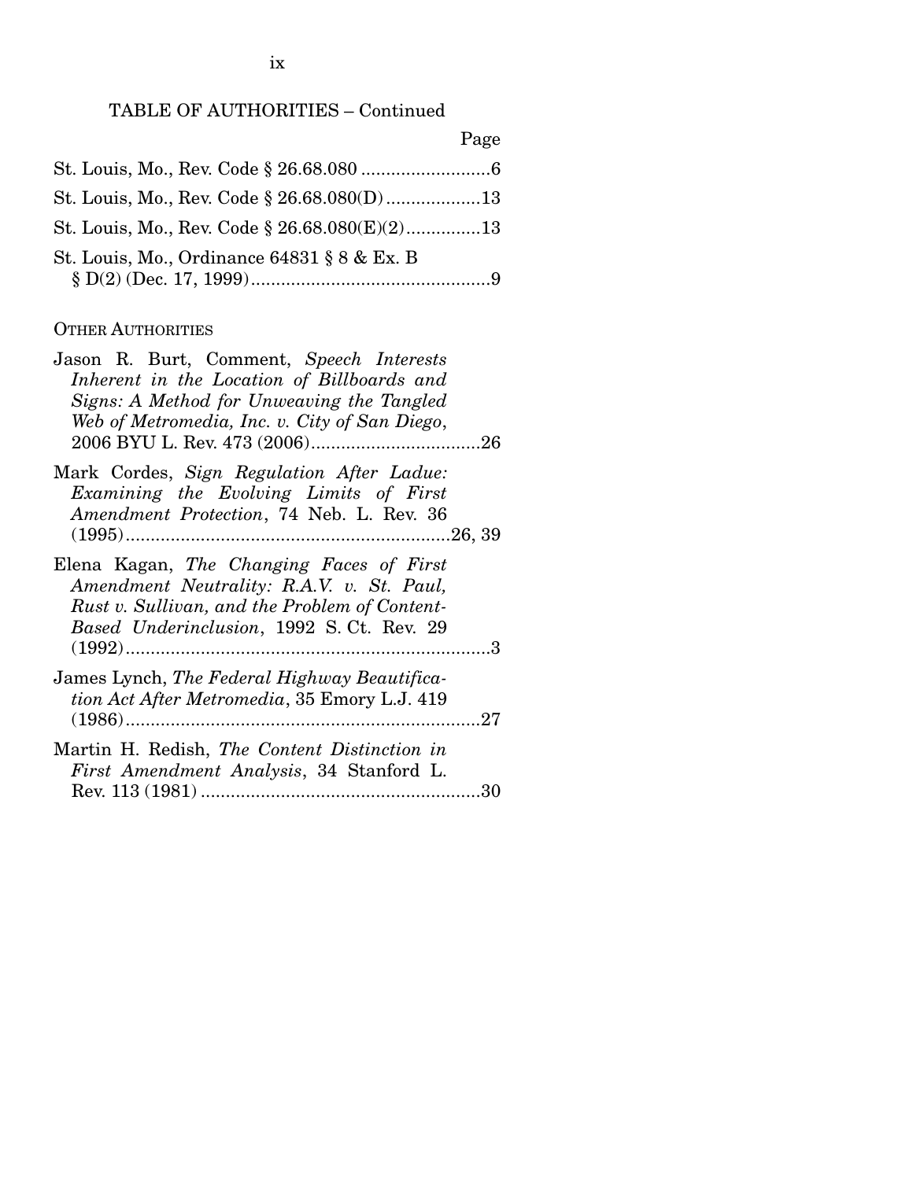TABLE OF AUTHORITIES – Continued

Page

St. Louis, Mo., Rev. Code § 26.68.080 ..........................6

St. Louis, Mo., Rev. Code § 26.68.080(D) ...................13

St. Louis, Mo., Rev. Code § 26.68.080(E)(2)...............13

St. Louis, Mo., Ordinance 64831 § 8 & Ex. B § D(2) (Dec. 17, 1999)................................................9

OTHER AUTHORITIES

Jason R. Burt, Comment, *Speech Interests Inherent in the Location of Billboards and Signs: A Method for Unweaving the Tangled Web of Metromedia, Inc. v. City of San Diego*, 2006 BYU L. Rev. 473 (2006)..................................26

Mark Cordes, *Sign Regulation After Ladue: Examining the Evolving Limits of First Amendment Protection*, 74 Neb. L. Rev. 36 (1995)..................................................................26, 39

Elena Kagan, *The Changing Faces of First Amendment Neutrality: R.A.V. v. St. Paul, Rust v. Sullivan, and the Problem of Content-Based Underinclusion*, 1992 S. Ct. Rev. 29 (1992).........................................................................3

James Lynch, *The Federal Highway Beautification Act After Metromedia*, 35 Emory L.J. 419 (1986).......................................................................27

Martin H. Redish, *The Content Distinction in First Amendment Analysis*, 34 Stanford L. Rev. 113 (1981) ........................................................30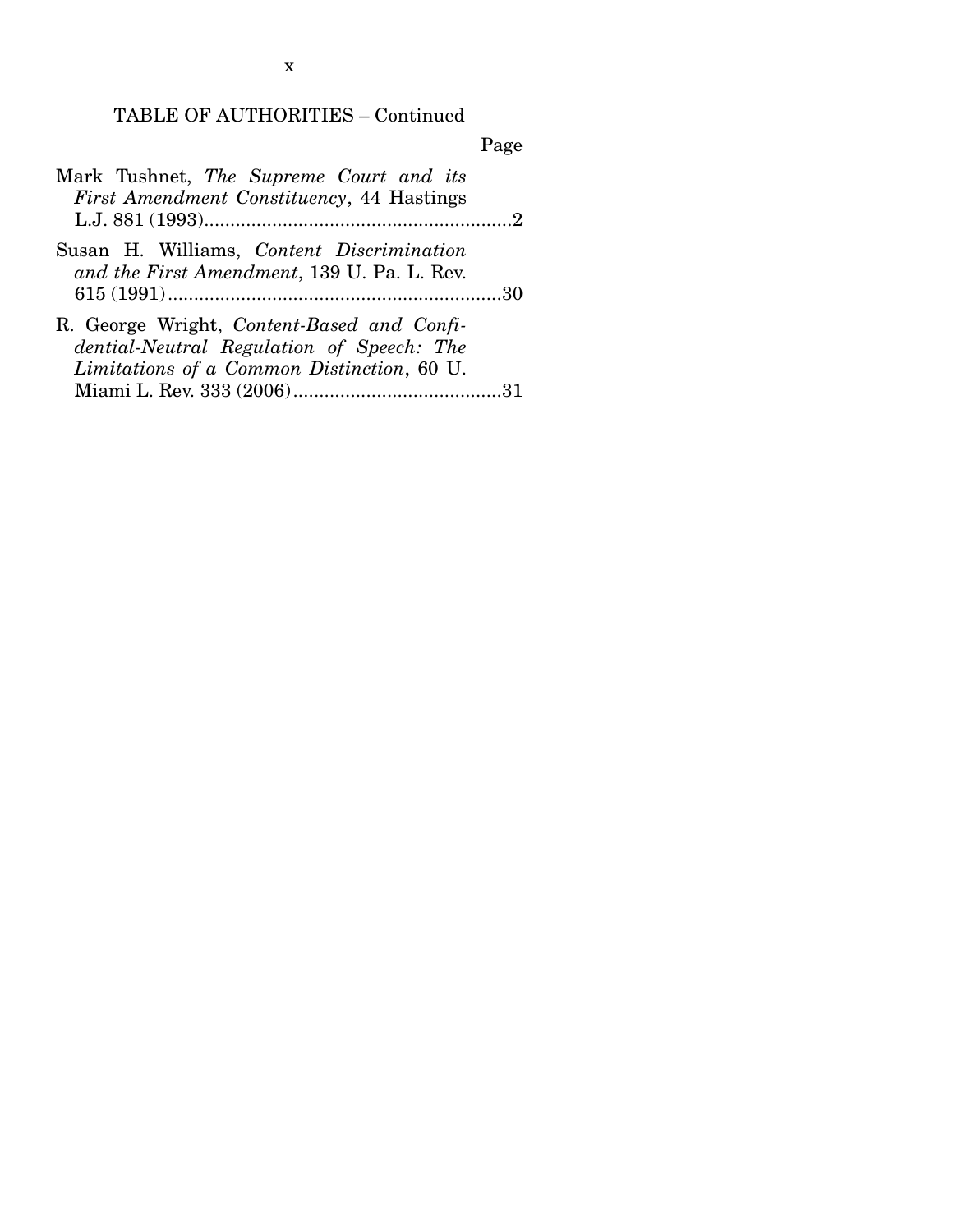TABLE OF AUTHORITIES – Continued

Page

Mark Tushnet, *The Supreme Court and its First Amendment Constituency*, 44 Hastings L.J. 881 (1993)............................................................2

Susan H. Williams, *Content Discrimination and the First Amendment*, 139 U. Pa. L. Rev. 615 (1991).................................................................30

R. George Wright, *Content-Based and Confidential-Neutral Regulation of Speech: The Limitations of a Common Distinction*, 60 U. Miami L. Rev. 333 (2006).........................................31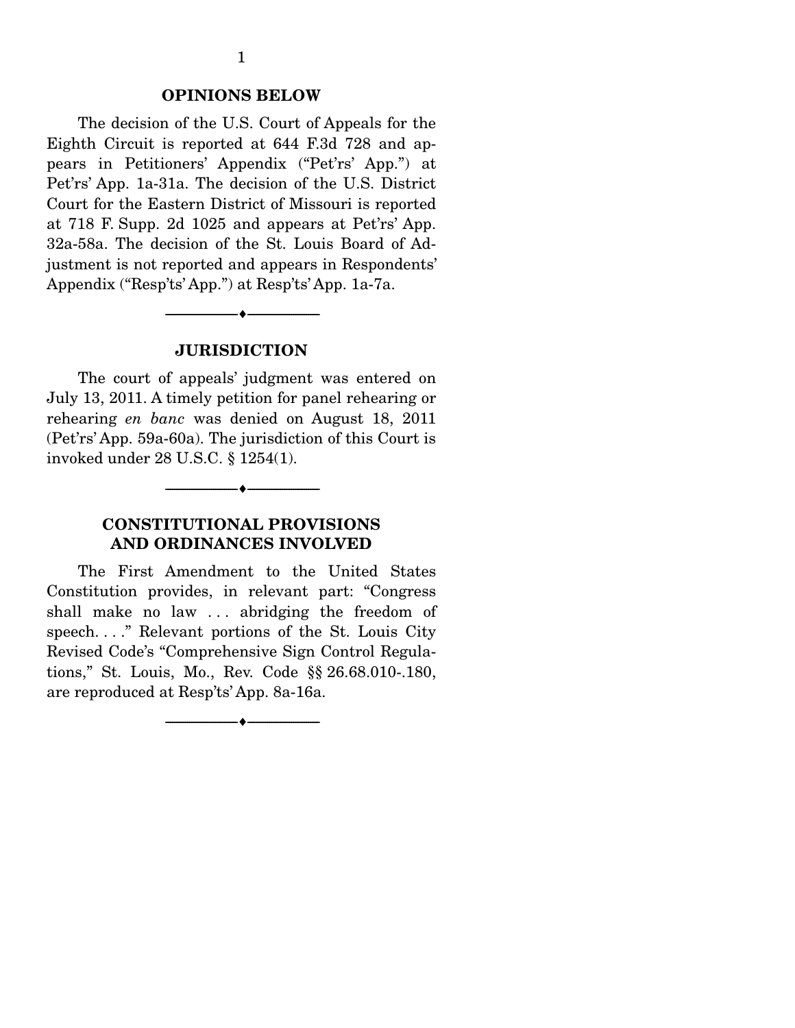## OPINIONS BELOW

The decision of the U.S. Court of Appeals for the Eighth Circuit is reported at 644 F.3d 728 and appears in Petitioners' Appendix ("Pet'rs' App.") at Pet'rs' App. 1a-31a. The decision of the U.S. District Court for the Eastern District of Missouri is reported at 718 F. Supp. 2d 1025 and appears at Pet'rs' App. 32a-58a. The decision of the St. Louis Board of Adjustment is not reported and appears in Respondents' Appendix ("Resp'ts' App.") at Resp'ts' App. 1a-7a.

---

## JURISDICTION

The court of appeals' judgment was entered on July 13, 2011. A timely petition for panel rehearing or rehearing *en banc* was denied on August 18, 2011 (Pet'rs' App. 59a-60a). The jurisdiction of this Court is invoked under 28 U.S.C. § 1254(1).

---

## CONSTITUTIONAL PROVISIONS AND ORDINANCES INVOLVED

The First Amendment to the United States Constitution provides, in relevant part: "Congress shall make no law . . . abridging the freedom of speech. . . ." Relevant portions of the St. Louis City Revised Code's "Comprehensive Sign Control Regulations," St. Louis, Mo., Rev. Code §§ 26.68.010-.180, are reproduced at Resp'ts' App. 8a-16a.

---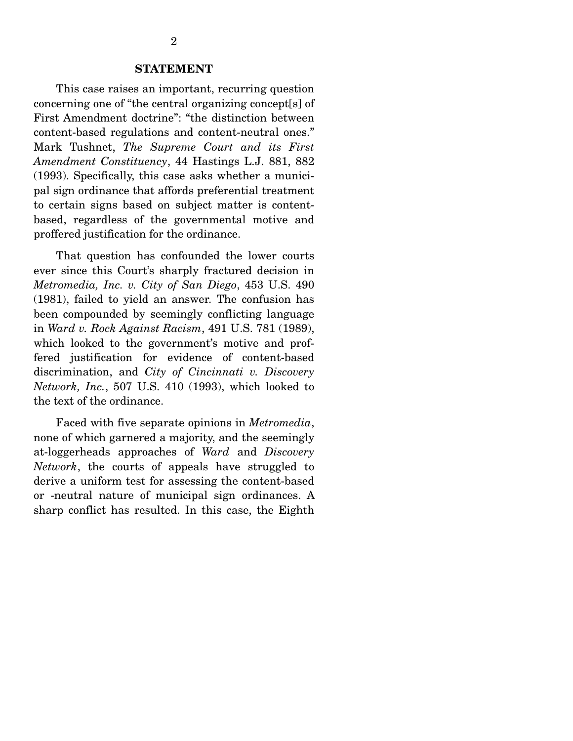## STATEMENT

This case raises an important, recurring question concerning one of "the central organizing concept[s] of First Amendment doctrine": "the distinction between content-based regulations and content-neutral ones." Mark Tushnet, *The Supreme Court and its First Amendment Constituency*, 44 Hastings L.J. 881, 882 (1993). Specifically, this case asks whether a municipal sign ordinance that affords preferential treatment to certain signs based on subject matter is content-based, regardless of the governmental motive and proffered justification for the ordinance.

That question has confounded the lower courts ever since this Court's sharply fractured decision in *Metromedia, Inc. v. City of San Diego*, 453 U.S. 490 (1981), failed to yield an answer. The confusion has been compounded by seemingly conflicting language in *Ward v. Rock Against Racism*, 491 U.S. 781 (1989), which looked to the government's motive and proffered justification for evidence of content-based discrimination, and *City of Cincinnati v. Discovery Network, Inc.*, 507 U.S. 410 (1993), which looked to the text of the ordinance.

Faced with five separate opinions in *Metromedia*, none of which garnered a majority, and the seemingly at-loggerheads approaches of *Ward* and *Discovery Network*, the courts of appeals have struggled to derive a uniform test for assessing the content-based or -neutral nature of municipal sign ordinances. A sharp conflict has resulted. In this case, the Eighth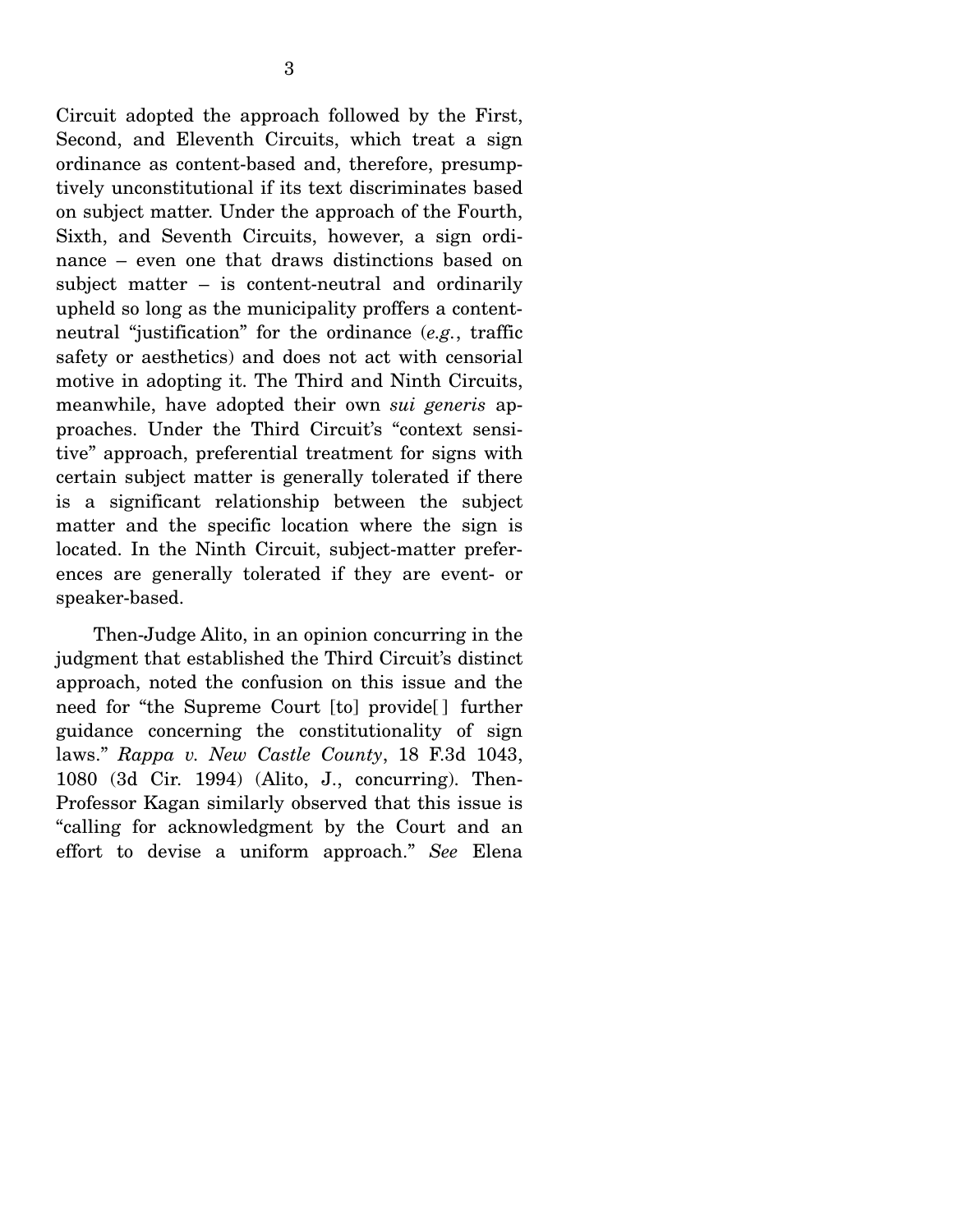Circuit adopted the approach followed by the First, Second, and Eleventh Circuits, which treat a sign ordinance as content-based and, therefore, presumptively unconstitutional if its text discriminates based on subject matter. Under the approach of the Fourth, Sixth, and Seventh Circuits, however, a sign ordinance – even one that draws distinctions based on subject matter – is content-neutral and ordinarily upheld so long as the municipality proffers a content-neutral "justification" for the ordinance (*e.g.*, traffic safety or aesthetics) and does not act with censorial motive in adopting it. The Third and Ninth Circuits, meanwhile, have adopted their own *sui generis* approaches. Under the Third Circuit's "context sensitive" approach, preferential treatment for signs with certain subject matter is generally tolerated if there is a significant relationship between the subject matter and the specific location where the sign is located. In the Ninth Circuit, subject-matter preferences are generally tolerated if they are event- or speaker-based.

Then-Judge Alito, in an opinion concurring in the judgment that established the Third Circuit's distinct approach, noted the confusion on this issue and the need for "the Supreme Court [to] provide[ ] further guidance concerning the constitutionality of sign laws." *Rappa v. New Castle County*, 18 F.3d 1043, 1080 (3d Cir. 1994) (Alito, J., concurring). Then-Professor Kagan similarly observed that this issue is "calling for acknowledgment by the Court and an effort to devise a uniform approach." *See* Elena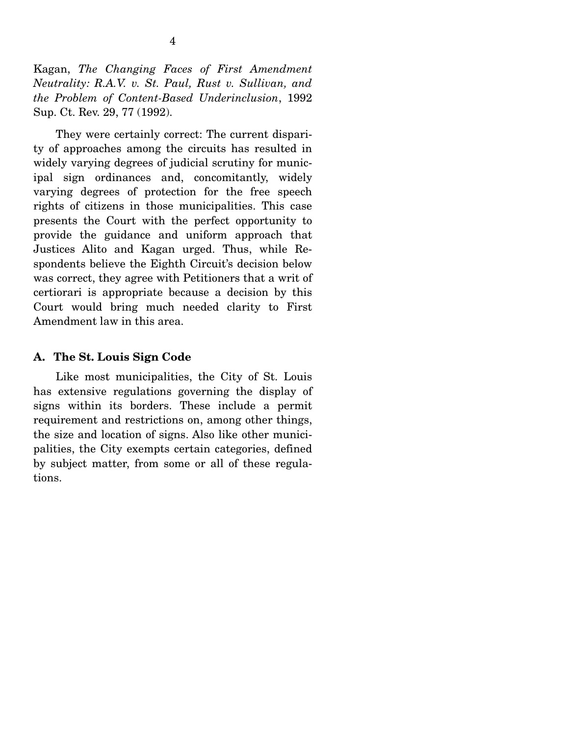Kagan, *The Changing Faces of First Amendment Neutrality: R.A.V. v. St. Paul, Rust v. Sullivan, and the Problem of Content-Based Underinclusion*, 1992 Sup. Ct. Rev. 29, 77 (1992).

They were certainly correct: The current disparity of approaches among the circuits has resulted in widely varying degrees of judicial scrutiny for municipal sign ordinances and, concomitantly, widely varying degrees of protection for the free speech rights of citizens in those municipalities. This case presents the Court with the perfect opportunity to provide the guidance and uniform approach that Justices Alito and Kagan urged. Thus, while Respondents believe the Eighth Circuit's decision below was correct, they agree with Petitioners that a writ of certiorari is appropriate because a decision by this Court would bring much needed clarity to First Amendment law in this area.

### A. The St. Louis Sign Code

Like most municipalities, the City of St. Louis has extensive regulations governing the display of signs within its borders. These include a permit requirement and restrictions on, among other things, the size and location of signs. Also like other municipalities, the City exempts certain categories, defined by subject matter, from some or all of these regulations.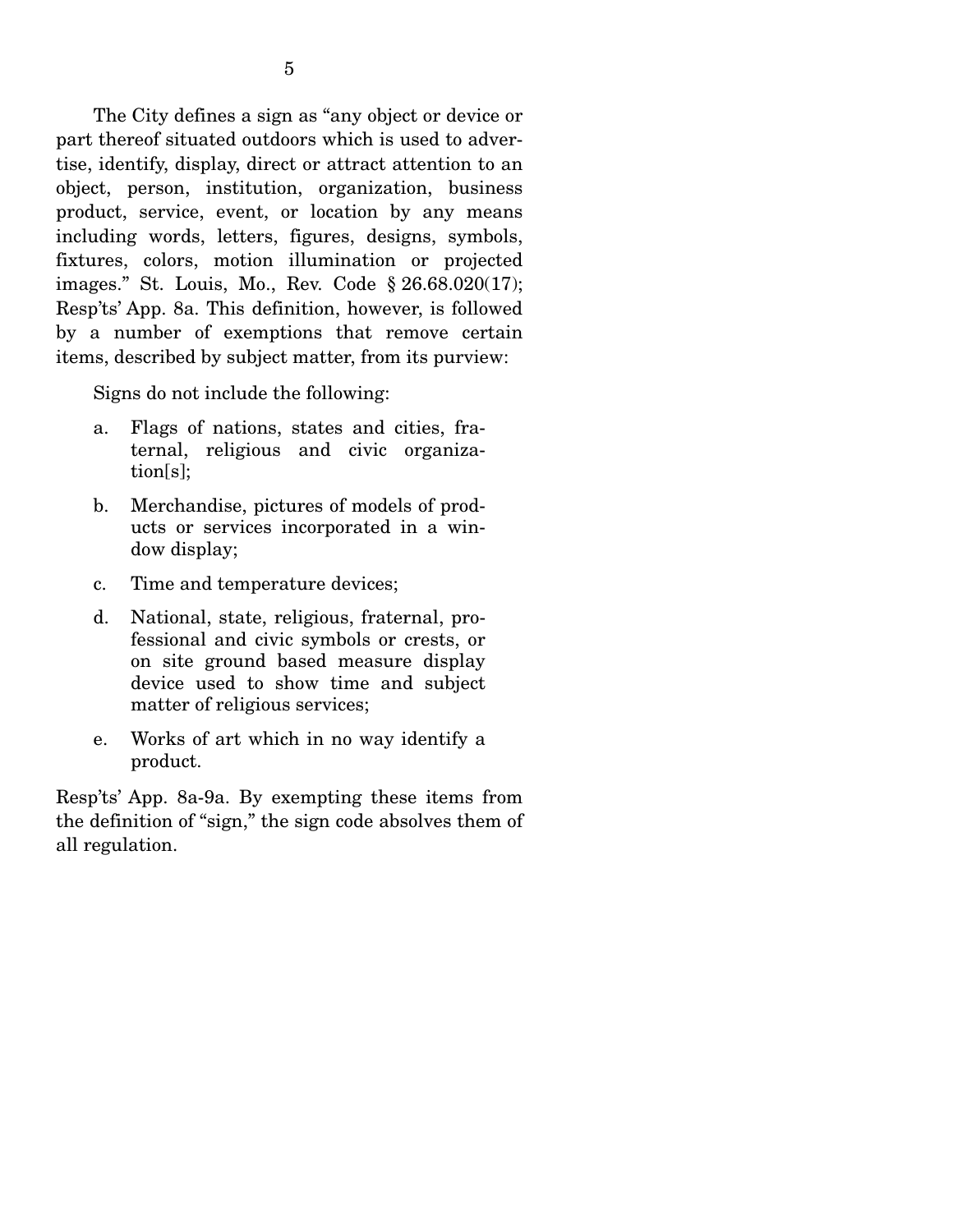The City defines a sign as "any object or device or part thereof situated outdoors which is used to advertise, identify, display, direct or attract attention to an object, person, institution, organization, business product, service, event, or location by any means including words, letters, figures, designs, symbols, fixtures, colors, motion illumination or projected images." St. Louis, Mo., Rev. Code § 26.68.020(17); Resp'ts' App. 8a. This definition, however, is followed by a number of exemptions that remove certain items, described by subject matter, from its purview:

> Signs do not include the following:
>
> a. Flags of nations, states and cities, fraternal, religious and civic organization[s];
>
> b. Merchandise, pictures of models of products or services incorporated in a window display;
>
> c. Time and temperature devices;
>
> d. National, state, religious, fraternal, professional and civic symbols or crests, or on site ground based measure display device used to show time and subject matter of religious services;
>
> e. Works of art which in no way identify a product.

Resp'ts' App. 8a-9a. By exempting these items from the definition of "sign," the sign code absolves them of all regulation.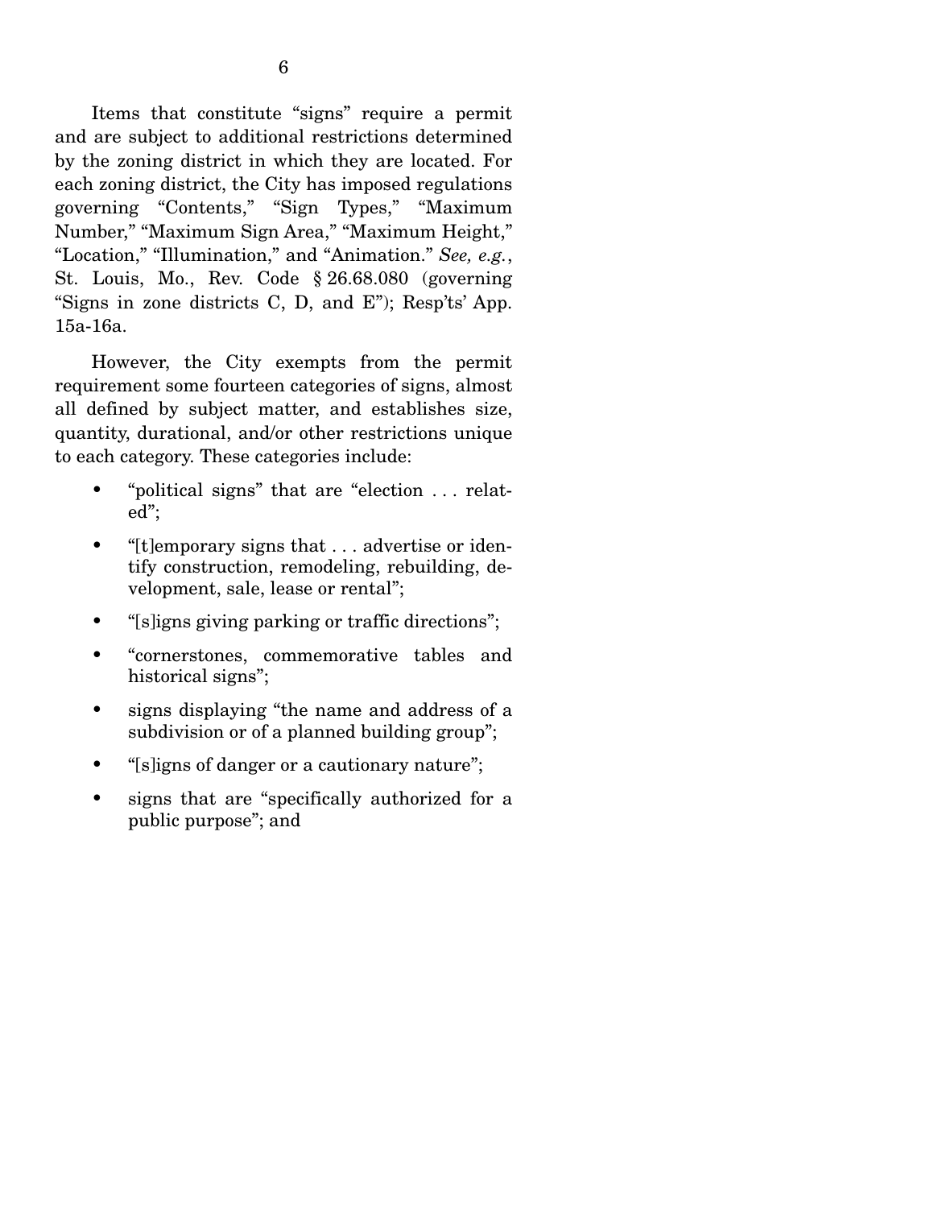Items that constitute "signs" require a permit and are subject to additional restrictions determined by the zoning district in which they are located. For each zoning district, the City has imposed regulations governing "Contents," "Sign Types," "Maximum Number," "Maximum Sign Area," "Maximum Height," "Location," "Illumination," and "Animation." *See, e.g.*, St. Louis, Mo., Rev. Code § 26.68.080 (governing "Signs in zone districts C, D, and E"); Resp'ts' App. 15a-16a.

However, the City exempts from the permit requirement some fourteen categories of signs, almost all defined by subject matter, and establishes size, quantity, durational, and/or other restrictions unique to each category. These categories include:

- "political signs" that are "election . . . related";
- "[t]emporary signs that . . . advertise or identify construction, remodeling, rebuilding, development, sale, lease or rental";
- "[s]igns giving parking or traffic directions";
- "cornerstones, commemorative tables and historical signs";
- signs displaying "the name and address of a subdivision or of a planned building group";
- "[s]igns of danger or a cautionary nature";
- signs that are "specifically authorized for a public purpose"; and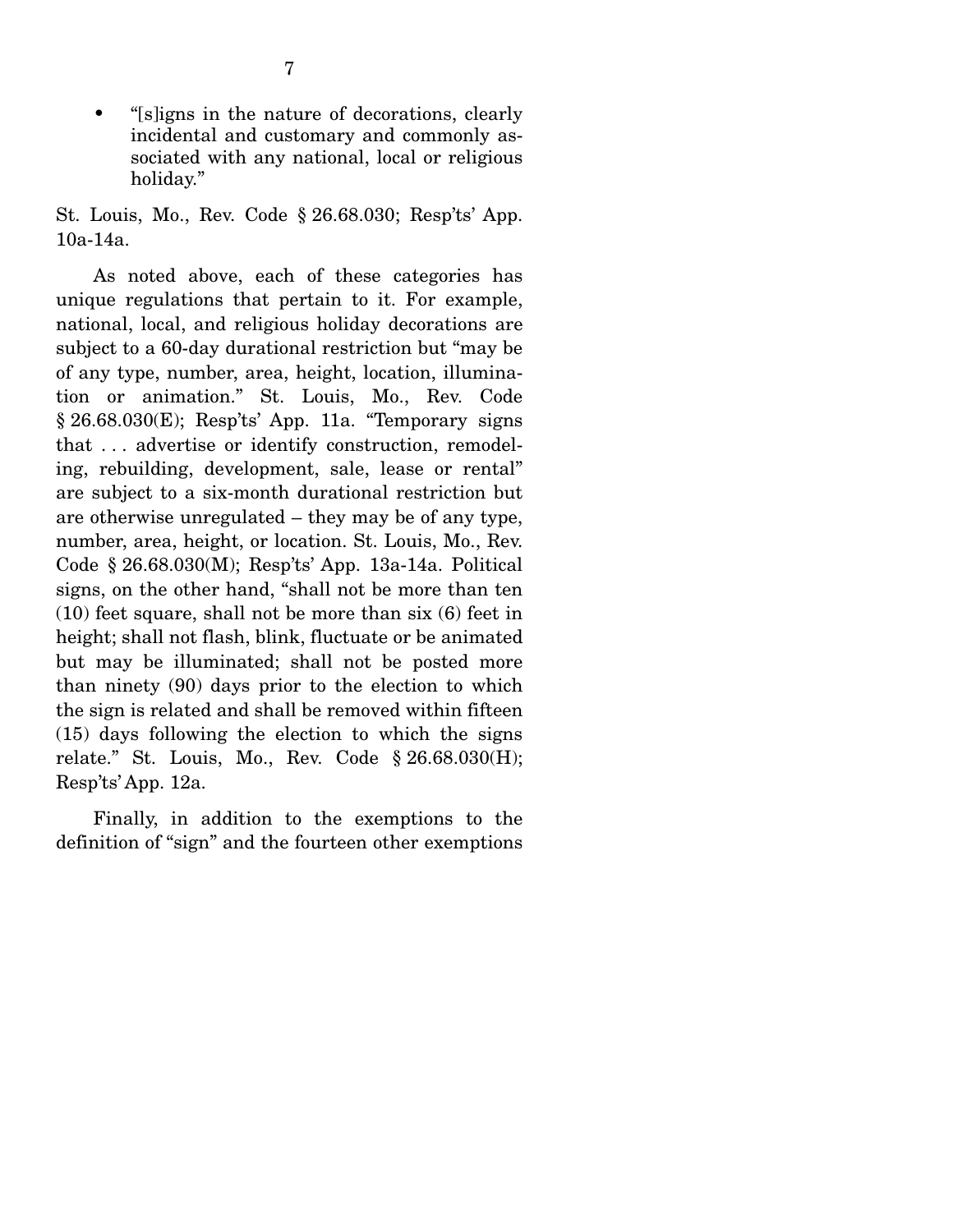- "[s]igns in the nature of decorations, clearly incidental and customary and commonly associated with any national, local or religious holiday."

St. Louis, Mo., Rev. Code § 26.68.030; Resp'ts' App. 10a-14a.

As noted above, each of these categories has unique regulations that pertain to it. For example, national, local, and religious holiday decorations are subject to a 60-day durational restriction but "may be of any type, number, area, height, location, illumination or animation." St. Louis, Mo., Rev. Code § 26.68.030(E); Resp'ts' App. 11a. "Temporary signs that . . . advertise or identify construction, remodeling, rebuilding, development, sale, lease or rental" are subject to a six-month durational restriction but are otherwise unregulated – they may be of any type, number, area, height, or location. St. Louis, Mo., Rev. Code § 26.68.030(M); Resp'ts' App. 13a-14a. Political signs, on the other hand, "shall not be more than ten (10) feet square, shall not be more than six (6) feet in height; shall not flash, blink, fluctuate or be animated but may be illuminated; shall not be posted more than ninety (90) days prior to the election to which the sign is related and shall be removed within fifteen (15) days following the election to which the signs relate." St. Louis, Mo., Rev. Code § 26.68.030(H); Resp'ts' App. 12a.

Finally, in addition to the exemptions to the definition of "sign" and the fourteen other exemptions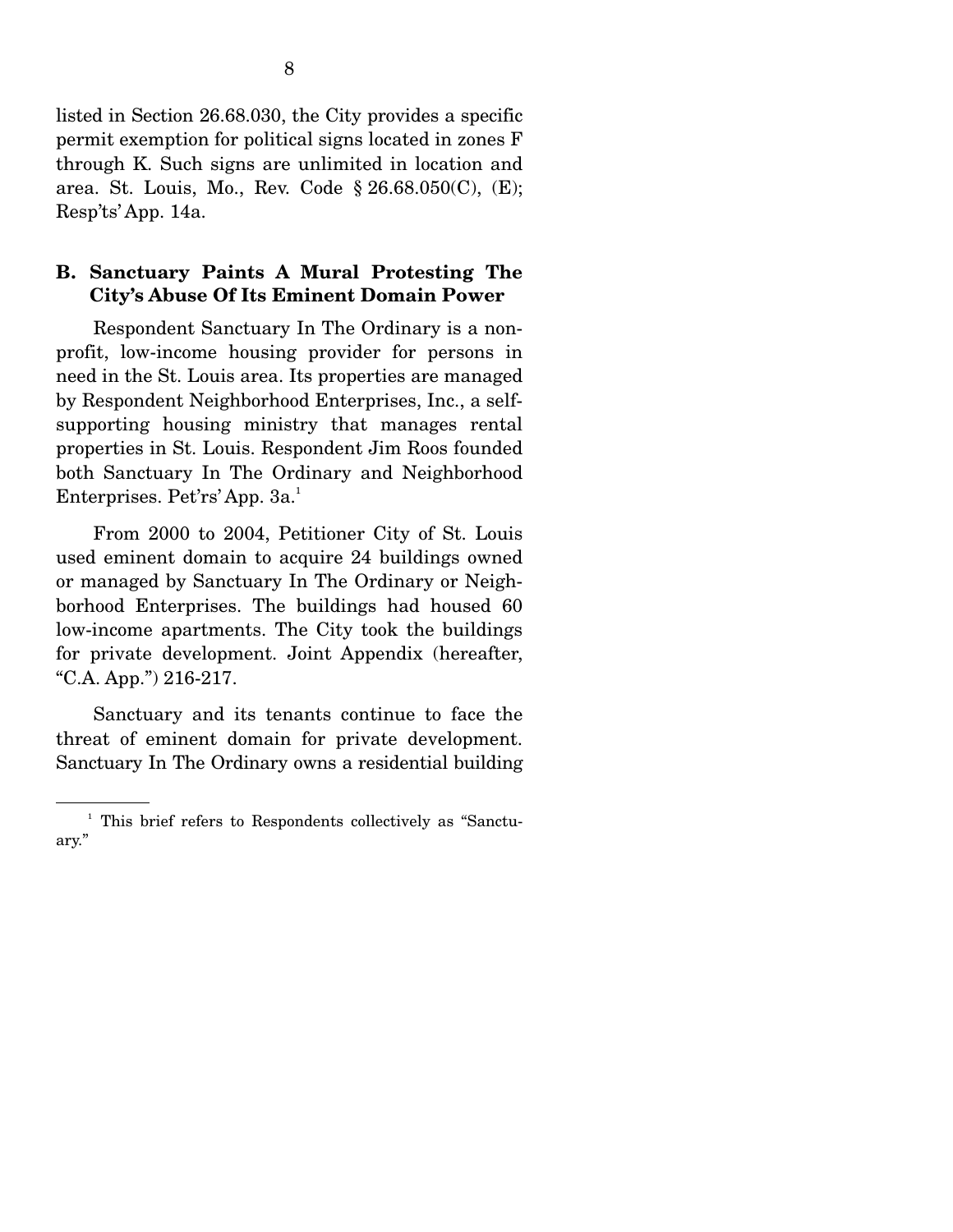listed in Section 26.68.030, the City provides a specific permit exemption for political signs located in zones F through K. Such signs are unlimited in location and area. St. Louis, Mo., Rev. Code § 26.68.050(C), (E); Resp'ts' App. 14a.

### B. Sanctuary Paints A Mural Protesting The City's Abuse Of Its Eminent Domain Power

Respondent Sanctuary In The Ordinary is a non-profit, low-income housing provider for persons in need in the St. Louis area. Its properties are managed by Respondent Neighborhood Enterprises, Inc., a self-supporting housing ministry that manages rental properties in St. Louis. Respondent Jim Roos founded both Sanctuary In The Ordinary and Neighborhood Enterprises. Pet'rs' App. 3a.[1]

From 2000 to 2004, Petitioner City of St. Louis used eminent domain to acquire 24 buildings owned or managed by Sanctuary In The Ordinary or Neighborhood Enterprises. The buildings had housed 60 low-income apartments. The City took the buildings for private development. Joint Appendix (hereafter, "C.A. App.") 216-217.

Sanctuary and its tenants continue to face the threat of eminent domain for private development. Sanctuary In The Ordinary owns a residential building

---

[1] This brief refers to Respondents collectively as "Sanctuary."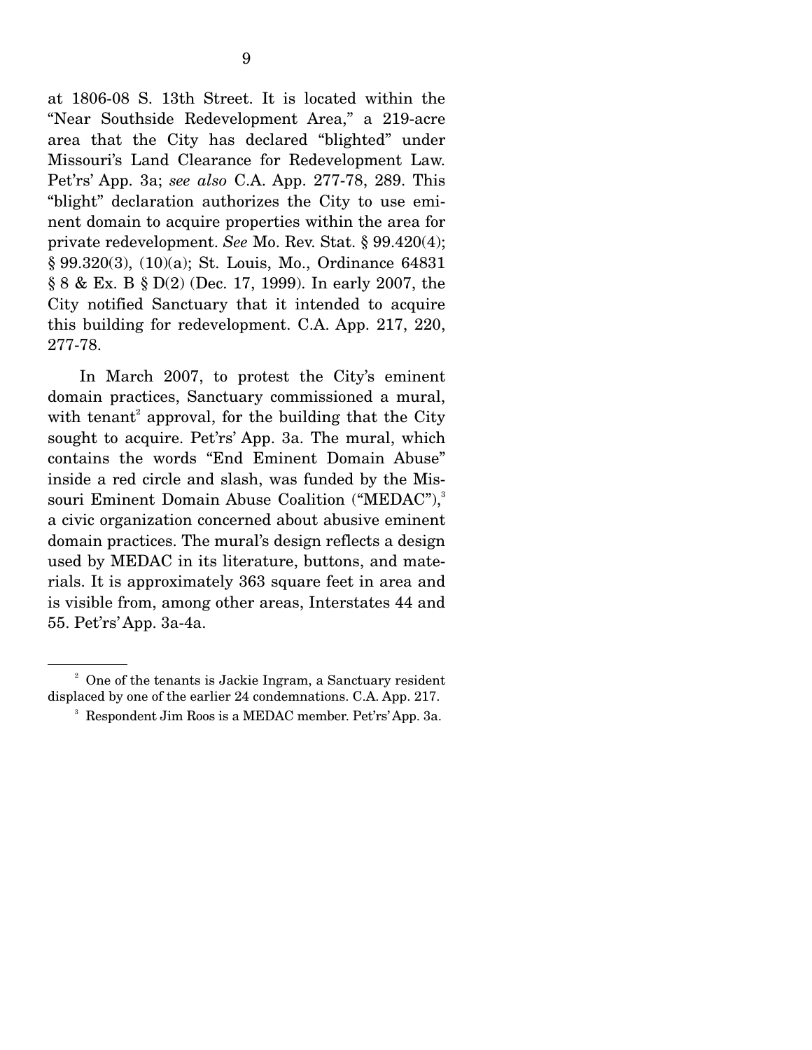at 1806-08 S. 13th Street. It is located within the "Near Southside Redevelopment Area," a 219-acre area that the City has declared "blighted" under Missouri's Land Clearance for Redevelopment Law. Pet'rs' App. 3a; *see also* C.A. App. 277-78, 289. This "blight" declaration authorizes the City to use eminent domain to acquire properties within the area for private redevelopment. *See* Mo. Rev. Stat. § 99.420(4); § 99.320(3), (10)(a); St. Louis, Mo., Ordinance 64831 § 8 & Ex. B § D(2) (Dec. 17, 1999). In early 2007, the City notified Sanctuary that it intended to acquire this building for redevelopment. C.A. App. 217, 220, 277-78.

In March 2007, to protest the City's eminent domain practices, Sanctuary commissioned a mural, with tenant[2] approval, for the building that the City sought to acquire. Pet'rs' App. 3a. The mural, which contains the words "End Eminent Domain Abuse" inside a red circle and slash, was funded by the Missouri Eminent Domain Abuse Coalition ("MEDAC"),[3] a civic organization concerned about abusive eminent domain practices. The mural's design reflects a design used by MEDAC in its literature, buttons, and materials. It is approximately 363 square feet in area and is visible from, among other areas, Interstates 44 and 55. Pet'rs' App. 3a-4a.

---

[2] One of the tenants is Jackie Ingram, a Sanctuary resident displaced by one of the earlier 24 condemnations. C.A. App. 217.

[3] Respondent Jim Roos is a MEDAC member. Pet'rs' App. 3a.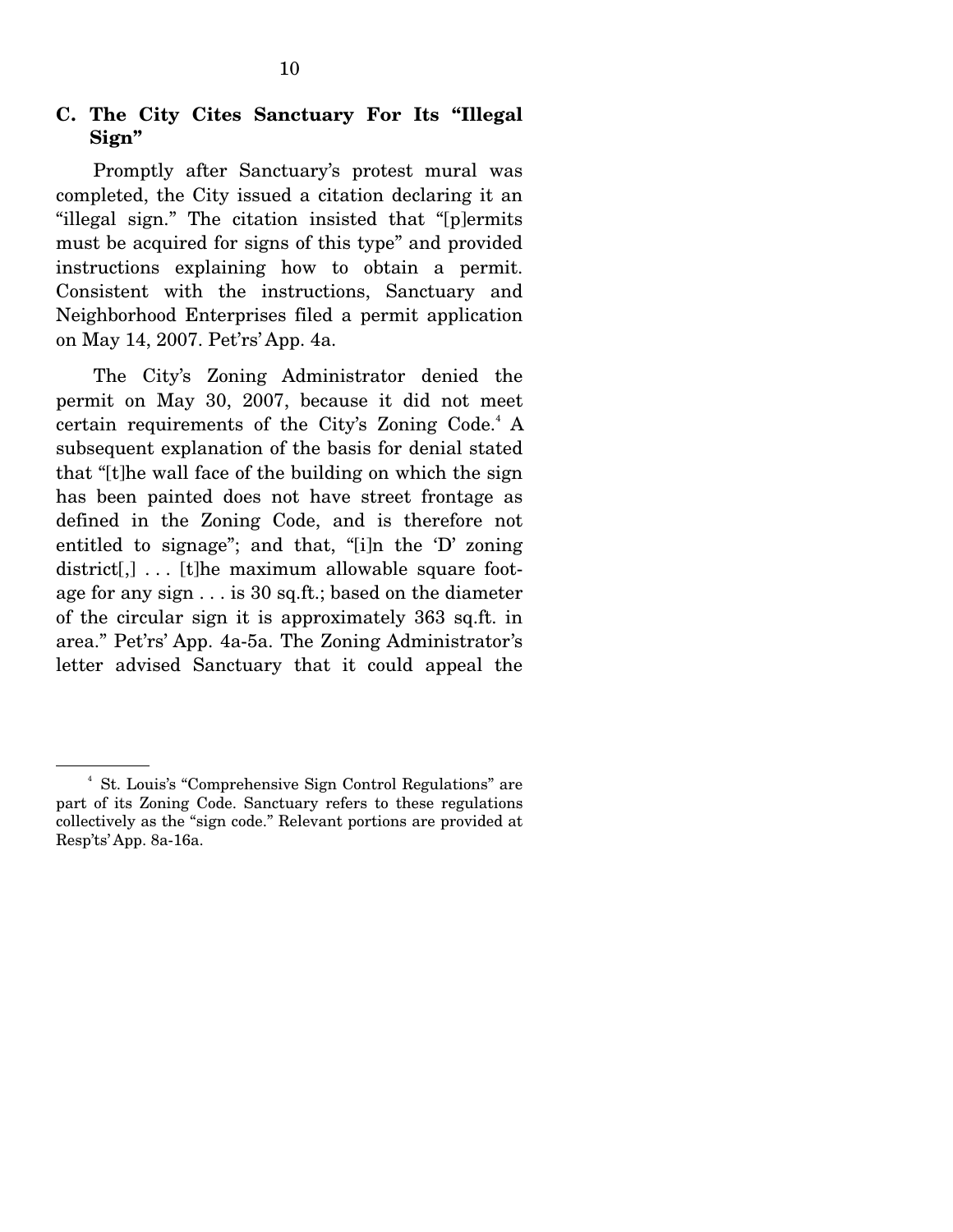### C. The City Cites Sanctuary For Its "Illegal Sign"

Promptly after Sanctuary's protest mural was completed, the City issued a citation declaring it an "illegal sign." The citation insisted that "[p]ermits must be acquired for signs of this type" and provided instructions explaining how to obtain a permit. Consistent with the instructions, Sanctuary and Neighborhood Enterprises filed a permit application on May 14, 2007. Pet'rs' App. 4a.

The City's Zoning Administrator denied the permit on May 30, 2007, because it did not meet certain requirements of the City's Zoning Code.[4] A subsequent explanation of the basis for denial stated that "[t]he wall face of the building on which the sign has been painted does not have street frontage as defined in the Zoning Code, and is therefore not entitled to signage"; and that, "[i]n the 'D' zoning district[,] . . . [t]he maximum allowable square footage for any sign . . . is 30 sq.ft.; based on the diameter of the circular sign it is approximately 363 sq.ft. in area." Pet'rs' App. 4a-5a. The Zoning Administrator's letter advised Sanctuary that it could appeal the

---

[4] St. Louis's "Comprehensive Sign Control Regulations" are part of its Zoning Code. Sanctuary refers to these regulations collectively as the "sign code." Relevant portions are provided at Resp'ts' App. 8a-16a.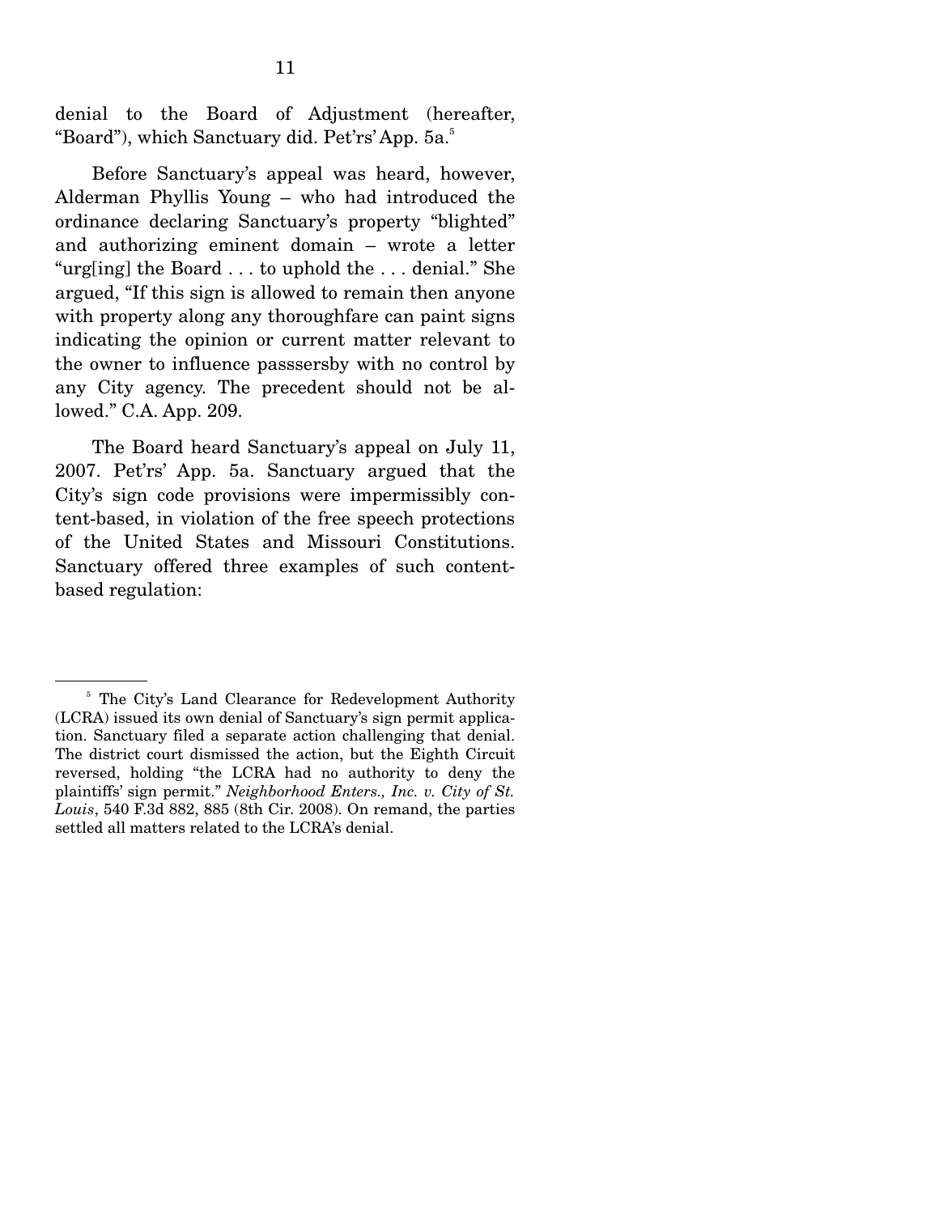denial to the Board of Adjustment (hereafter, "Board"), which Sanctuary did. Pet'rs' App. 5a.[5]

Before Sanctuary's appeal was heard, however, Alderman Phyllis Young – who had introduced the ordinance declaring Sanctuary's property "blighted" and authorizing eminent domain – wrote a letter "urg[ing] the Board . . . to uphold the . . . denial." She argued, "If this sign is allowed to remain then anyone with property along any thoroughfare can paint signs indicating the opinion or current matter relevant to the owner to influence passsersby with no control by any City agency. The precedent should not be allowed." C.A. App. 209.

The Board heard Sanctuary's appeal on July 11, 2007. Pet'rs' App. 5a. Sanctuary argued that the City's sign code provisions were impermissibly content-based, in violation of the free speech protections of the United States and Missouri Constitutions. Sanctuary offered three examples of such content-based regulation:

---

[5] The City's Land Clearance for Redevelopment Authority (LCRA) issued its own denial of Sanctuary's sign permit application. Sanctuary filed a separate action challenging that denial. The district court dismissed the action, but the Eighth Circuit reversed, holding "the LCRA had no authority to deny the plaintiffs' sign permit." *Neighborhood Enters., Inc. v. City of St. Louis*, 540 F.3d 882, 885 (8th Cir. 2008). On remand, the parties settled all matters related to the LCRA's denial.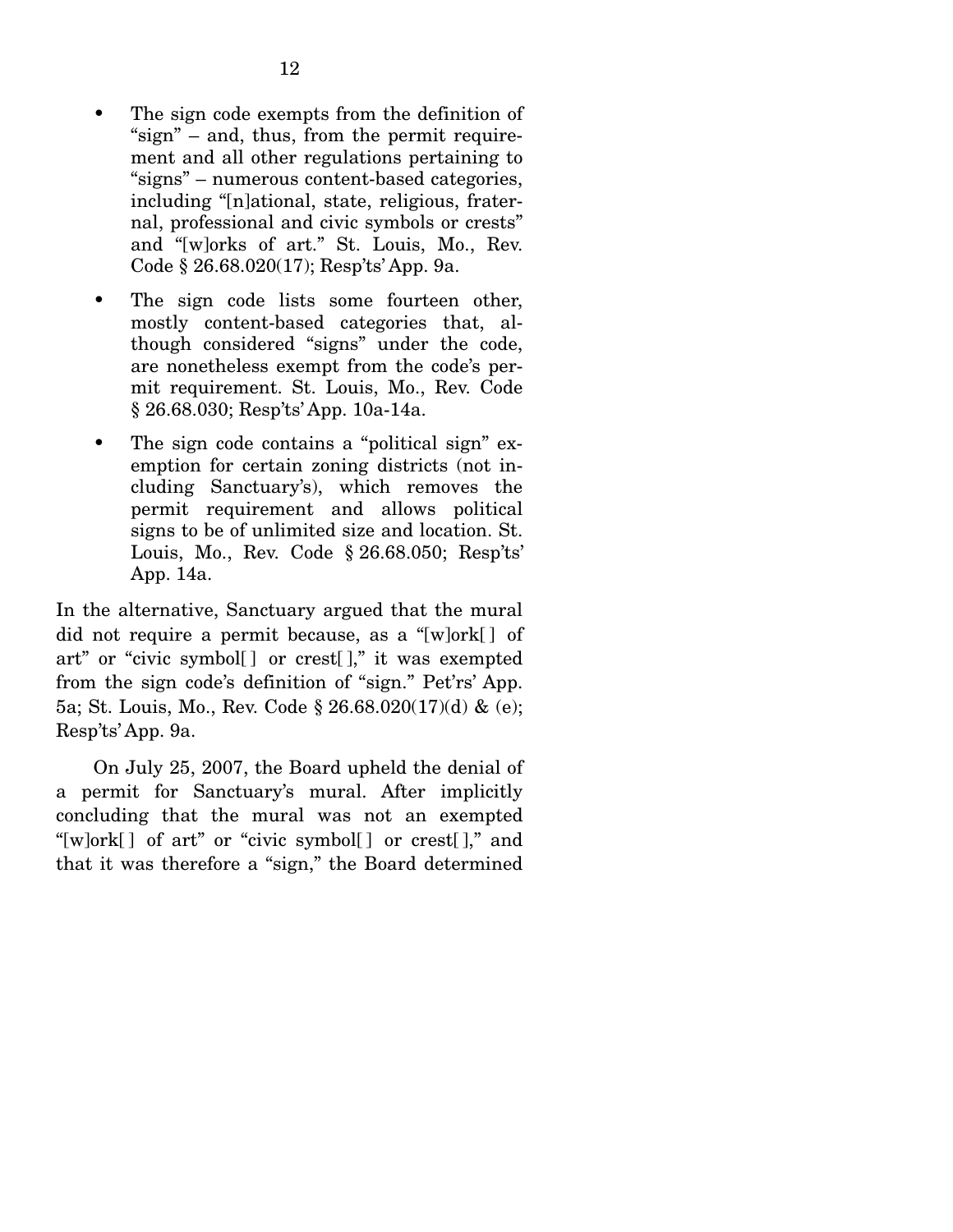- The sign code exempts from the definition of "sign" – and, thus, from the permit requirement and all other regulations pertaining to "signs" – numerous content-based categories, including "[n]ational, state, religious, fraternal, professional and civic symbols or crests" and "[w]orks of art." St. Louis, Mo., Rev. Code § 26.68.020(17); Resp'ts' App. 9a.
- The sign code lists some fourteen other, mostly content-based categories that, although considered "signs" under the code, are nonetheless exempt from the code's permit requirement. St. Louis, Mo., Rev. Code § 26.68.030; Resp'ts' App. 10a-14a.
- The sign code contains a "political sign" exemption for certain zoning districts (not including Sanctuary's), which removes the permit requirement and allows political signs to be of unlimited size and location. St. Louis, Mo., Rev. Code § 26.68.050; Resp'ts' App. 14a.

In the alternative, Sanctuary argued that the mural did not require a permit because, as a "[w]ork[ ] of art" or "civic symbol[ ] or crest[ ]," it was exempted from the sign code's definition of "sign." Pet'rs' App. 5a; St. Louis, Mo., Rev. Code § 26.68.020(17)(d) & (e); Resp'ts' App. 9a.

On July 25, 2007, the Board upheld the denial of a permit for Sanctuary's mural. After implicitly concluding that the mural was not an exempted "[w]ork[ ] of art" or "civic symbol[ ] or crest[ ]," and that it was therefore a "sign," the Board determined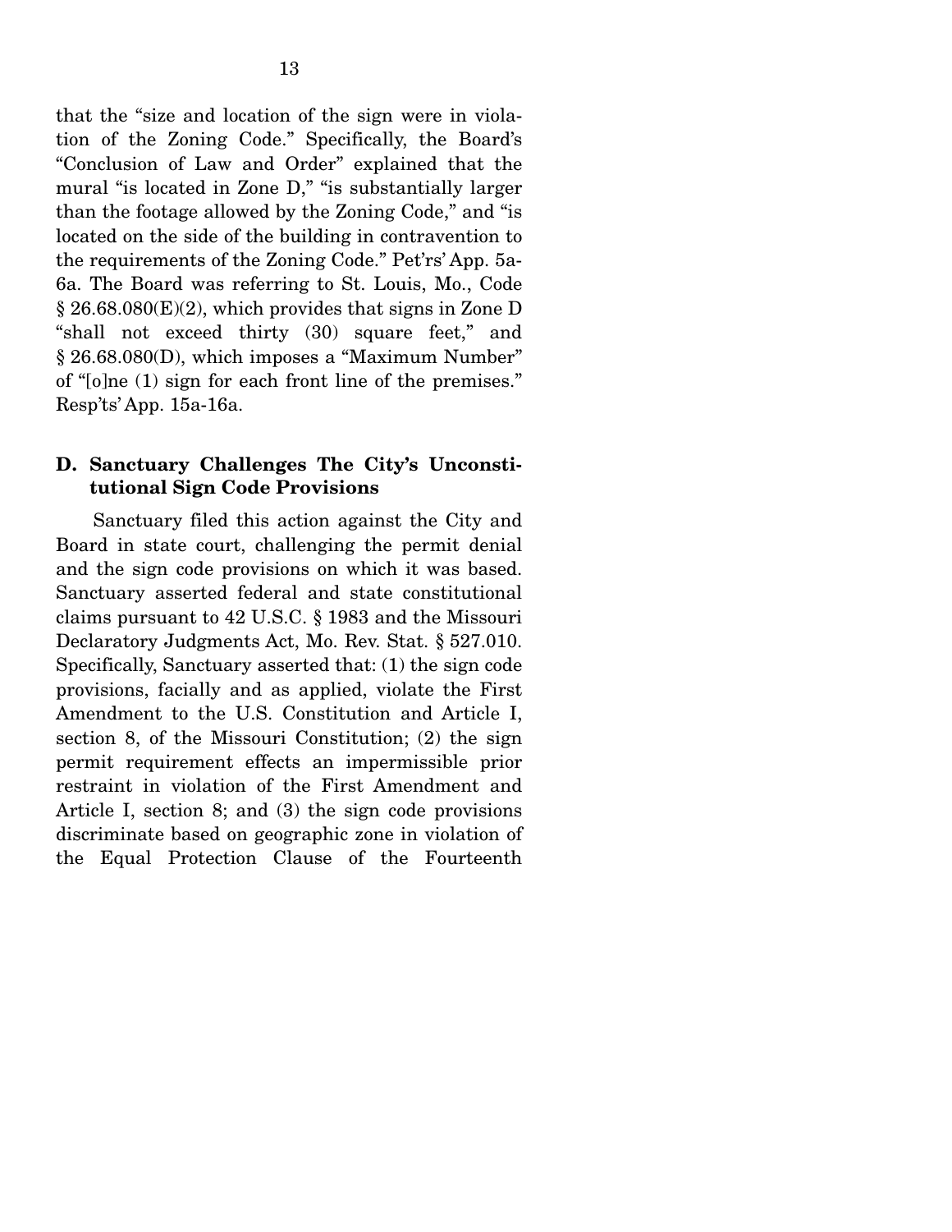that the "size and location of the sign were in violation of the Zoning Code." Specifically, the Board's "Conclusion of Law and Order" explained that the mural "is located in Zone D," "is substantially larger than the footage allowed by the Zoning Code," and "is located on the side of the building in contravention to the requirements of the Zoning Code." Pet'rs' App. 5a-6a. The Board was referring to St. Louis, Mo., Code § 26.68.080(E)(2), which provides that signs in Zone D "shall not exceed thirty (30) square feet," and § 26.68.080(D), which imposes a "Maximum Number" of "[o]ne (1) sign for each front line of the premises." Resp'ts' App. 15a-16a.

### D. Sanctuary Challenges The City's Unconstitutional Sign Code Provisions

Sanctuary filed this action against the City and Board in state court, challenging the permit denial and the sign code provisions on which it was based. Sanctuary asserted federal and state constitutional claims pursuant to 42 U.S.C. § 1983 and the Missouri Declaratory Judgments Act, Mo. Rev. Stat. § 527.010. Specifically, Sanctuary asserted that: (1) the sign code provisions, facially and as applied, violate the First Amendment to the U.S. Constitution and Article I, section 8, of the Missouri Constitution; (2) the sign permit requirement effects an impermissible prior restraint in violation of the First Amendment and Article I, section 8; and (3) the sign code provisions discriminate based on geographic zone in violation of the Equal Protection Clause of the Fourteenth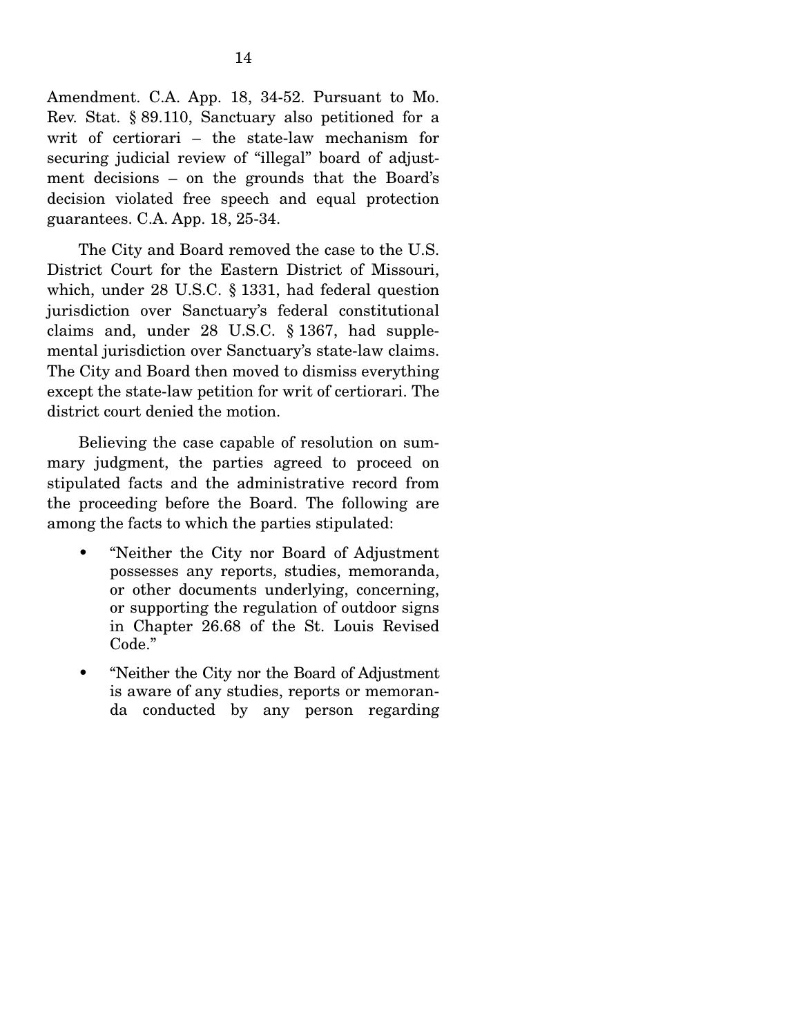Amendment. C.A. App. 18, 34-52. Pursuant to Mo. Rev. Stat. § 89.110, Sanctuary also petitioned for a writ of certiorari – the state-law mechanism for securing judicial review of "illegal" board of adjustment decisions – on the grounds that the Board's decision violated free speech and equal protection guarantees. C.A. App. 18, 25-34.

The City and Board removed the case to the U.S. District Court for the Eastern District of Missouri, which, under 28 U.S.C. § 1331, had federal question jurisdiction over Sanctuary's federal constitutional claims and, under 28 U.S.C. § 1367, had supplemental jurisdiction over Sanctuary's state-law claims. The City and Board then moved to dismiss everything except the state-law petition for writ of certiorari. The district court denied the motion.

Believing the case capable of resolution on summary judgment, the parties agreed to proceed on stipulated facts and the administrative record from the proceeding before the Board. The following are among the facts to which the parties stipulated:

- "Neither the City nor Board of Adjustment possesses any reports, studies, memoranda, or other documents underlying, concerning, or supporting the regulation of outdoor signs in Chapter 26.68 of the St. Louis Revised Code."
- "Neither the City nor the Board of Adjustment is aware of any studies, reports or memoranda conducted by any person regarding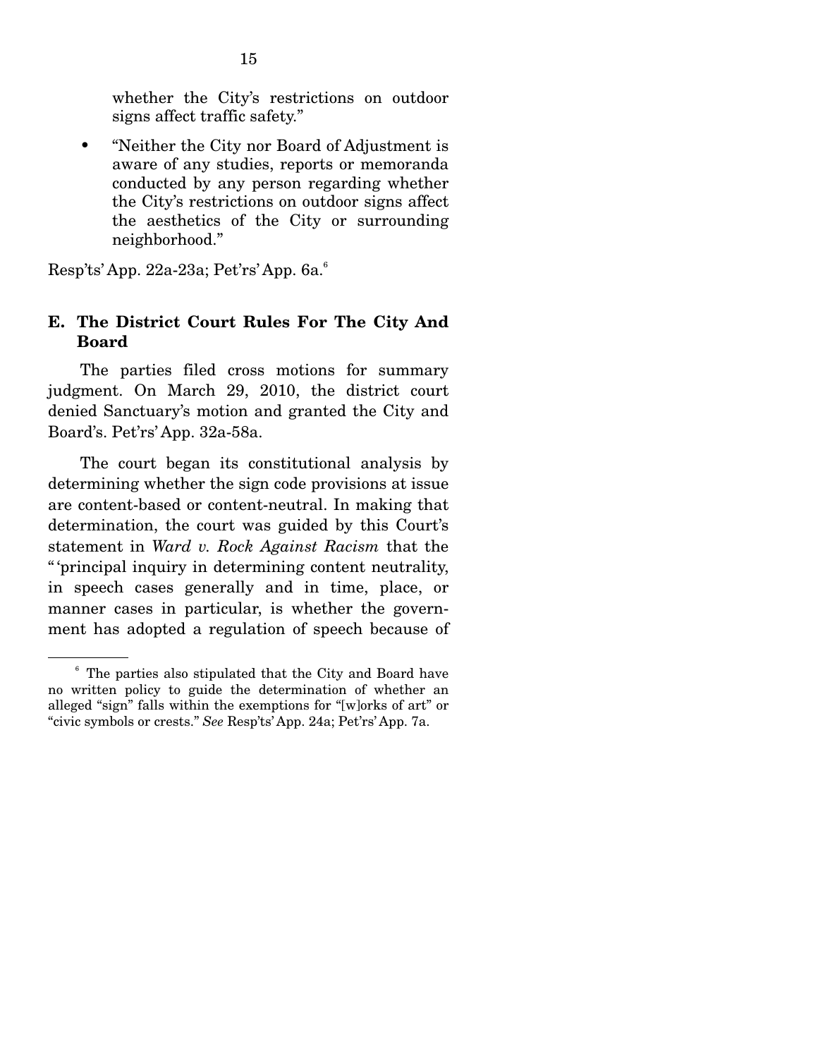whether the City's restrictions on outdoor signs affect traffic safety."

- "Neither the City nor Board of Adjustment is aware of any studies, reports or memoranda conducted by any person regarding whether the City's restrictions on outdoor signs affect the aesthetics of the City or surrounding neighborhood."

Resp'ts' App. 22a-23a; Pet'rs' App. 6a.[6]

### E. The District Court Rules For The City And Board

The parties filed cross motions for summary judgment. On March 29, 2010, the district court denied Sanctuary's motion and granted the City and Board's. Pet'rs' App. 32a-58a.

The court began its constitutional analysis by determining whether the sign code provisions at issue are content-based or content-neutral. In making that determination, the court was guided by this Court's statement in *Ward v. Rock Against Racism* that the "'principal inquiry in determining content neutrality, in speech cases generally and in time, place, or manner cases in particular, is whether the government has adopted a regulation of speech because of

[6] The parties also stipulated that the City and Board have no written policy to guide the determination of whether an alleged "sign" falls within the exemptions for "[w]orks of art" or "civic symbols or crests." *See* Resp'ts' App. 24a; Pet'rs' App. 7a.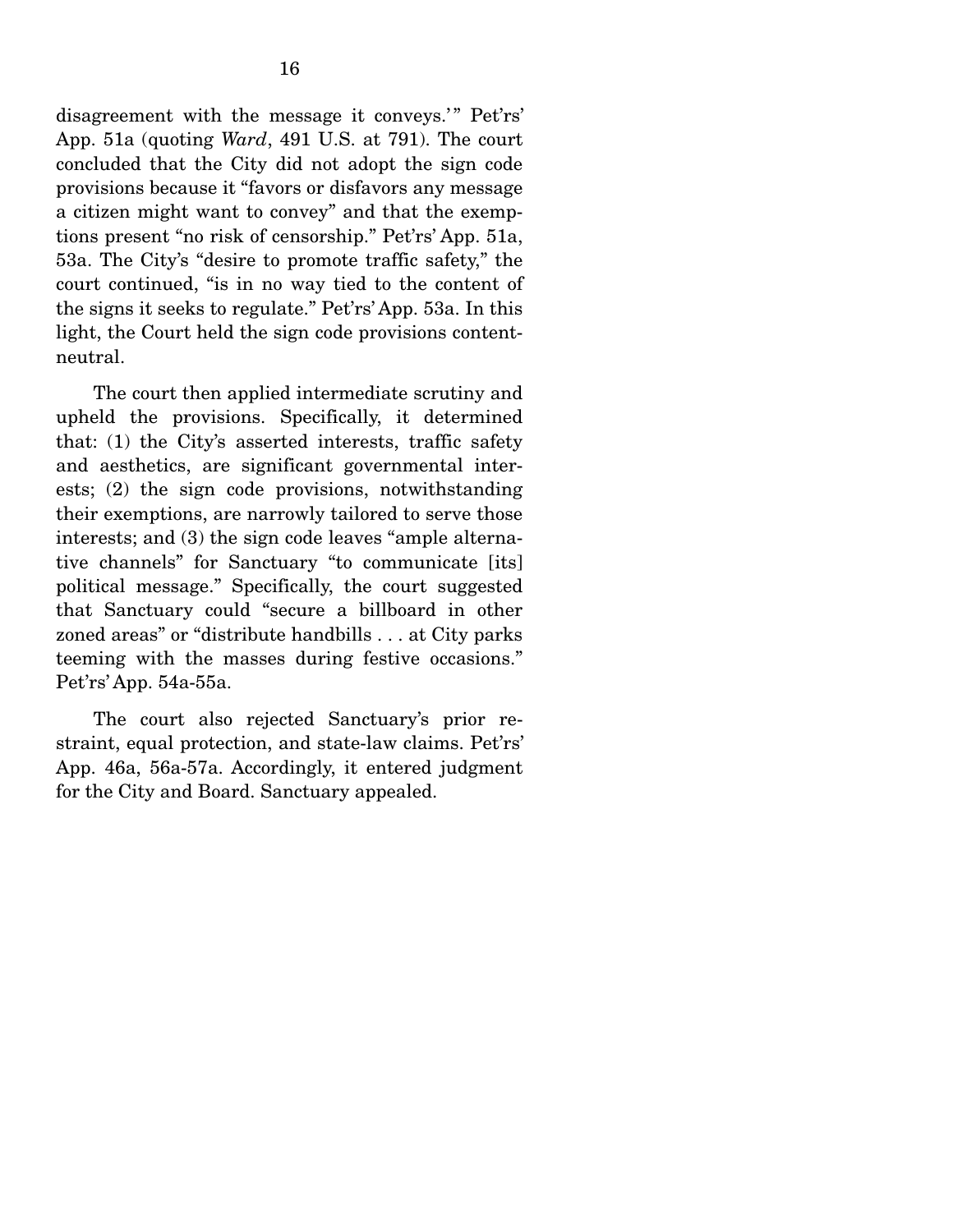disagreement with the message it conveys.'" Pet'rs' App. 51a (quoting *Ward*, 491 U.S. at 791). The court concluded that the City did not adopt the sign code provisions because it "favors or disfavors any message a citizen might want to convey" and that the exemptions present "no risk of censorship." Pet'rs' App. 51a, 53a. The City's "desire to promote traffic safety," the court continued, "is in no way tied to the content of the signs it seeks to regulate." Pet'rs' App. 53a. In this light, the Court held the sign code provisions content-neutral.

The court then applied intermediate scrutiny and upheld the provisions. Specifically, it determined that: (1) the City's asserted interests, traffic safety and aesthetics, are significant governmental interests; (2) the sign code provisions, notwithstanding their exemptions, are narrowly tailored to serve those interests; and (3) the sign code leaves "ample alternative channels" for Sanctuary "to communicate [its] political message." Specifically, the court suggested that Sanctuary could "secure a billboard in other zoned areas" or "distribute handbills . . . at City parks teeming with the masses during festive occasions." Pet'rs' App. 54a-55a.

The court also rejected Sanctuary's prior restraint, equal protection, and state-law claims. Pet'rs' App. 46a, 56a-57a. Accordingly, it entered judgment for the City and Board. Sanctuary appealed.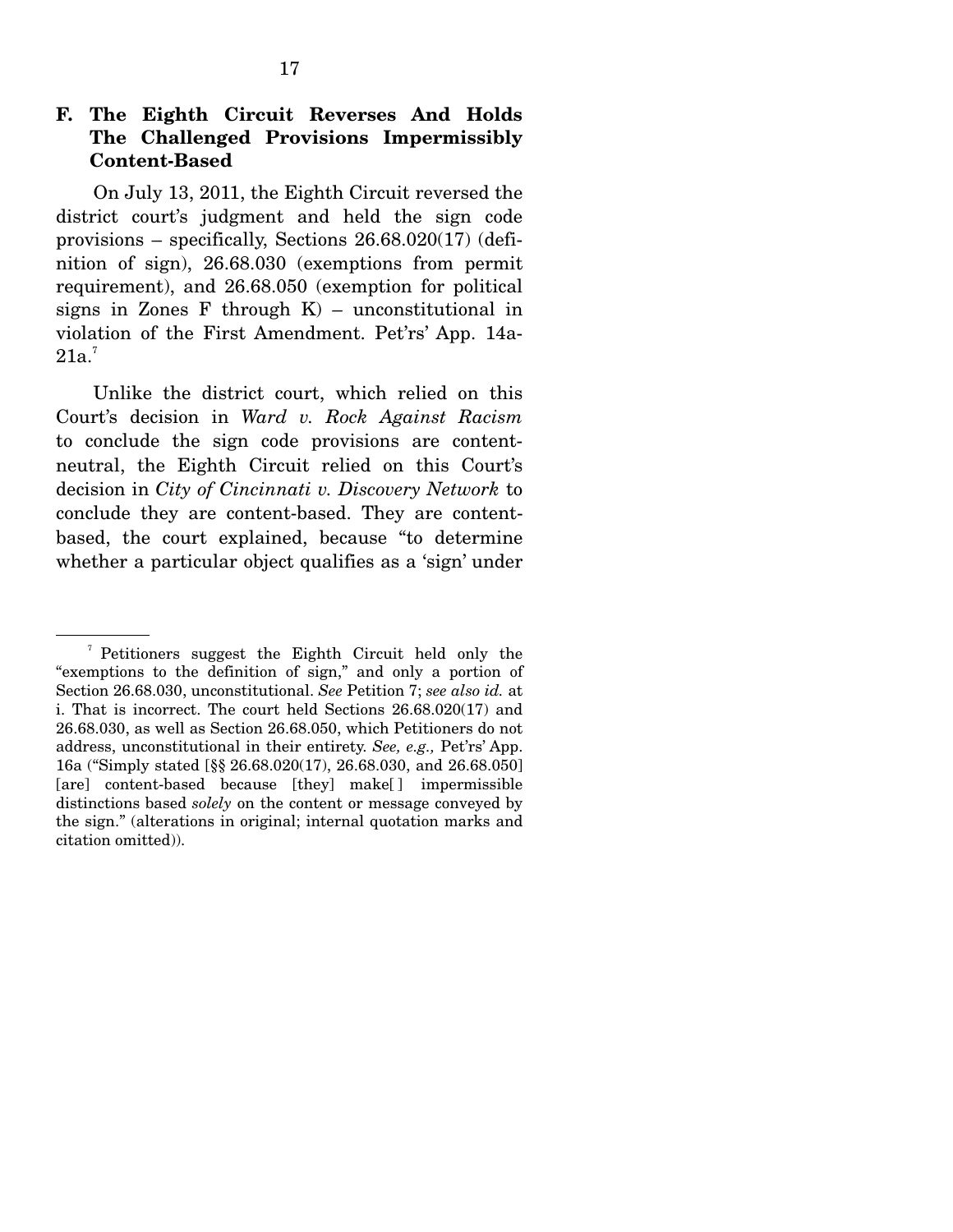### F. The Eighth Circuit Reverses And Holds The Challenged Provisions Impermissibly Content-Based

On July 13, 2011, the Eighth Circuit reversed the district court's judgment and held the sign code provisions – specifically, Sections 26.68.020(17) (definition of sign), 26.68.030 (exemptions from permit requirement), and 26.68.050 (exemption for political signs in Zones F through K) – unconstitutional in violation of the First Amendment. Pet'rs' App. 14a-21a.[7]

Unlike the district court, which relied on this Court's decision in *Ward v. Rock Against Racism* to conclude the sign code provisions are content-neutral, the Eighth Circuit relied on this Court's decision in *City of Cincinnati v. Discovery Network* to conclude they are content-based. They are content-based, the court explained, because "to determine whether a particular object qualifies as a 'sign' under

---

[7] Petitioners suggest the Eighth Circuit held only the "exemptions to the definition of sign," and only a portion of Section 26.68.030, unconstitutional. *See* Petition 7; *see also id.* at i. That is incorrect. The court held Sections 26.68.020(17) and 26.68.030, as well as Section 26.68.050, which Petitioners do not address, unconstitutional in their entirety. *See, e.g.,* Pet'rs' App. 16a ("Simply stated [§§ 26.68.020(17), 26.68.030, and 26.68.050] [are] content-based because [they] make[ ] impermissible distinctions based *solely* on the content or message conveyed by the sign." (alterations in original; internal quotation marks and citation omitted)).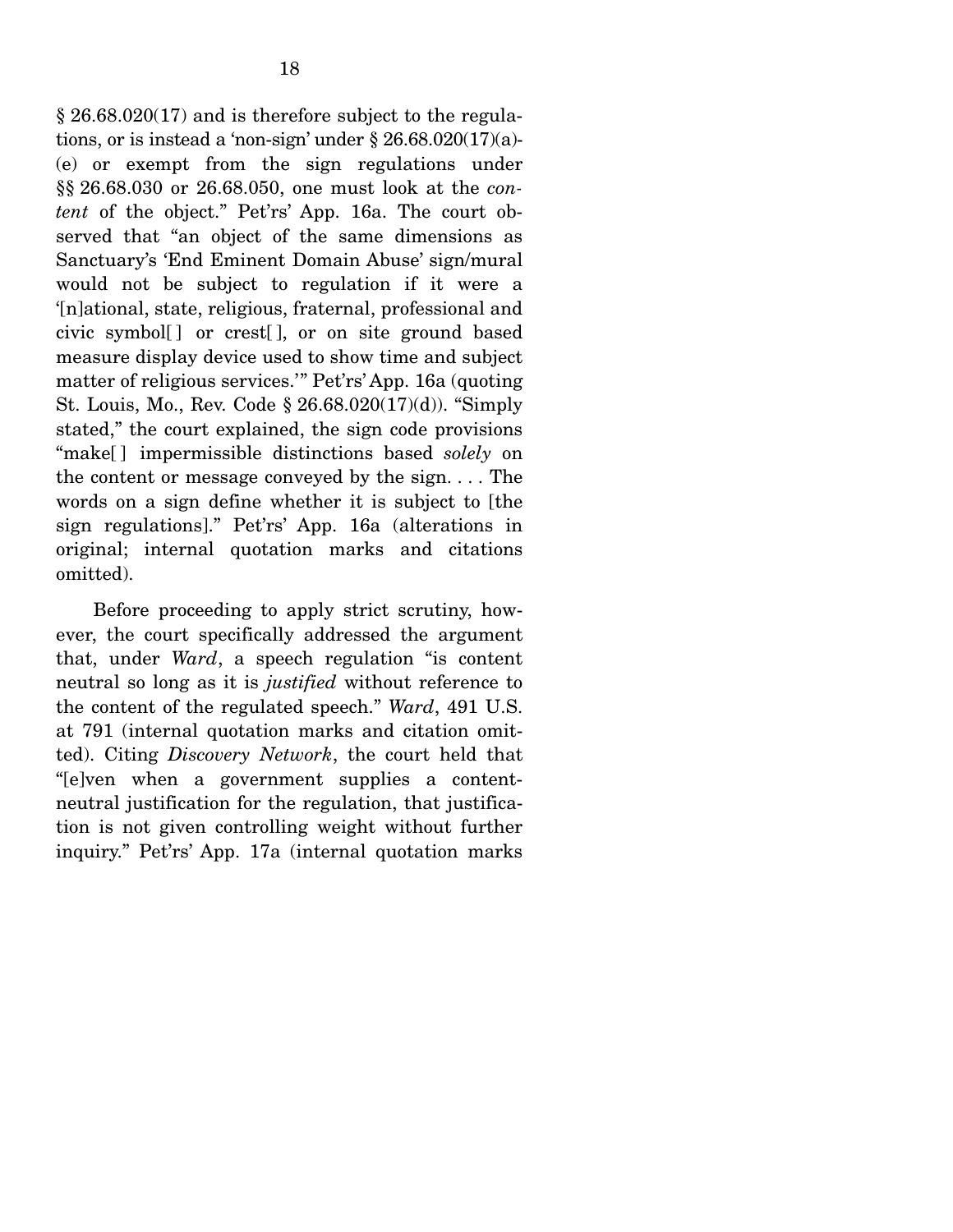§ 26.68.020(17) and is therefore subject to the regulations, or is instead a 'non-sign' under § 26.68.020(17)(a)-(e) or exempt from the sign regulations under §§ 26.68.030 or 26.68.050, one must look at the *content* of the object." Pet'rs' App. 16a. The court observed that "an object of the same dimensions as Sanctuary's 'End Eminent Domain Abuse' sign/mural would not be subject to regulation if it were a '[n]ational, state, religious, fraternal, professional and civic symbol[ ] or crest[ ], or on site ground based measure display device used to show time and subject matter of religious services.'" Pet'rs' App. 16a (quoting St. Louis, Mo., Rev. Code § 26.68.020(17)(d)). "Simply stated," the court explained, the sign code provisions "make[ ] impermissible distinctions based *solely* on the content or message conveyed by the sign. . . . The words on a sign define whether it is subject to [the sign regulations]." Pet'rs' App. 16a (alterations in original; internal quotation marks and citations omitted).

Before proceeding to apply strict scrutiny, however, the court specifically addressed the argument that, under *Ward*, a speech regulation "is content neutral so long as it is *justified* without reference to the content of the regulated speech." *Ward*, 491 U.S. at 791 (internal quotation marks and citation omitted). Citing *Discovery Network*, the court held that "[e]ven when a government supplies a content-neutral justification for the regulation, that justification is not given controlling weight without further inquiry." Pet'rs' App. 17a (internal quotation marks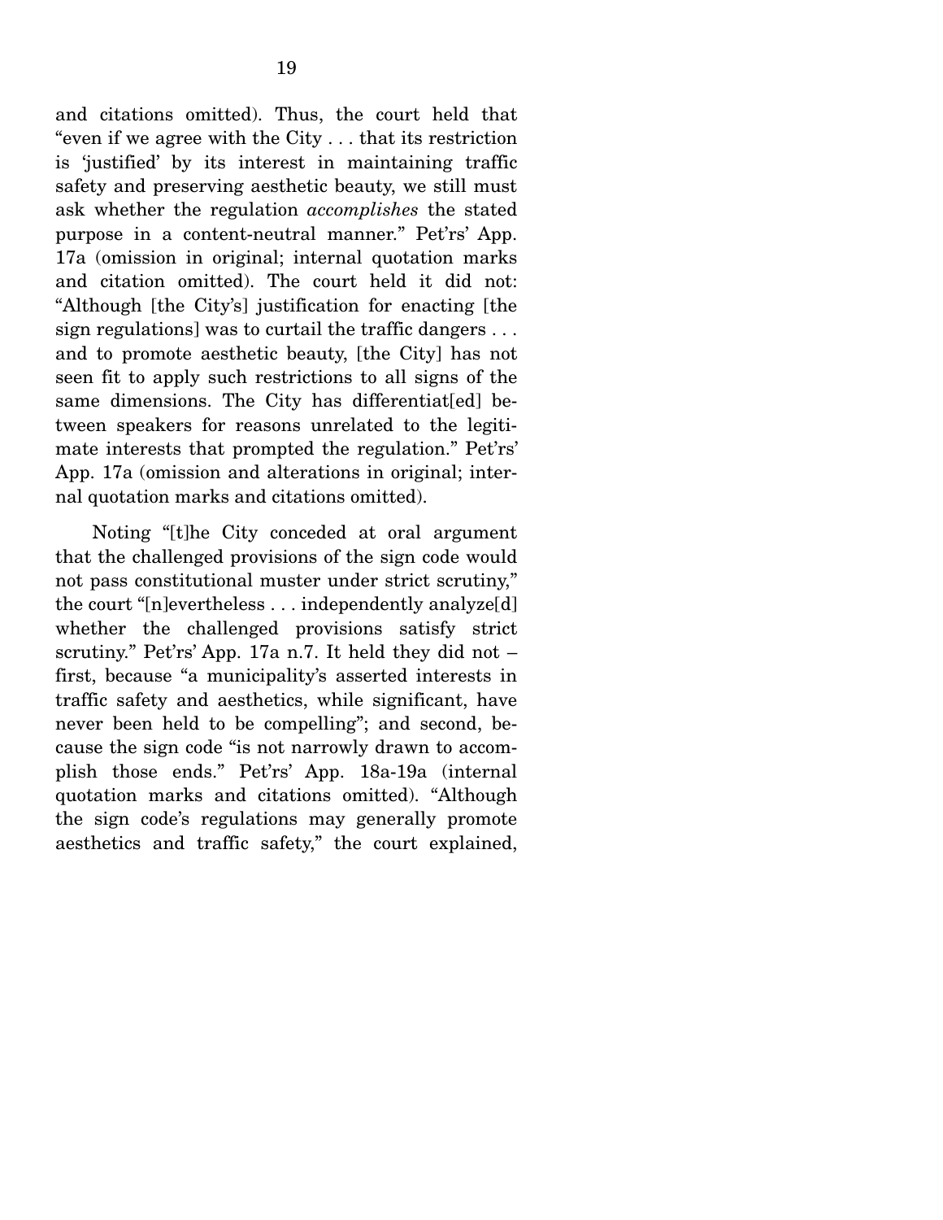and citations omitted). Thus, the court held that "even if we agree with the City . . . that its restriction is 'justified' by its interest in maintaining traffic safety and preserving aesthetic beauty, we still must ask whether the regulation *accomplishes* the stated purpose in a content-neutral manner." Pet'rs' App. 17a (omission in original; internal quotation marks and citation omitted). The court held it did not: "Although [the City's] justification for enacting [the sign regulations] was to curtail the traffic dangers . . . and to promote aesthetic beauty, [the City] has not seen fit to apply such restrictions to all signs of the same dimensions. The City has differentiat[ed] between speakers for reasons unrelated to the legitimate interests that prompted the regulation." Pet'rs' App. 17a (omission and alterations in original; internal quotation marks and citations omitted).

Noting "[t]he City conceded at oral argument that the challenged provisions of the sign code would not pass constitutional muster under strict scrutiny," the court "[n]evertheless . . . independently analyze[d] whether the challenged provisions satisfy strict scrutiny." Pet'rs' App. 17a n.7. It held they did not – first, because "a municipality's asserted interests in traffic safety and aesthetics, while significant, have never been held to be compelling"; and second, because the sign code "is not narrowly drawn to accomplish those ends." Pet'rs' App. 18a-19a (internal quotation marks and citations omitted). "Although the sign code's regulations may generally promote aesthetics and traffic safety," the court explained,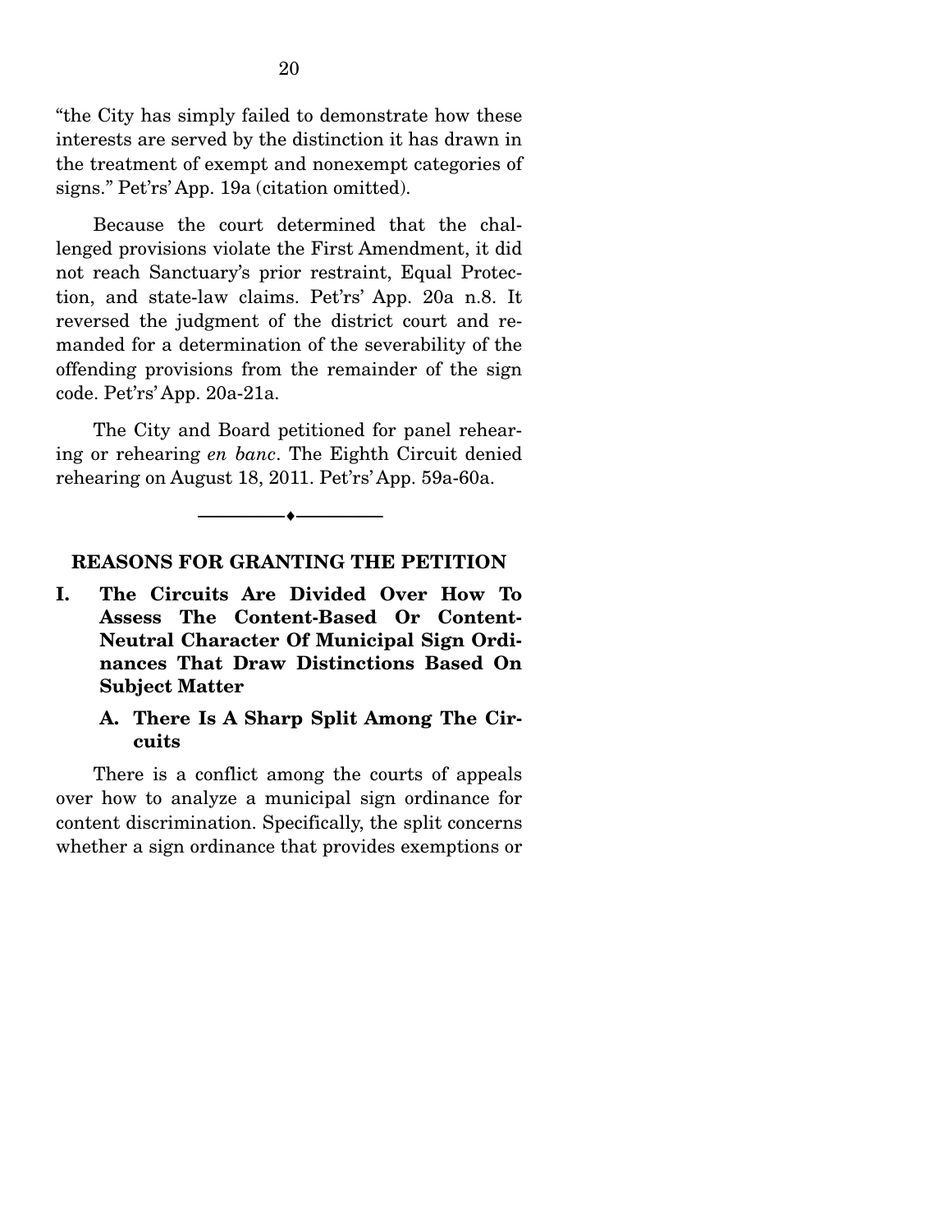"the City has simply failed to demonstrate how these interests are served by the distinction it has drawn in the treatment of exempt and nonexempt categories of signs." Pet'rs' App. 19a (citation omitted).

Because the court determined that the challenged provisions violate the First Amendment, it did not reach Sanctuary's prior restraint, Equal Protection, and state-law claims. Pet'rs' App. 20a n.8. It reversed the judgment of the district court and remanded for a determination of the severability of the offending provisions from the remainder of the sign code. Pet'rs' App. 20a-21a.

The City and Board petitioned for panel rehearing or rehearing *en banc*. The Eighth Circuit denied rehearing on August 18, 2011. Pet'rs' App. 59a-60a.

---

## REASONS FOR GRANTING THE PETITION

### I. The Circuits Are Divided Over How To Assess The Content-Based Or Content-Neutral Character Of Municipal Sign Ordinances That Draw Distinctions Based On Subject Matter

#### A. There Is A Sharp Split Among The Circuits

There is a conflict among the courts of appeals over how to analyze a municipal sign ordinance for content discrimination. Specifically, the split concerns whether a sign ordinance that provides exemptions or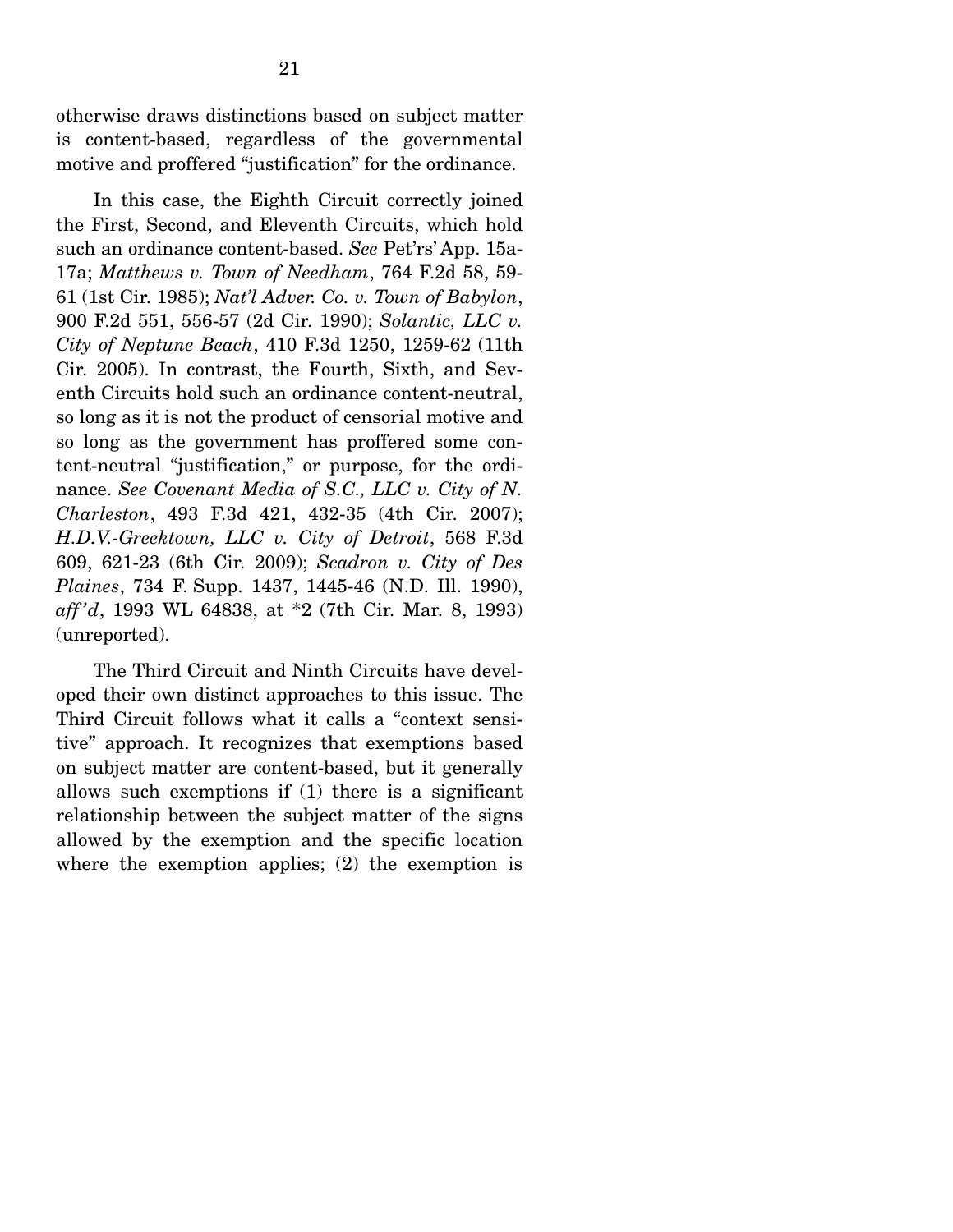otherwise draws distinctions based on subject matter is content-based, regardless of the governmental motive and proffered "justification" for the ordinance.

In this case, the Eighth Circuit correctly joined the First, Second, and Eleventh Circuits, which hold such an ordinance content-based. *See* Pet'rs' App. 15a-17a; *Matthews v. Town of Needham*, 764 F.2d 58, 59-61 (1st Cir. 1985); *Nat'l Adver. Co. v. Town of Babylon*, 900 F.2d 551, 556-57 (2d Cir. 1990); *Solantic, LLC v. City of Neptune Beach*, 410 F.3d 1250, 1259-62 (11th Cir. 2005). In contrast, the Fourth, Sixth, and Seventh Circuits hold such an ordinance content-neutral, so long as it is not the product of censorial motive and so long as the government has proffered some content-neutral "justification," or purpose, for the ordinance. *See Covenant Media of S.C., LLC v. City of N. Charleston*, 493 F.3d 421, 432-35 (4th Cir. 2007); *H.D.V.-Greektown, LLC v. City of Detroit*, 568 F.3d 609, 621-23 (6th Cir. 2009); *Scadron v. City of Des Plaines*, 734 F. Supp. 1437, 1445-46 (N.D. Ill. 1990), *aff'd*, 1993 WL 64838, at *2 (7th Cir. Mar. 8, 1993) (unreported).

The Third Circuit and Ninth Circuits have developed their own distinct approaches to this issue. The Third Circuit follows what it calls a "context sensitive" approach. It recognizes that exemptions based on subject matter are content-based, but it generally allows such exemptions if (1) there is a significant relationship between the subject matter of the signs allowed by the exemption and the specific location where the exemption applies; (2) the exemption is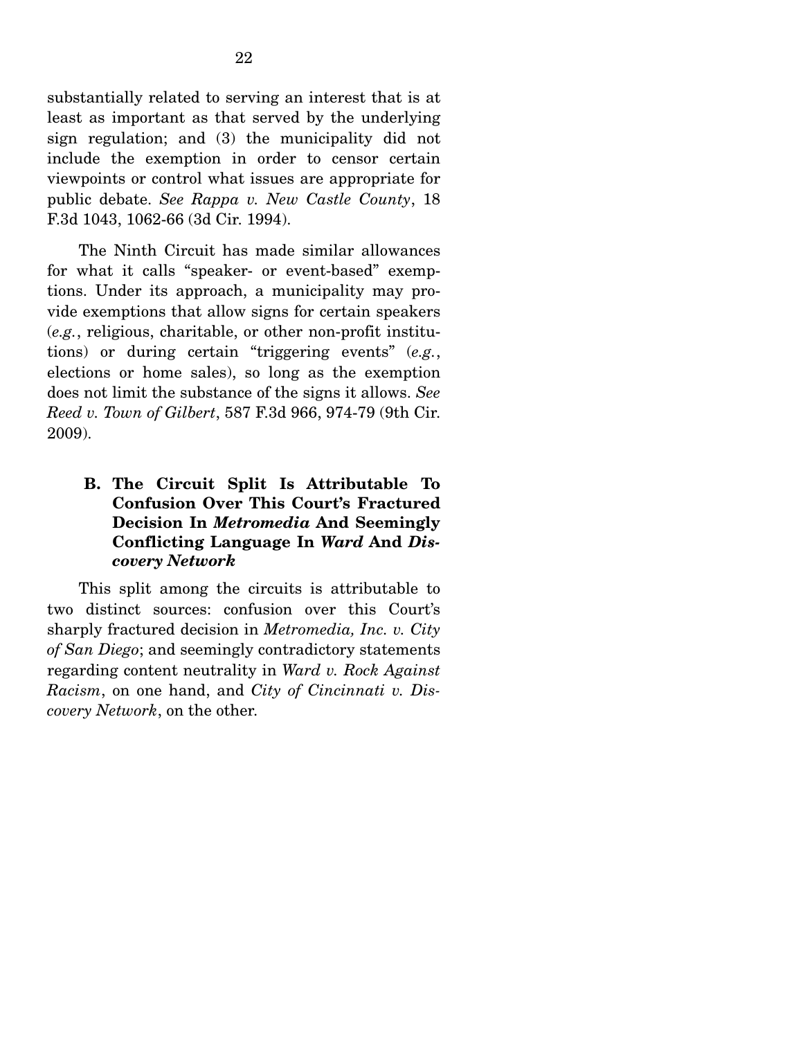substantially related to serving an interest that is at least as important as that served by the underlying sign regulation; and (3) the municipality did not include the exemption in order to censor certain viewpoints or control what issues are appropriate for public debate. *See Rappa v. New Castle County*, 18 F.3d 1043, 1062-66 (3d Cir. 1994).

The Ninth Circuit has made similar allowances for what it calls "speaker- or event-based" exemptions. Under its approach, a municipality may provide exemptions that allow signs for certain speakers (*e.g.*, religious, charitable, or other non-profit institutions) or during certain "triggering events" (*e.g.*, elections or home sales), so long as the exemption does not limit the substance of the signs it allows. *See Reed v. Town of Gilbert*, 587 F.3d 966, 974-79 (9th Cir. 2009).

### B. The Circuit Split Is Attributable To Confusion Over This Court's Fractured Decision In *Metromedia* And Seemingly Conflicting Language In *Ward* And *Discovery Network*

This split among the circuits is attributable to two distinct sources: confusion over this Court's sharply fractured decision in *Metromedia, Inc. v. City of San Diego*; and seemingly contradictory statements regarding content neutrality in *Ward v. Rock Against Racism*, on one hand, and *City of Cincinnati v. Discovery Network*, on the other.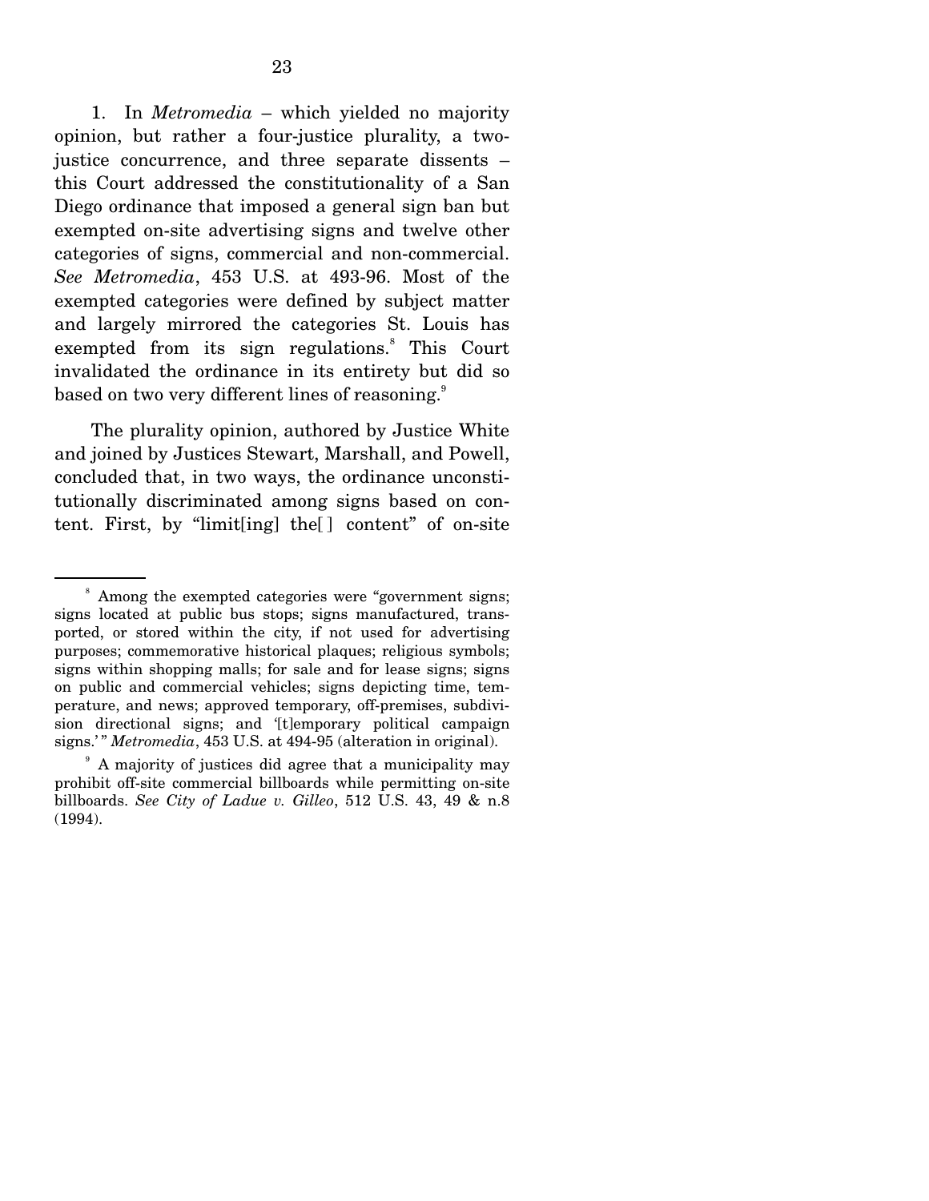1. In *Metromedia* – which yielded no majority opinion, but rather a four-justice plurality, a two-justice concurrence, and three separate dissents – this Court addressed the constitutionality of a San Diego ordinance that imposed a general sign ban but exempted on-site advertising signs and twelve other categories of signs, commercial and non-commercial. *See Metromedia*, 453 U.S. at 493-96. Most of the exempted categories were defined by subject matter and largely mirrored the categories St. Louis has exempted from its sign regulations.[8] This Court invalidated the ordinance in its entirety but did so based on two very different lines of reasoning.[9]

The plurality opinion, authored by Justice White and joined by Justices Stewart, Marshall, and Powell, concluded that, in two ways, the ordinance unconstitutionally discriminated among signs based on content. First, by "limit[ing] the[ ] content" of on-site

---

[8] Among the exempted categories were "government signs; signs located at public bus stops; signs manufactured, transported, or stored within the city, if not used for advertising purposes; commemorative historical plaques; religious symbols; signs within shopping malls; for sale and for lease signs; signs on public and commercial vehicles; signs depicting time, temperature, and news; approved temporary, off-premises, subdivision directional signs; and '[t]emporary political campaign signs.'" *Metromedia*, 453 U.S. at 494-95 (alteration in original).

[9] A majority of justices did agree that a municipality may prohibit off-site commercial billboards while permitting on-site billboards. *See City of Ladue v. Gilleo*, 512 U.S. 43, 49 & n.8 (1994).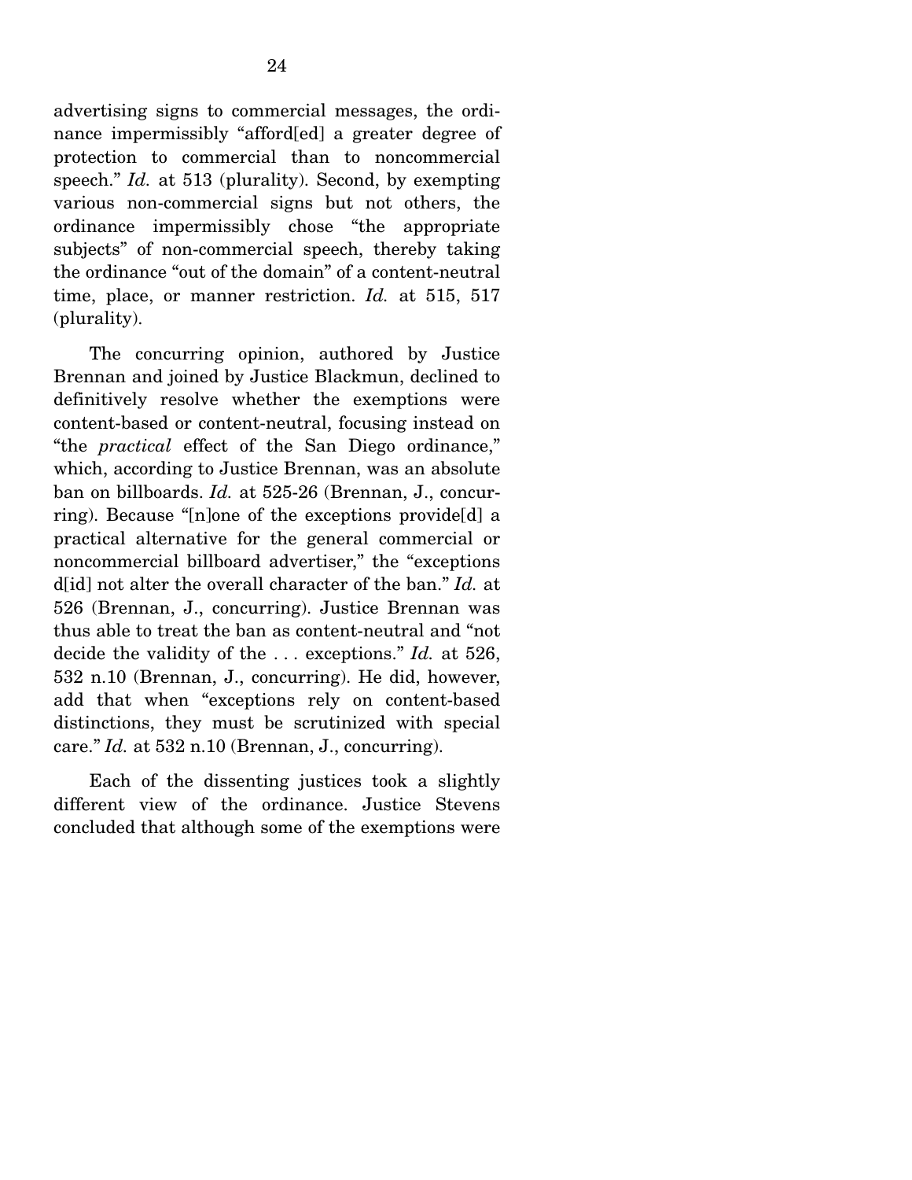advertising signs to commercial messages, the ordinance impermissibly "afford[ed] a greater degree of protection to commercial than to noncommercial speech." *Id.* at 513 (plurality). Second, by exempting various non-commercial signs but not others, the ordinance impermissibly chose "the appropriate subjects" of non-commercial speech, thereby taking the ordinance "out of the domain" of a content-neutral time, place, or manner restriction. *Id.* at 515, 517 (plurality).

The concurring opinion, authored by Justice Brennan and joined by Justice Blackmun, declined to definitively resolve whether the exemptions were content-based or content-neutral, focusing instead on "the *practical* effect of the San Diego ordinance," which, according to Justice Brennan, was an absolute ban on billboards. *Id.* at 525-26 (Brennan, J., concurring). Because "[n]one of the exceptions provide[d] a practical alternative for the general commercial or noncommercial billboard advertiser," the "exceptions d[id] not alter the overall character of the ban." *Id.* at 526 (Brennan, J., concurring). Justice Brennan was thus able to treat the ban as content-neutral and "not decide the validity of the . . . exceptions." *Id.* at 526, 532 n.10 (Brennan, J., concurring). He did, however, add that when "exceptions rely on content-based distinctions, they must be scrutinized with special care." *Id.* at 532 n.10 (Brennan, J., concurring).

Each of the dissenting justices took a slightly different view of the ordinance. Justice Stevens concluded that although some of the exemptions were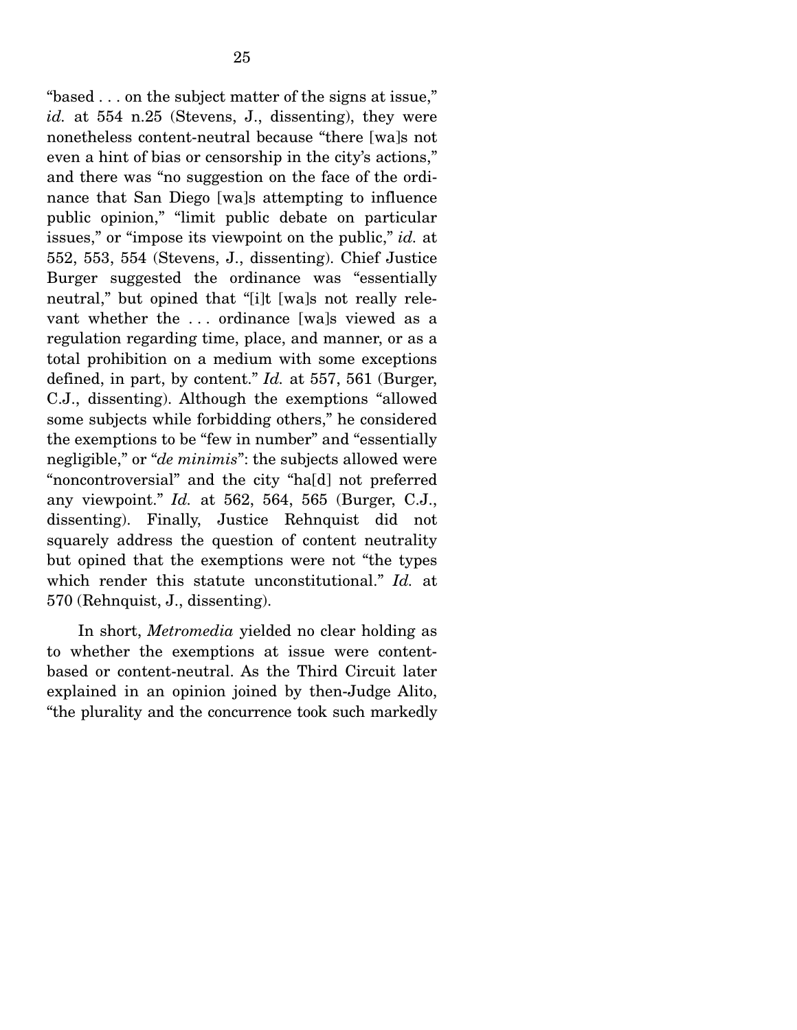"based . . . on the subject matter of the signs at issue," *id.* at 554 n.25 (Stevens, J., dissenting), they were nonetheless content-neutral because "there [wa]s not even a hint of bias or censorship in the city's actions," and there was "no suggestion on the face of the ordinance that San Diego [wa]s attempting to influence public opinion," "limit public debate on particular issues," or "impose its viewpoint on the public," *id.* at 552, 553, 554 (Stevens, J., dissenting). Chief Justice Burger suggested the ordinance was "essentially neutral," but opined that "[i]t [wa]s not really relevant whether the . . . ordinance [wa]s viewed as a regulation regarding time, place, and manner, or as a total prohibition on a medium with some exceptions defined, in part, by content." *Id.* at 557, 561 (Burger, C.J., dissenting). Although the exemptions "allowed some subjects while forbidding others," he considered the exemptions to be "few in number" and "essentially negligible," or "*de minimis*": the subjects allowed were "noncontroversial" and the city "ha[d] not preferred any viewpoint." *Id.* at 562, 564, 565 (Burger, C.J., dissenting). Finally, Justice Rehnquist did not squarely address the question of content neutrality but opined that the exemptions were not "the types which render this statute unconstitutional." *Id.* at 570 (Rehnquist, J., dissenting).

In short, *Metromedia* yielded no clear holding as to whether the exemptions at issue were content-based or content-neutral. As the Third Circuit later explained in an opinion joined by then-Judge Alito, "the plurality and the concurrence took such markedly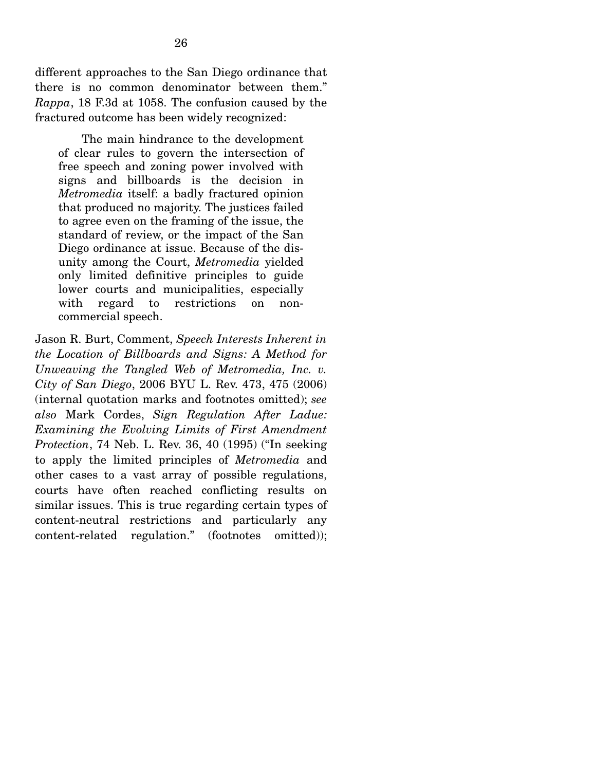different approaches to the San Diego ordinance that there is no common denominator between them." *Rappa*, 18 F.3d at 1058. The confusion caused by the fractured outcome has been widely recognized:

> The main hindrance to the development of clear rules to govern the intersection of free speech and zoning power involved with signs and billboards is the decision in *Metromedia* itself: a badly fractured opinion that produced no majority. The justices failed to agree even on the framing of the issue, the standard of review, or the impact of the San Diego ordinance at issue. Because of the disunity among the Court, *Metromedia* yielded only limited definitive principles to guide lower courts and municipalities, especially with regard to restrictions on non-commercial speech.

Jason R. Burt, Comment, *Speech Interests Inherent in the Location of Billboards and Signs: A Method for Unweaving the Tangled Web of Metromedia, Inc. v. City of San Diego*, 2006 BYU L. Rev. 473, 475 (2006) (internal quotation marks and footnotes omitted); *see also* Mark Cordes, *Sign Regulation After Ladue: Examining the Evolving Limits of First Amendment Protection*, 74 Neb. L. Rev. 36, 40 (1995) ("In seeking to apply the limited principles of *Metromedia* and other cases to a vast array of possible regulations, courts have often reached conflicting results on similar issues. This is true regarding certain types of content-neutral restrictions and particularly any content-related regulation." (footnotes omitted));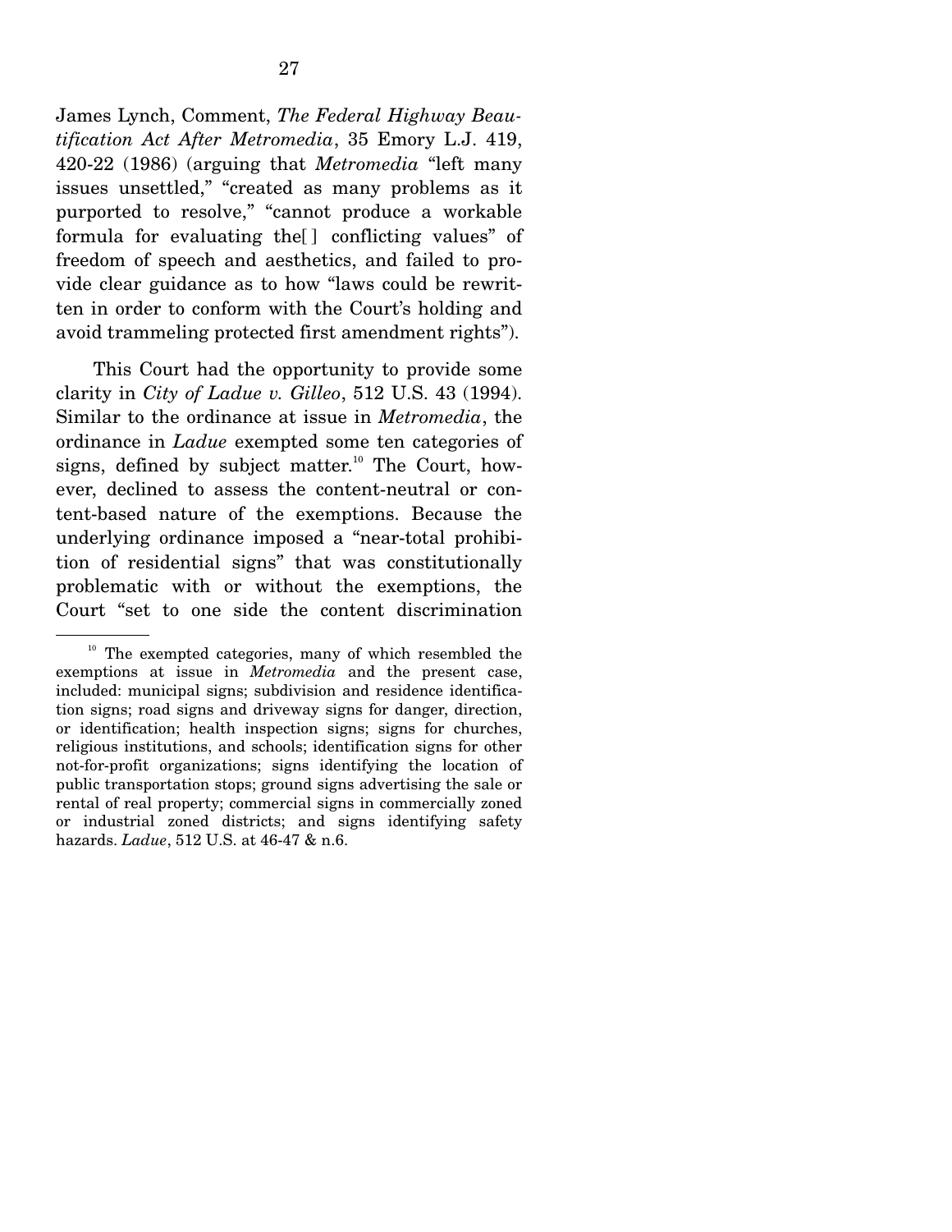James Lynch, Comment, *The Federal Highway Beautification Act After Metromedia*, 35 Emory L.J. 419, 420-22 (1986) (arguing that *Metromedia* "left many issues unsettled," "created as many problems as it purported to resolve," "cannot produce a workable formula for evaluating the[ ] conflicting values" of freedom of speech and aesthetics, and failed to provide clear guidance as to how "laws could be rewritten in order to conform with the Court's holding and avoid trammeling protected first amendment rights").

This Court had the opportunity to provide some clarity in *City of Ladue v. Gilleo*, 512 U.S. 43 (1994). Similar to the ordinance at issue in *Metromedia*, the ordinance in *Ladue* exempted some ten categories of signs, defined by subject matter.[10] The Court, however, declined to assess the content-neutral or content-based nature of the exemptions. Because the underlying ordinance imposed a "near-total prohibition of residential signs" that was constitutionally problematic with or without the exemptions, the Court "set to one side the content discrimination

---

[10] The exempted categories, many of which resembled the exemptions at issue in *Metromedia* and the present case, included: municipal signs; subdivision and residence identification signs; road signs and driveway signs for danger, direction, or identification; health inspection signs; signs for churches, religious institutions, and schools; identification signs for other not-for-profit organizations; signs identifying the location of public transportation stops; ground signs advertising the sale or rental of real property; commercial signs in commercially zoned or industrial zoned districts; and signs identifying safety hazards. *Ladue*, 512 U.S. at 46-47 & n.6.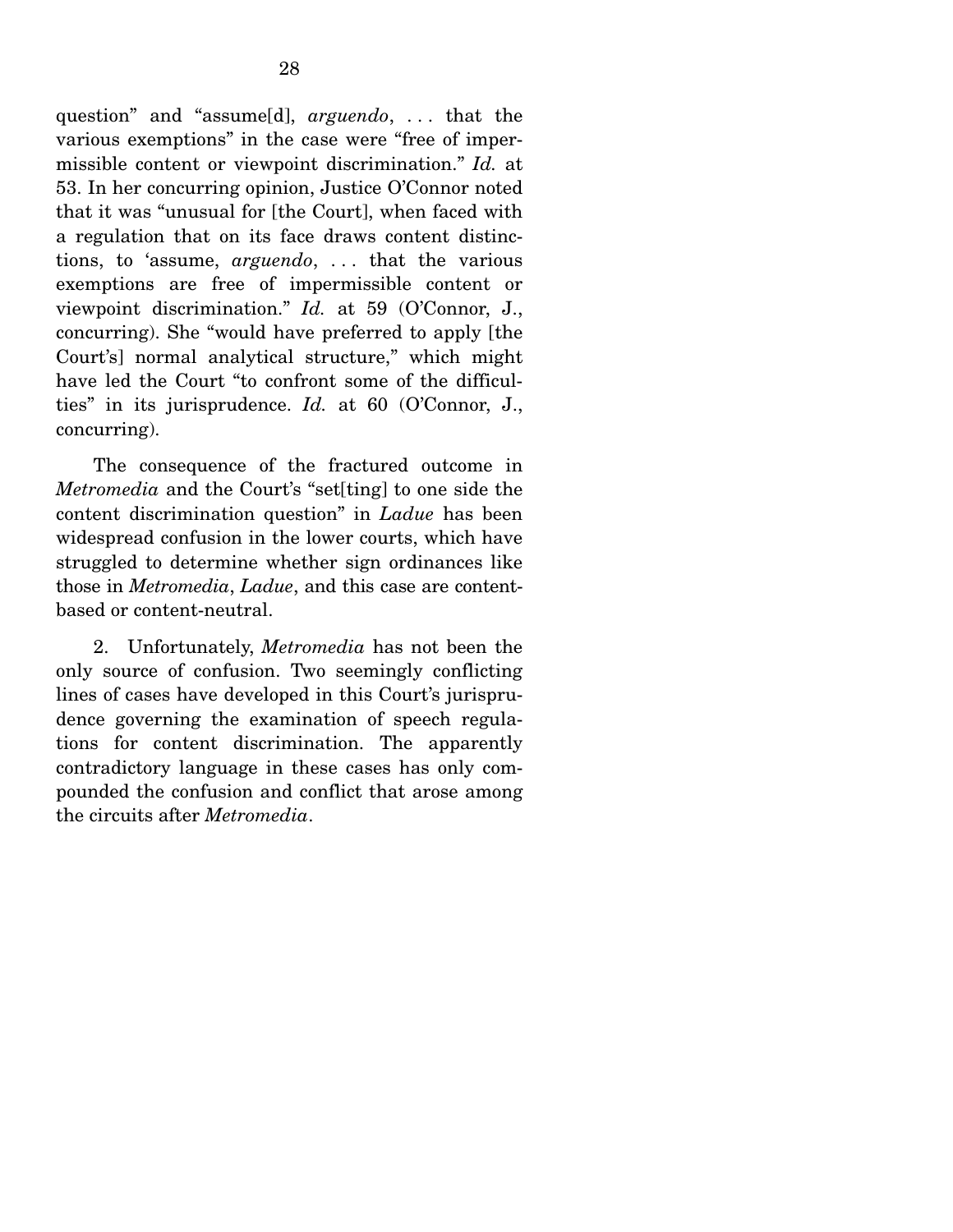question" and "assume[d], *arguendo*, . . . that the various exemptions" in the case were "free of impermissible content or viewpoint discrimination." *Id.* at 53. In her concurring opinion, Justice O'Connor noted that it was "unusual for [the Court], when faced with a regulation that on its face draws content distinctions, to 'assume, *arguendo*, . . . that the various exemptions are free of impermissible content or viewpoint discrimination." *Id.* at 59 (O'Connor, J., concurring). She "would have preferred to apply [the Court's] normal analytical structure," which might have led the Court "to confront some of the difficulties" in its jurisprudence. *Id.* at 60 (O'Connor, J., concurring).

The consequence of the fractured outcome in *Metromedia* and the Court's "set[ting] to one side the content discrimination question" in *Ladue* has been widespread confusion in the lower courts, which have struggled to determine whether sign ordinances like those in *Metromedia*, *Ladue*, and this case are content-based or content-neutral.

2. Unfortunately, *Metromedia* has not been the only source of confusion. Two seemingly conflicting lines of cases have developed in this Court's jurisprudence governing the examination of speech regulations for content discrimination. The apparently contradictory language in these cases has only compounded the confusion and conflict that arose among the circuits after *Metromedia*.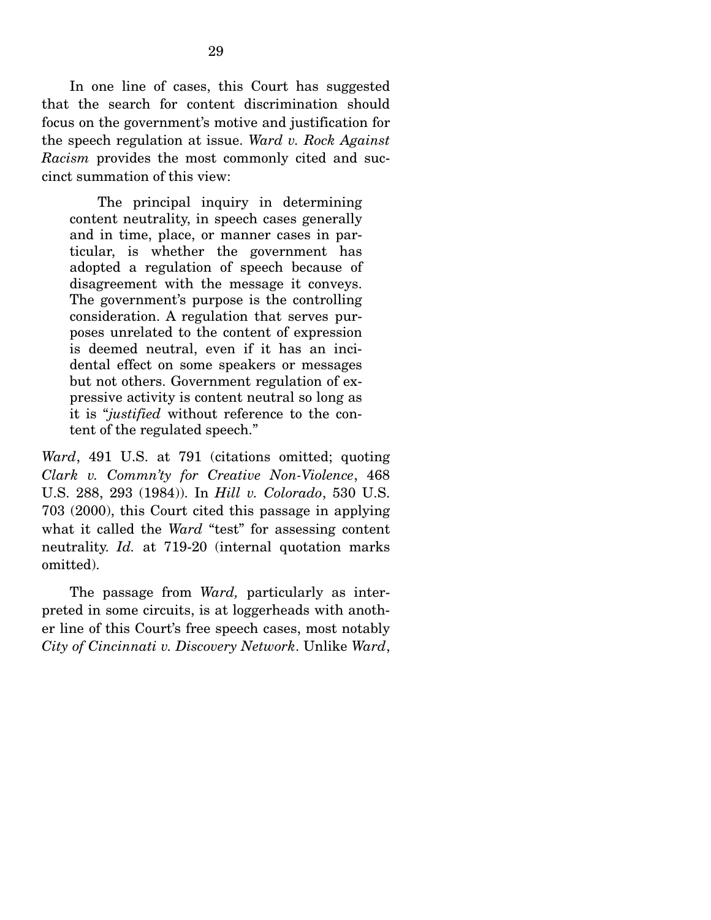In one line of cases, this Court has suggested that the search for content discrimination should focus on the government's motive and justification for the speech regulation at issue. *Ward v. Rock Against Racism* provides the most commonly cited and succinct summation of this view:

> The principal inquiry in determining content neutrality, in speech cases generally and in time, place, or manner cases in particular, is whether the government has adopted a regulation of speech because of disagreement with the message it conveys. The government's purpose is the controlling consideration. A regulation that serves purposes unrelated to the content of expression is deemed neutral, even if it has an incidental effect on some speakers or messages but not others. Government regulation of expressive activity is content neutral so long as it is "*justified* without reference to the content of the regulated speech."

*Ward*, 491 U.S. at 791 (citations omitted; quoting *Clark v. Commn'ty for Creative Non-Violence*, 468 U.S. 288, 293 (1984)). In *Hill v. Colorado*, 530 U.S. 703 (2000), this Court cited this passage in applying what it called the *Ward* "test" for assessing content neutrality. *Id.* at 719-20 (internal quotation marks omitted).

The passage from *Ward,* particularly as interpreted in some circuits, is at loggerheads with another line of this Court's free speech cases, most notably *City of Cincinnati v. Discovery Network*. Unlike *Ward*,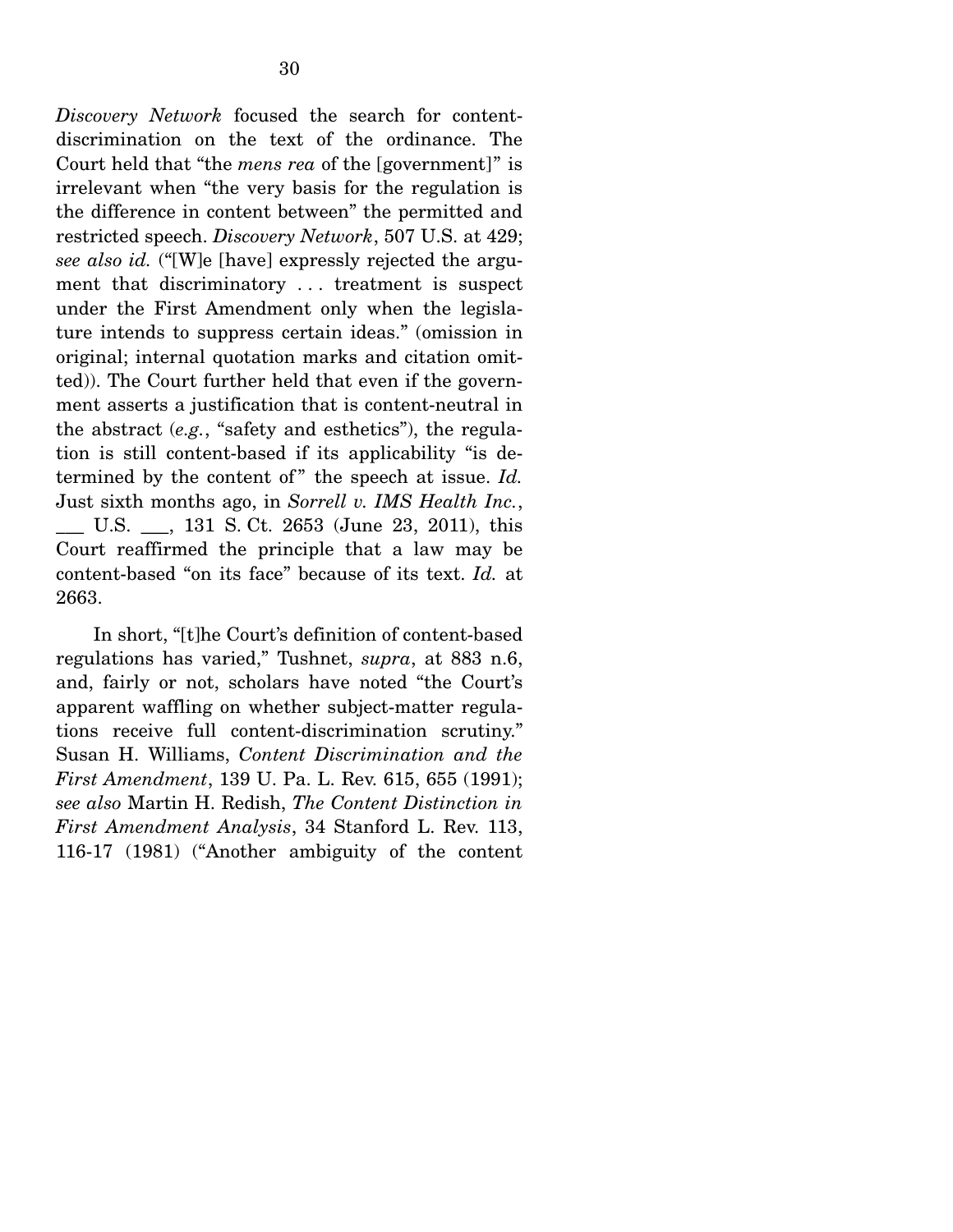*Discovery Network* focused the search for content-discrimination on the text of the ordinance. The Court held that "the *mens rea* of the [government]" is irrelevant when "the very basis for the regulation is the difference in content between" the permitted and restricted speech. *Discovery Network*, 507 U.S. at 429; *see also id.* ("[W]e [have] expressly rejected the argument that discriminatory . . . treatment is suspect under the First Amendment only when the legislature intends to suppress certain ideas." (omission in original; internal quotation marks and citation omitted)). The Court further held that even if the government asserts a justification that is content-neutral in the abstract (*e.g.*, "safety and esthetics"), the regulation is still content-based if its applicability "is determined by the content of" the speech at issue. *Id.* Just sixth months ago, in *Sorrell v. IMS Health Inc.*, ___ U.S. ___, 131 S. Ct. 2653 (June 23, 2011), this Court reaffirmed the principle that a law may be content-based "on its face" because of its text. *Id.* at 2663.

In short, "[t]he Court's definition of content-based regulations has varied," Tushnet, *supra*, at 883 n.6, and, fairly or not, scholars have noted "the Court's apparent waffling on whether subject-matter regulations receive full content-discrimination scrutiny." Susan H. Williams, *Content Discrimination and the First Amendment*, 139 U. Pa. L. Rev. 615, 655 (1991); *see also* Martin H. Redish, *The Content Distinction in First Amendment Analysis*, 34 Stanford L. Rev. 113, 116-17 (1981) ("Another ambiguity of the content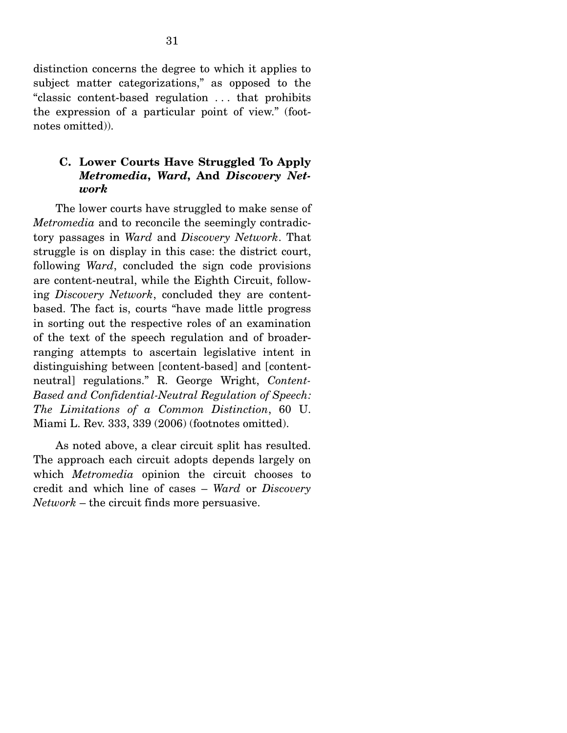distinction concerns the degree to which it applies to subject matter categorizations," as opposed to the "classic content-based regulation . . . that prohibits the expression of a particular point of view." (footnotes omitted)).

### C. Lower Courts Have Struggled To Apply *Metromedia*, *Ward*, And *Discovery Network*

The lower courts have struggled to make sense of *Metromedia* and to reconcile the seemingly contradictory passages in *Ward* and *Discovery Network*. That struggle is on display in this case: the district court, following *Ward*, concluded the sign code provisions are content-neutral, while the Eighth Circuit, following *Discovery Network*, concluded they are content-based. The fact is, courts "have made little progress in sorting out the respective roles of an examination of the text of the speech regulation and of broader-ranging attempts to ascertain legislative intent in distinguishing between [content-based] and [content-neutral] regulations." R. George Wright, *Content-Based and Confidential-Neutral Regulation of Speech: The Limitations of a Common Distinction*, 60 U. Miami L. Rev. 333, 339 (2006) (footnotes omitted).

As noted above, a clear circuit split has resulted. The approach each circuit adopts depends largely on which *Metromedia* opinion the circuit chooses to credit and which line of cases – *Ward* or *Discovery Network* – the circuit finds more persuasive.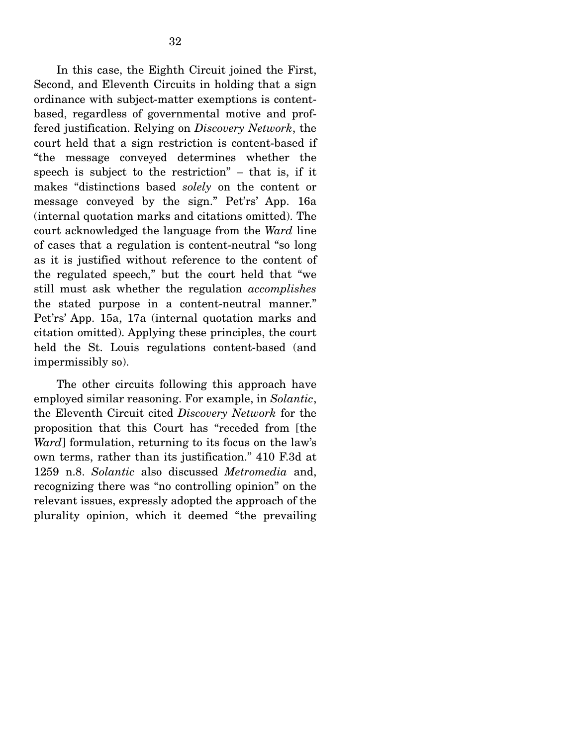In this case, the Eighth Circuit joined the First, Second, and Eleventh Circuits in holding that a sign ordinance with subject-matter exemptions is content-based, regardless of governmental motive and proffered justification. Relying on *Discovery Network*, the court held that a sign restriction is content-based if "the message conveyed determines whether the speech is subject to the restriction" – that is, if it makes "distinctions based *solely* on the content or message conveyed by the sign." Pet'rs' App. 16a (internal quotation marks and citations omitted). The court acknowledged the language from the *Ward* line of cases that a regulation is content-neutral "so long as it is justified without reference to the content of the regulated speech," but the court held that "we still must ask whether the regulation *accomplishes* the stated purpose in a content-neutral manner." Pet'rs' App. 15a, 17a (internal quotation marks and citation omitted). Applying these principles, the court held the St. Louis regulations content-based (and impermissibly so).

The other circuits following this approach have employed similar reasoning. For example, in *Solantic*, the Eleventh Circuit cited *Discovery Network* for the proposition that this Court has "receded from [the *Ward*] formulation, returning to its focus on the law's own terms, rather than its justification." 410 F.3d at 1259 n.8. *Solantic* also discussed *Metromedia* and, recognizing there was "no controlling opinion" on the relevant issues, expressly adopted the approach of the plurality opinion, which it deemed "the prevailing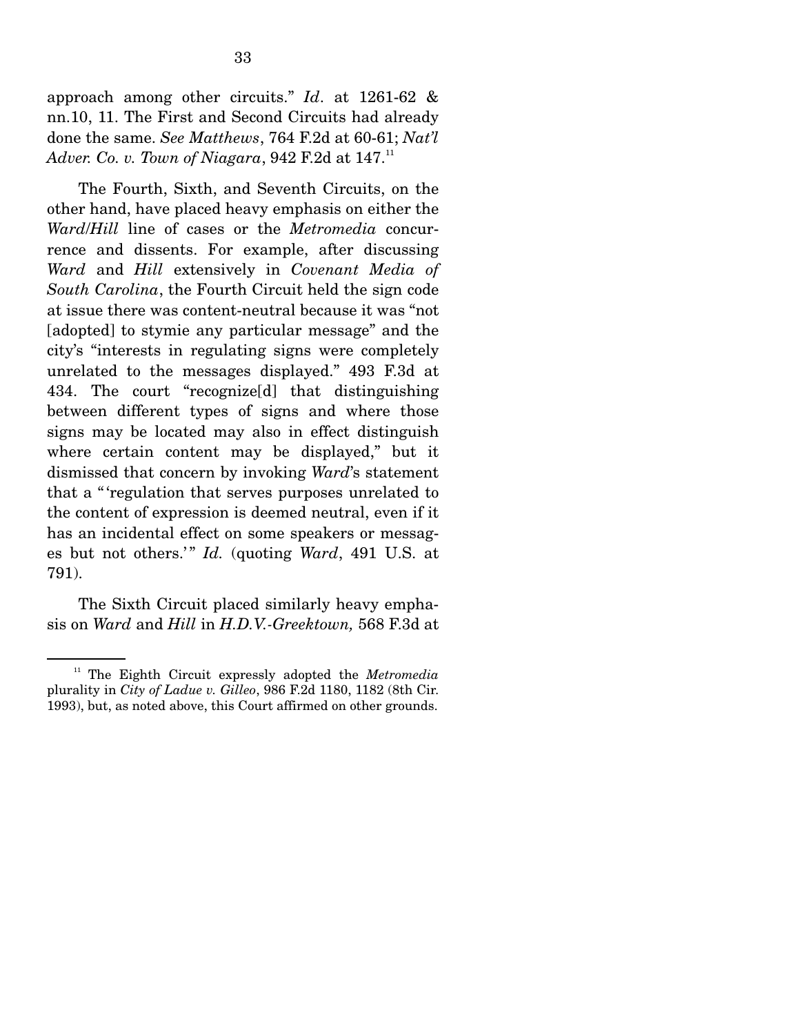approach among other circuits." *Id*. at 1261-62 & nn.10, 11. The First and Second Circuits had already done the same. *See Matthews*, 764 F.2d at 60-61; *Nat'l Adver. Co. v. Town of Niagara*, 942 F.2d at 147.[11]

The Fourth, Sixth, and Seventh Circuits, on the other hand, have placed heavy emphasis on either the *Ward/Hill* line of cases or the *Metromedia* concurrence and dissents. For example, after discussing *Ward* and *Hill* extensively in *Covenant Media of South Carolina*, the Fourth Circuit held the sign code at issue there was content-neutral because it was "not [adopted] to stymie any particular message" and the city's "interests in regulating signs were completely unrelated to the messages displayed." 493 F.3d at 434. The court "recognize[d] that distinguishing between different types of signs and where those signs may be located may also in effect distinguish where certain content may be displayed," but it dismissed that concern by invoking *Ward*'s statement that a "'regulation that serves purposes unrelated to the content of expression is deemed neutral, even if it has an incidental effect on some speakers or messages but not others.'" *Id.* (quoting *Ward*, 491 U.S. at 791).

The Sixth Circuit placed similarly heavy emphasis on *Ward* and *Hill* in *H.D.V.-Greektown,* 568 F.3d at

---

[11] The Eighth Circuit expressly adopted the *Metromedia* plurality in *City of Ladue v. Gilleo*, 986 F.2d 1180, 1182 (8th Cir. 1993), but, as noted above, this Court affirmed on other grounds.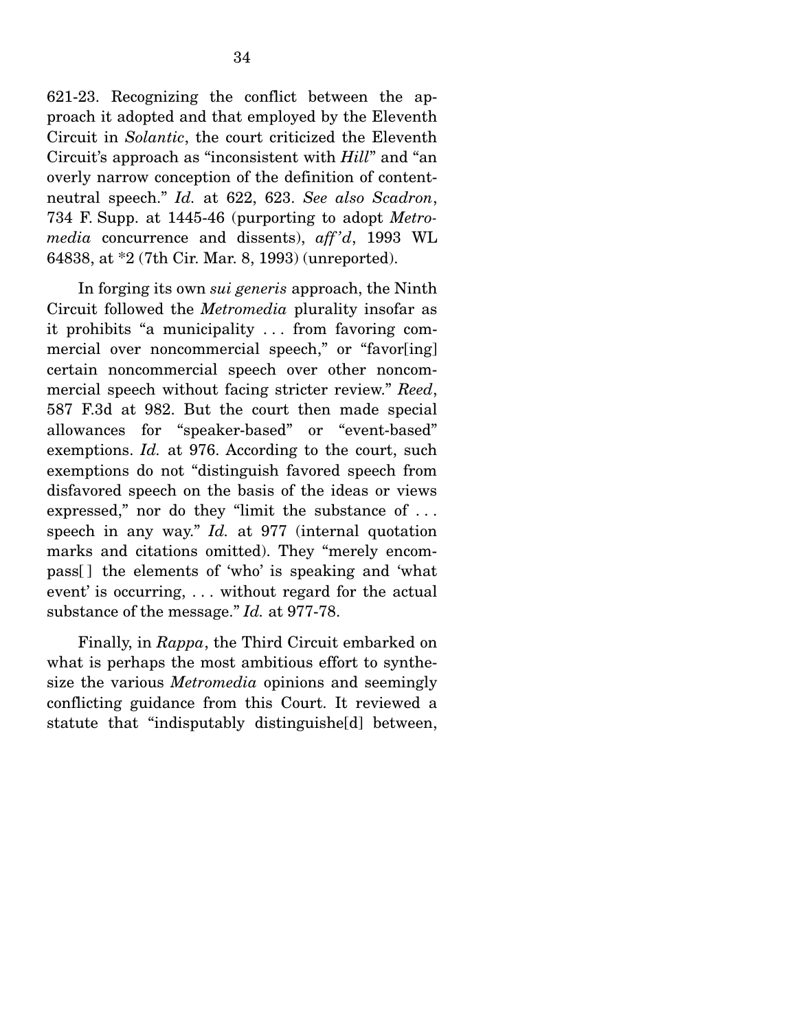621-23. Recognizing the conflict between the approach it adopted and that employed by the Eleventh Circuit in *Solantic*, the court criticized the Eleventh Circuit's approach as "inconsistent with *Hill*" and "an overly narrow conception of the definition of content-neutral speech." *Id.* at 622, 623. *See also Scadron*, 734 F. Supp. at 1445-46 (purporting to adopt *Metromedia* concurrence and dissents), *aff'd*, 1993 WL 64838, at *2 (7th Cir. Mar. 8, 1993) (unreported).

In forging its own *sui generis* approach, the Ninth Circuit followed the *Metromedia* plurality insofar as it prohibits "a municipality . . . from favoring commercial over noncommercial speech," or "favor[ing] certain noncommercial speech over other noncommercial speech without facing stricter review." *Reed*, 587 F.3d at 982. But the court then made special allowances for "speaker-based" or "event-based" exemptions. *Id.* at 976. According to the court, such exemptions do not "distinguish favored speech from disfavored speech on the basis of the ideas or views expressed," nor do they "limit the substance of . . . speech in any way." *Id.* at 977 (internal quotation marks and citations omitted). They "merely encompass[ ] the elements of 'who' is speaking and 'what event' is occurring, . . . without regard for the actual substance of the message." *Id.* at 977-78.

Finally, in *Rappa*, the Third Circuit embarked on what is perhaps the most ambitious effort to synthesize the various *Metromedia* opinions and seemingly conflicting guidance from this Court. It reviewed a statute that "indisputably distinguishe[d] between,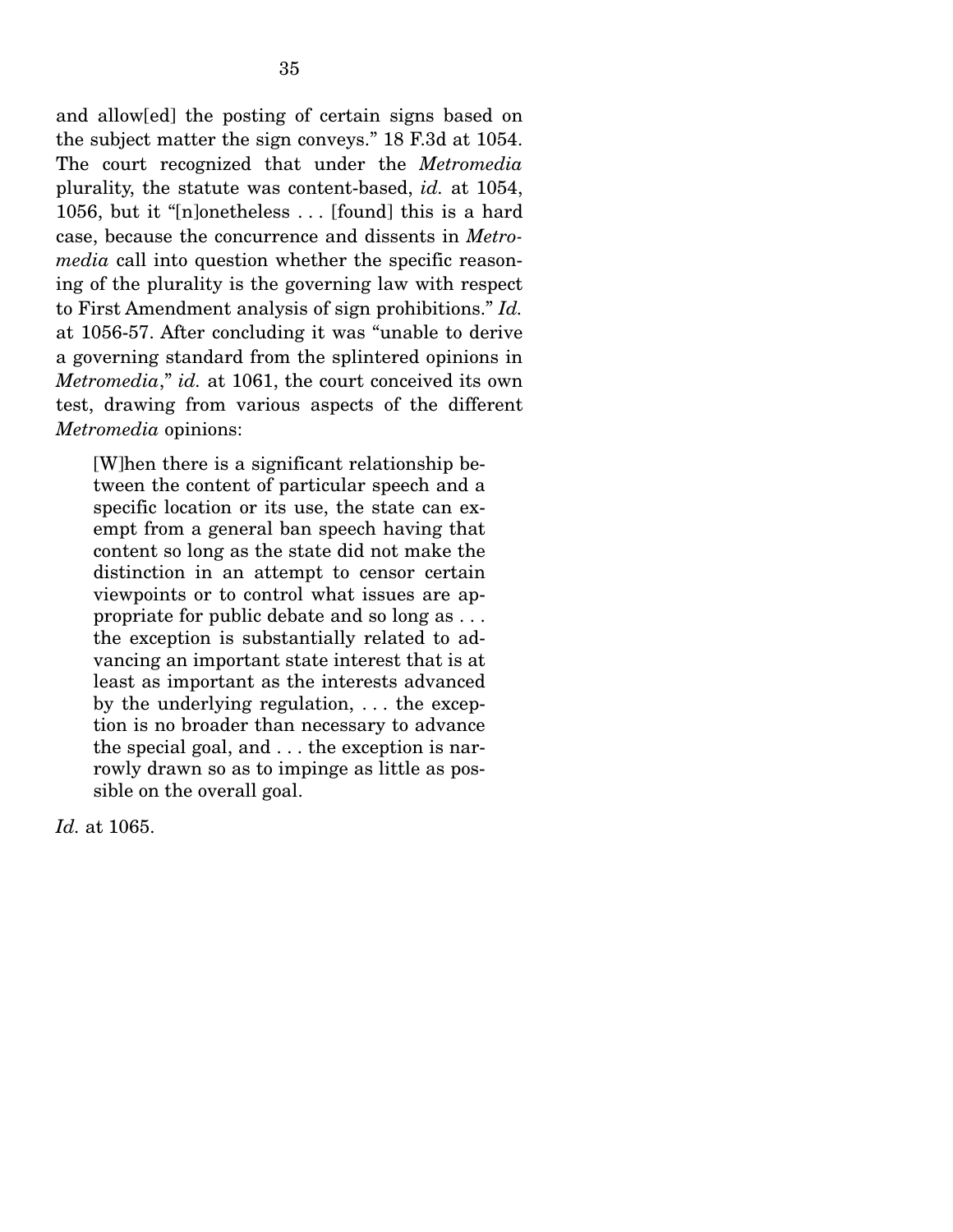and allow[ed] the posting of certain signs based on the subject matter the sign conveys." 18 F.3d at 1054. The court recognized that under the *Metromedia* plurality, the statute was content-based, *id.* at 1054, 1056, but it "[n]onetheless . . . [found] this is a hard case, because the concurrence and dissents in *Metromedia* call into question whether the specific reasoning of the plurality is the governing law with respect to First Amendment analysis of sign prohibitions." *Id.* at 1056-57. After concluding it was "unable to derive a governing standard from the splintered opinions in *Metromedia*," *id.* at 1061, the court conceived its own test, drawing from various aspects of the different *Metromedia* opinions:

> [W]hen there is a significant relationship between the content of particular speech and a specific location or its use, the state can exempt from a general ban speech having that content so long as the state did not make the distinction in an attempt to censor certain viewpoints or to control what issues are appropriate for public debate and so long as . . . the exception is substantially related to advancing an important state interest that is at least as important as the interests advanced by the underlying regulation, . . . the exception is no broader than necessary to advance the special goal, and . . . the exception is narrowly drawn so as to impinge as little as possible on the overall goal.

*Id.* at 1065.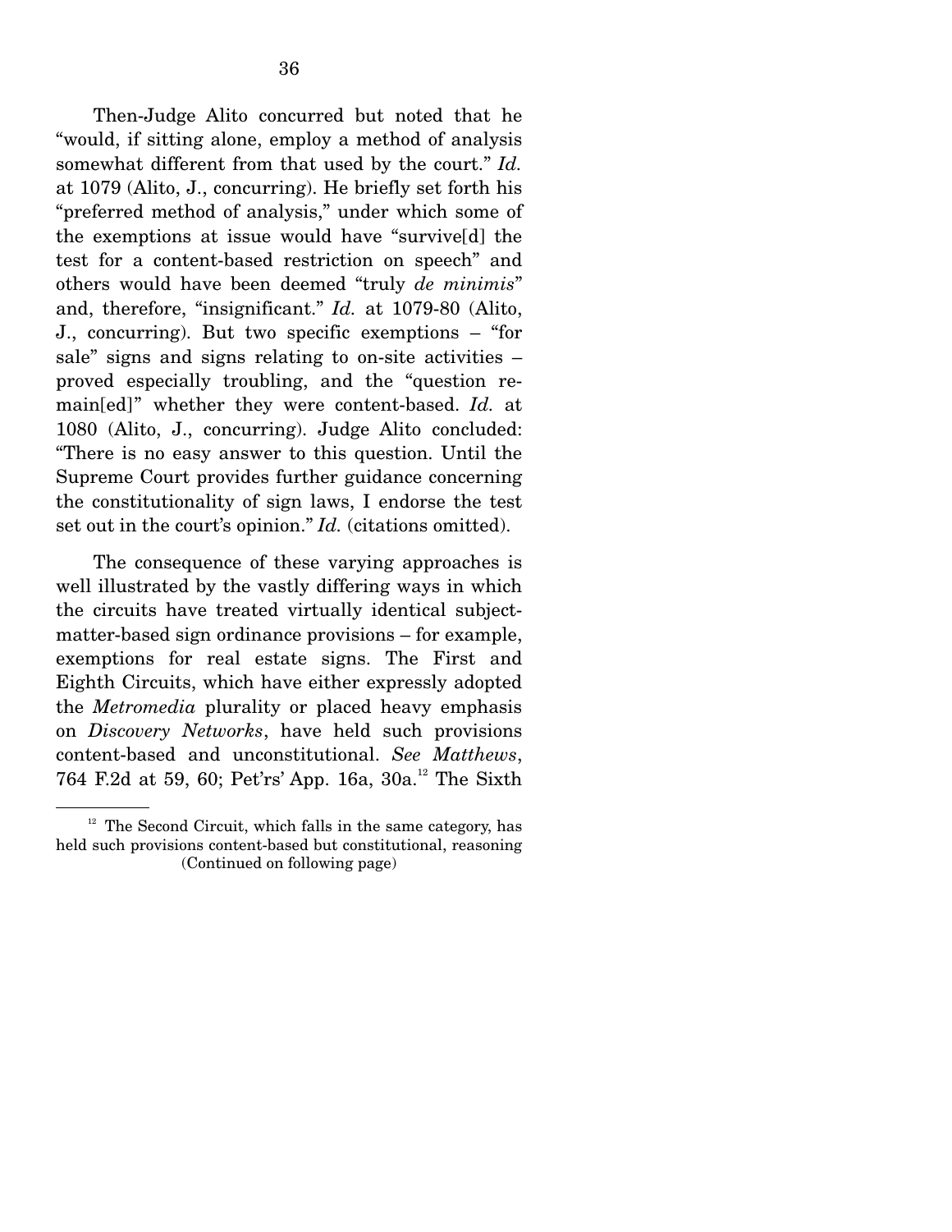Then-Judge Alito concurred but noted that he "would, if sitting alone, employ a method of analysis somewhat different from that used by the court." *Id.* at 1079 (Alito, J., concurring). He briefly set forth his "preferred method of analysis," under which some of the exemptions at issue would have "survive[d] the test for a content-based restriction on speech" and others would have been deemed "truly *de minimis*" and, therefore, "insignificant." *Id.* at 1079-80 (Alito, J., concurring). But two specific exemptions – "for sale" signs and signs relating to on-site activities – proved especially troubling, and the "question remain[ed]" whether they were content-based. *Id.* at 1080 (Alito, J., concurring). Judge Alito concluded: "There is no easy answer to this question. Until the Supreme Court provides further guidance concerning the constitutionality of sign laws, I endorse the test set out in the court's opinion." *Id.* (citations omitted).

The consequence of these varying approaches is well illustrated by the vastly differing ways in which the circuits have treated virtually identical subject-matter-based sign ordinance provisions – for example, exemptions for real estate signs. The First and Eighth Circuits, which have either expressly adopted the *Metromedia* plurality or placed heavy emphasis on *Discovery Networks*, have held such provisions content-based and unconstitutional. *See Matthews*, 764 F.2d at 59, 60; Pet'rs' App. 16a, 30a.[12] The Sixth

[12] The Second Circuit, which falls in the same category, has held such provisions content-based but constitutional, reasoning (Continued on following page)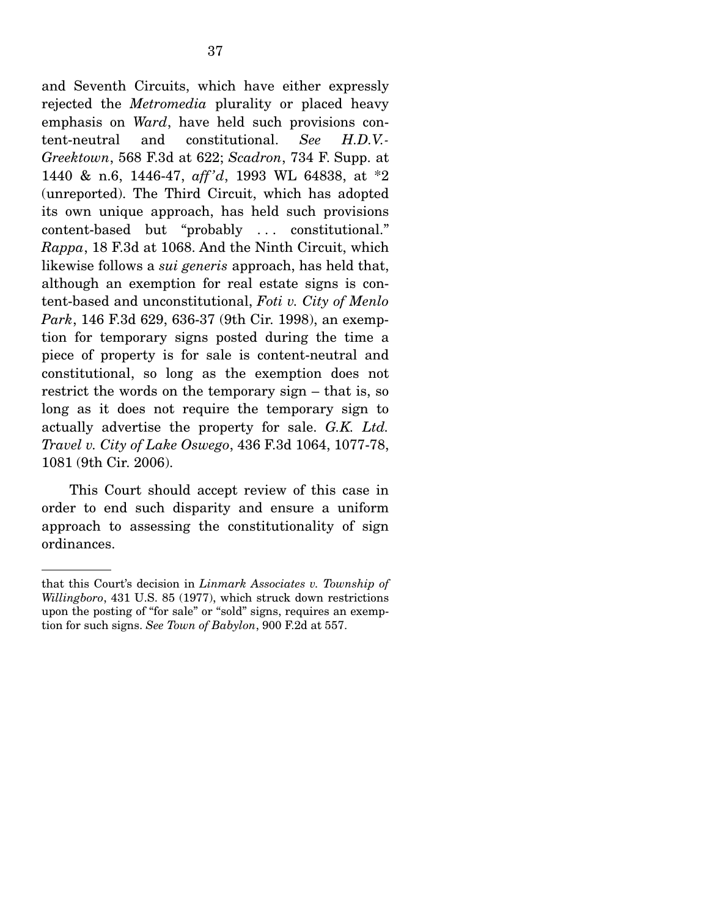and Seventh Circuits, which have either expressly rejected the *Metromedia* plurality or placed heavy emphasis on *Ward*, have held such provisions content-neutral and constitutional. *See H.D.V.-Greektown*, 568 F.3d at 622; *Scadron*, 734 F. Supp. at 1440 & n.6, 1446-47, *aff'd*, 1993 WL 64838, at *2 (unreported). The Third Circuit, which has adopted its own unique approach, has held such provisions content-based but "probably . . . constitutional." *Rappa*, 18 F.3d at 1068. And the Ninth Circuit, which likewise follows a *sui generis* approach, has held that, although an exemption for real estate signs is content-based and unconstitutional, *Foti v. City of Menlo Park*, 146 F.3d 629, 636-37 (9th Cir. 1998), an exemption for temporary signs posted during the time a piece of property is for sale is content-neutral and constitutional, so long as the exemption does not restrict the words on the temporary sign – that is, so long as it does not require the temporary sign to actually advertise the property for sale. *G.K. Ltd. Travel v. City of Lake Oswego*, 436 F.3d 1064, 1077-78, 1081 (9th Cir. 2006).

This Court should accept review of this case in order to end such disparity and ensure a uniform approach to assessing the constitutionality of sign ordinances.

---

that this Court's decision in *Linmark Associates v. Township of Willingboro*, 431 U.S. 85 (1977), which struck down restrictions upon the posting of "for sale" or "sold" signs, requires an exemption for such signs. *See Town of Babylon*, 900 F.2d at 557.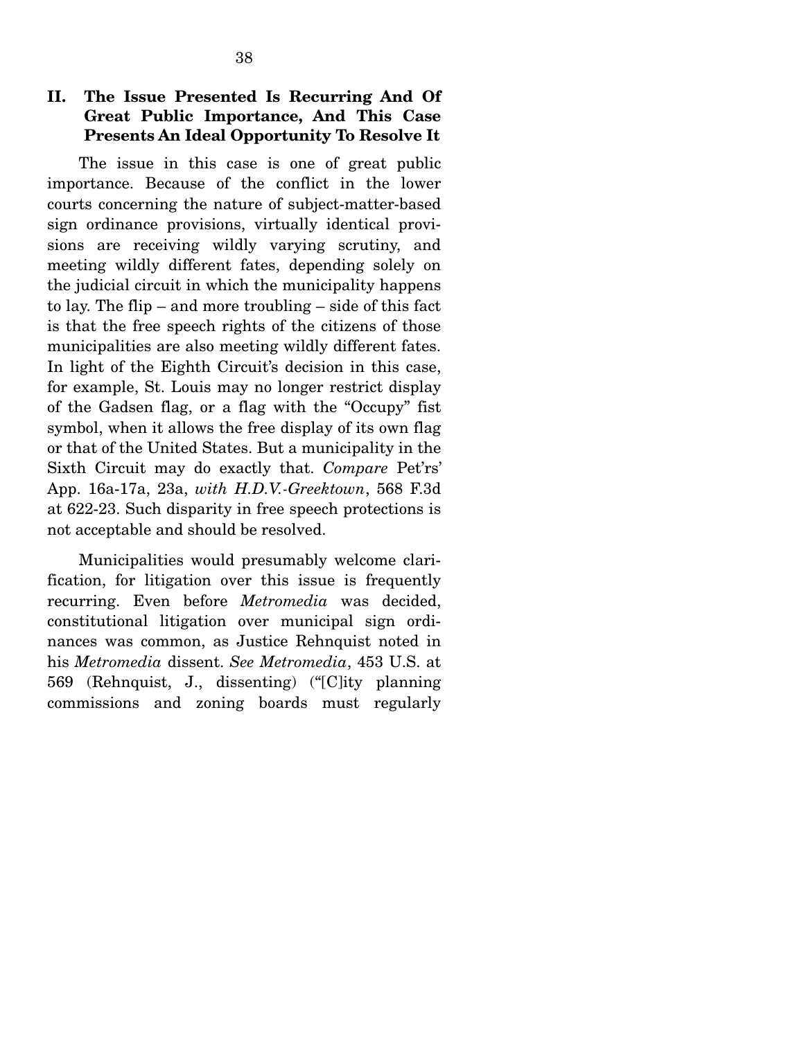## II. The Issue Presented Is Recurring And Of Great Public Importance, And This Case Presents An Ideal Opportunity To Resolve It

The issue in this case is one of great public importance. Because of the conflict in the lower courts concerning the nature of subject-matter-based sign ordinance provisions, virtually identical provisions are receiving wildly varying scrutiny, and meeting wildly different fates, depending solely on the judicial circuit in which the municipality happens to lay. The flip – and more troubling – side of this fact is that the free speech rights of the citizens of those municipalities are also meeting wildly different fates. In light of the Eighth Circuit's decision in this case, for example, St. Louis may no longer restrict display of the Gadsen flag, or a flag with the "Occupy" fist symbol, when it allows the free display of its own flag or that of the United States. But a municipality in the Sixth Circuit may do exactly that. *Compare* Pet'rs' App. 16a-17a, 23a, *with H.D.V.-Greektown*, 568 F.3d at 622-23. Such disparity in free speech protections is not acceptable and should be resolved.

Municipalities would presumably welcome clarification, for litigation over this issue is frequently recurring. Even before *Metromedia* was decided, constitutional litigation over municipal sign ordinances was common, as Justice Rehnquist noted in his *Metromedia* dissent. *See Metromedia*, 453 U.S. at 569 (Rehnquist, J., dissenting) ("[C]ity planning commissions and zoning boards must regularly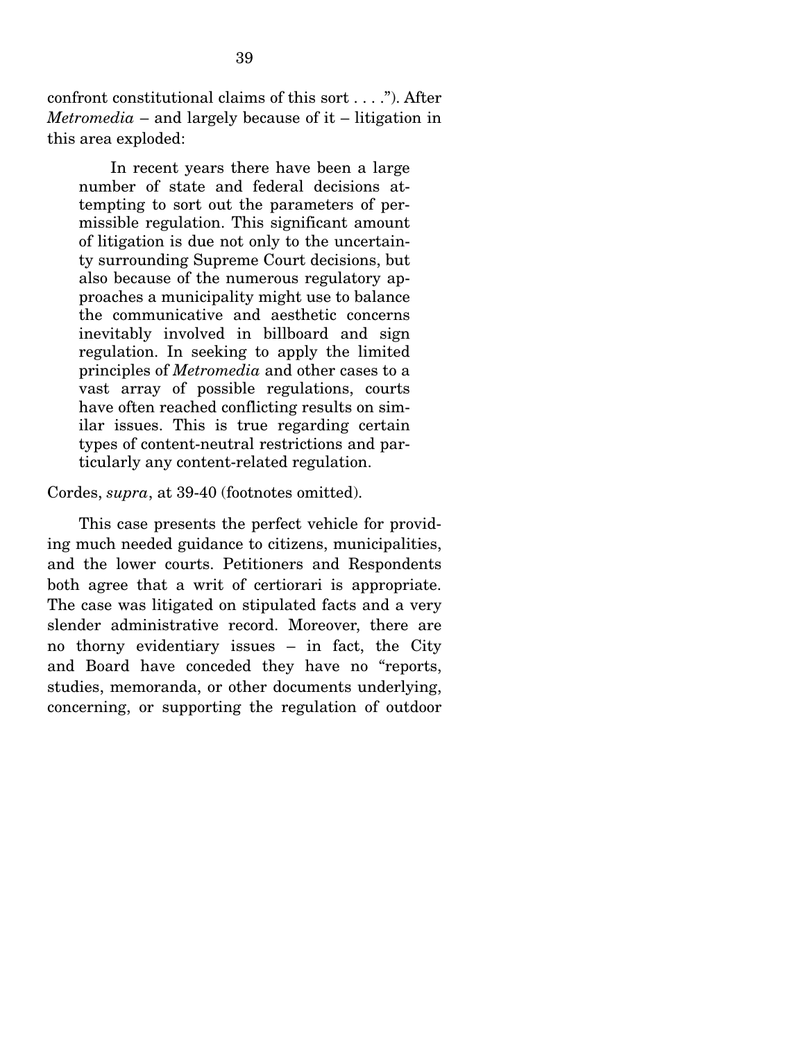confront constitutional claims of this sort . . . ."). After *Metromedia* – and largely because of it – litigation in this area exploded:

> In recent years there have been a large number of state and federal decisions attempting to sort out the parameters of permissible regulation. This significant amount of litigation is due not only to the uncertainty surrounding Supreme Court decisions, but also because of the numerous regulatory approaches a municipality might use to balance the communicative and aesthetic concerns inevitably involved in billboard and sign regulation. In seeking to apply the limited principles of *Metromedia* and other cases to a vast array of possible regulations, courts have often reached conflicting results on similar issues. This is true regarding certain types of content-neutral restrictions and particularly any content-related regulation.

Cordes, *supra*, at 39-40 (footnotes omitted).

This case presents the perfect vehicle for providing much needed guidance to citizens, municipalities, and the lower courts. Petitioners and Respondents both agree that a writ of certiorari is appropriate. The case was litigated on stipulated facts and a very slender administrative record. Moreover, there are no thorny evidentiary issues – in fact, the City and Board have conceded they have no "reports, studies, memoranda, or other documents underlying, concerning, or supporting the regulation of outdoor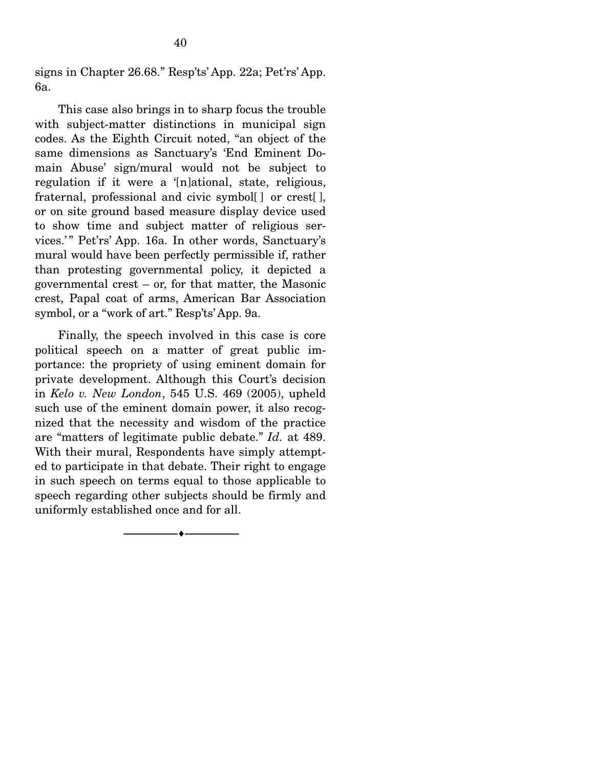signs in Chapter 26.68." Resp'ts' App. 22a; Pet'rs' App. 6a.

This case also brings in to sharp focus the trouble with subject-matter distinctions in municipal sign codes. As the Eighth Circuit noted, "an object of the same dimensions as Sanctuary's 'End Eminent Domain Abuse' sign/mural would not be subject to regulation if it were a '[n]ational, state, religious, fraternal, professional and civic symbol[ ] or crest[ ], or on site ground based measure display device used to show time and subject matter of religious services.'" Pet'rs' App. 16a. In other words, Sanctuary's mural would have been perfectly permissible if, rather than protesting governmental policy, it depicted a governmental crest – or, for that matter, the Masonic crest, Papal coat of arms, American Bar Association symbol, or a "work of art." Resp'ts' App. 9a.

Finally, the speech involved in this case is core political speech on a matter of great public importance: the propriety of using eminent domain for private development. Although this Court's decision in *Kelo v. New London*, 545 U.S. 469 (2005), upheld such use of the eminent domain power, it also recognized that the necessity and wisdom of the practice are "matters of legitimate public debate." *Id.* at 489. With their mural, Respondents have simply attempted to participate in that debate. Their right to engage in such speech on terms equal to those applicable to speech regarding other subjects should be firmly and uniformly established once and for all.

---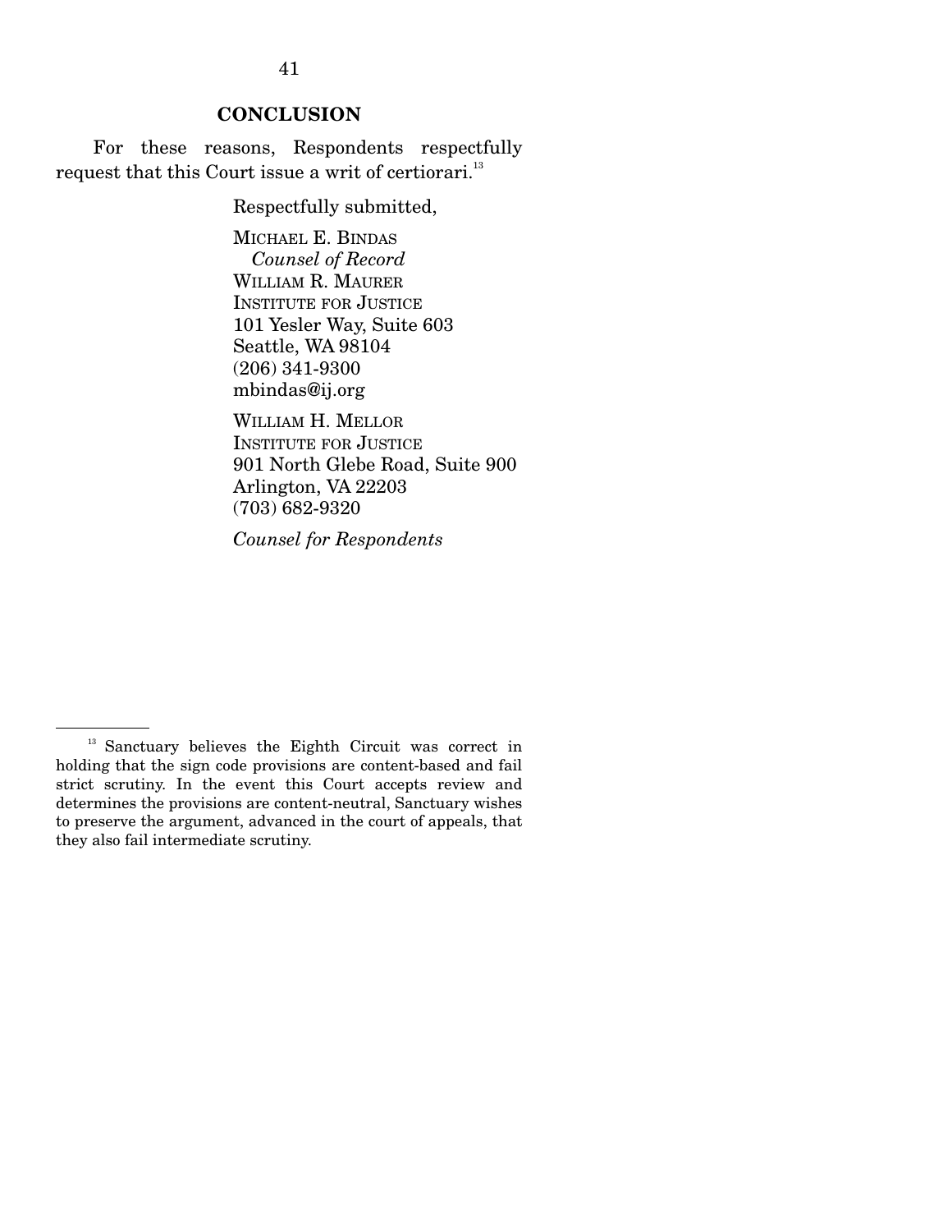## CONCLUSION

For these reasons, Respondents respectfully request that this Court issue a writ of certiorari.[13]

Respectfully submitted,

MICHAEL E. BINDAS
*Counsel of Record*
WILLIAM R. MAURER
INSTITUTE FOR JUSTICE
101 Yesler Way, Suite 603
Seattle, WA 98104
(206) 341-9300
mbindas@ij.org

WILLIAM H. MELLOR
INSTITUTE FOR JUSTICE
901 North Glebe Road, Suite 900
Arlington, VA 22203
(703) 682-9320

*Counsel for Respondents*

---

[13] Sanctuary believes the Eighth Circuit was correct in holding that the sign code provisions are content-based and fail strict scrutiny. In the event this Court accepts review and determines the provisions are content-neutral, Sanctuary wishes to preserve the argument, advanced in the court of appeals, that they also fail intermediate scrutiny.